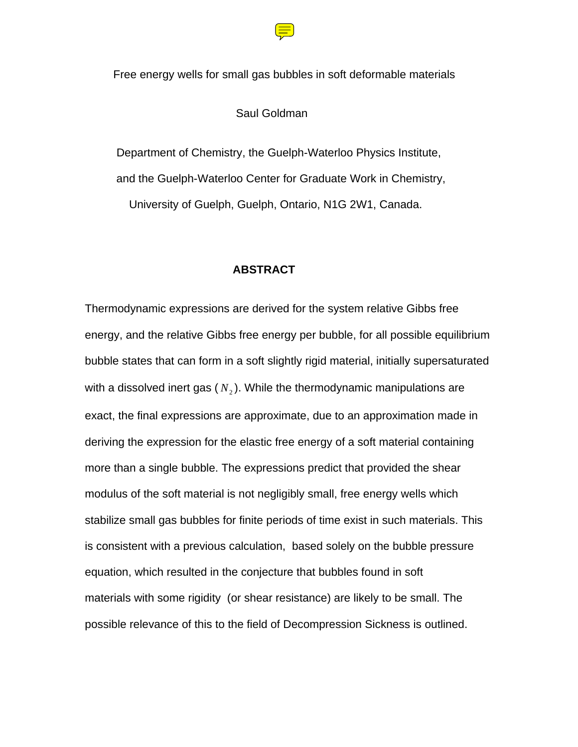# Free energy wells for small gas bubbles in soft deformable materials

Saul Goldman

Department of Chemistry, the Guelph-Waterloo Physics Institute,

and the Guelph-Waterloo Center for Graduate Work in Chemistry,

University of Guelph, Guelph, Ontario, N1G 2W1, Canada.

## ABSTRACT

Thermodynamic expressions are derived for the system relative Gibbs free energy, and the relative Gibbs free energy per bubble, for all possible equilibrium bubble states that can form in a soft slightly rigid material, initially supersaturated with a dissolved inert gas ($N_2$). While the thermodynamic manipulations are exact, the final expressions are approximate, due to an approximation made in deriving the expression for the elastic free energy of a soft material containing more than a single bubble. The expressions predict that provided the shear modulus of the soft material is not negligibly small, free energy wells which stabilize small gas bubbles for finite periods of time exist in such materials. This is consistent with a previous calculation, based solely on the bubble pressure equation, which resulted in the conjecture that bubbles found in soft materials with some rigidity (or shear resistance) are likely to be small. The possible relevance of this to the field of Decompression Sickness is outlined.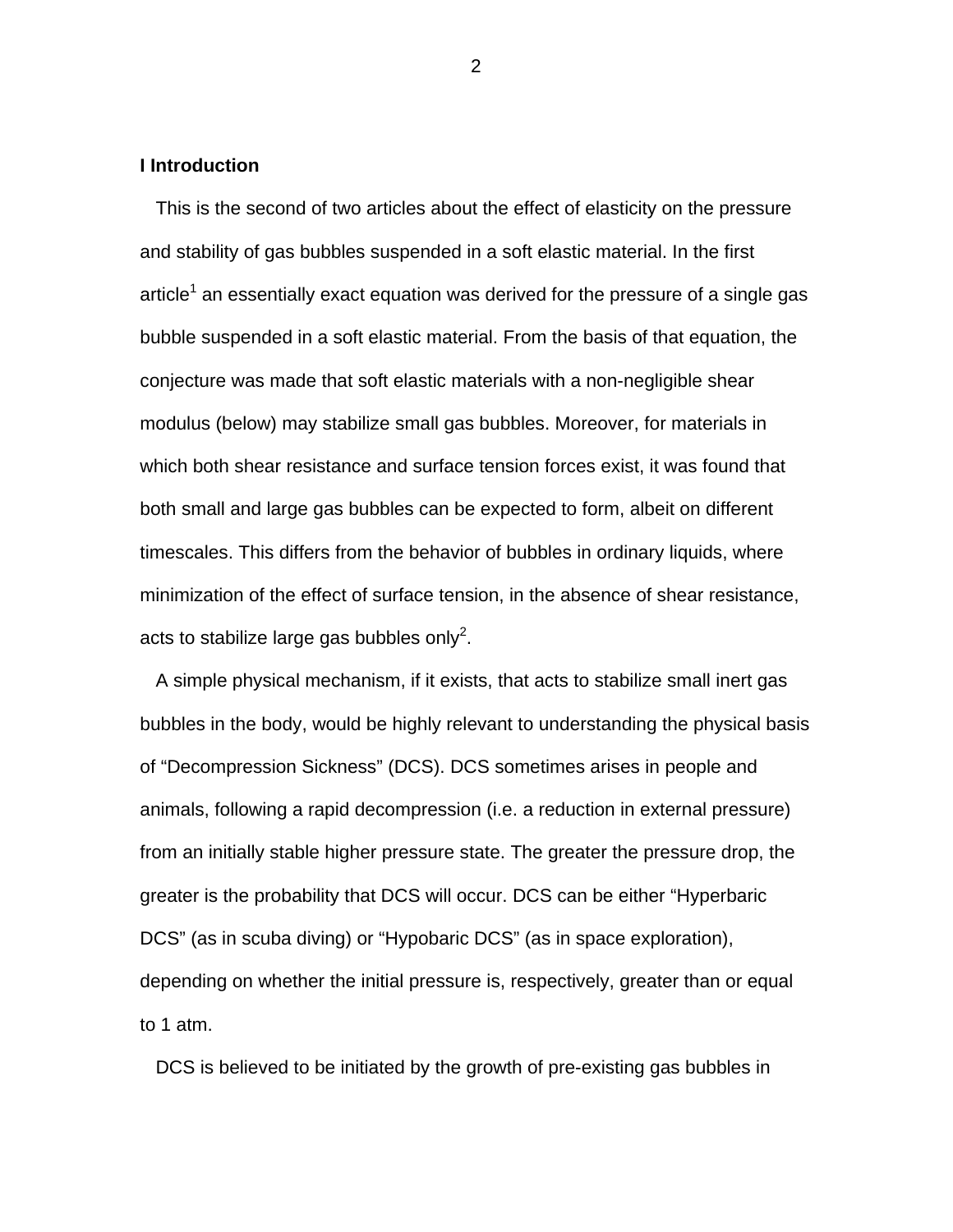## I Introduction

This is the second of two articles about the effect of elasticity on the pressure and stability of gas bubbles suspended in a soft elastic material. In the first article[1] an essentially exact equation was derived for the pressure of a single gas bubble suspended in a soft elastic material. From the basis of that equation, the conjecture was made that soft elastic materials with a non-negligible shear modulus (below) may stabilize small gas bubbles. Moreover, for materials in which both shear resistance and surface tension forces exist, it was found that both small and large gas bubbles can be expected to form, albeit on different timescales. This differs from the behavior of bubbles in ordinary liquids, where minimization of the effect of surface tension, in the absence of shear resistance, acts to stabilize large gas bubbles only[2].

A simple physical mechanism, if it exists, that acts to stabilize small inert gas bubbles in the body, would be highly relevant to understanding the physical basis of "Decompression Sickness" (DCS). DCS sometimes arises in people and animals, following a rapid decompression (i.e. a reduction in external pressure) from an initially stable higher pressure state. The greater the pressure drop, the greater is the probability that DCS will occur. DCS can be either "Hyperbaric DCS" (as in scuba diving) or "Hypobaric DCS" (as in space exploration), depending on whether the initial pressure is, respectively, greater than or equal to 1 atm.

DCS is believed to be initiated by the growth of pre-existing gas bubbles in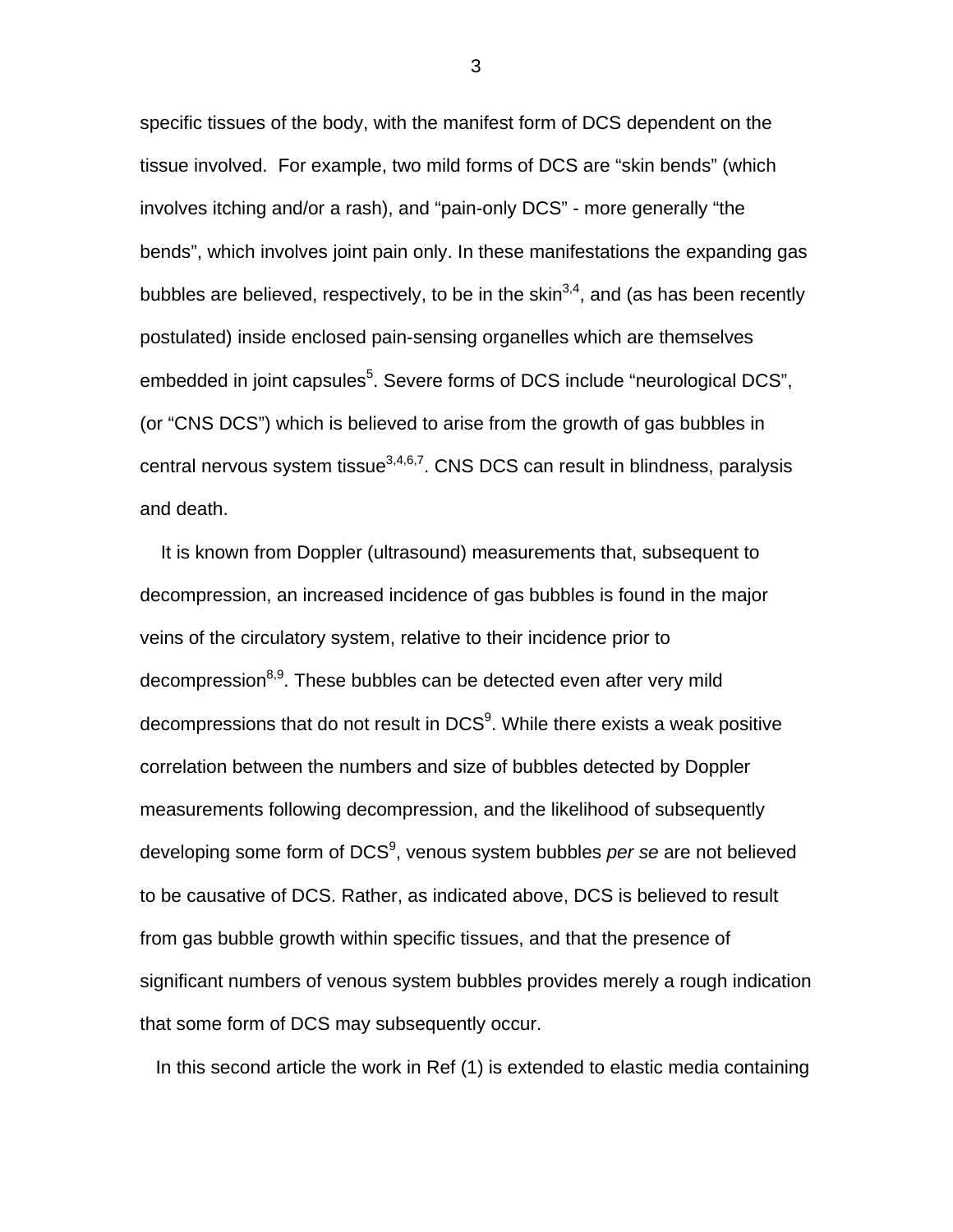specific tissues of the body, with the manifest form of DCS dependent on the tissue involved.  For example, two mild forms of DCS are “skin bends” (which involves itching and/or a rash), and “pain-only DCS” - more generally “the bends”, which involves joint pain only. In these manifestations the expanding gas bubbles are believed, respectively, to be in the skin[3,4], and (as has been recently postulated) inside enclosed pain-sensing organelles which are themselves embedded in joint capsules[5]. Severe forms of DCS include “neurological DCS”, (or “CNS DCS”) which is believed to arise from the growth of gas bubbles in central nervous system tissue[3,4,6,7]. CNS DCS can result in blindness, paralysis and death.

It is known from Doppler (ultrasound) measurements that, subsequent to decompression, an increased incidence of gas bubbles is found in the major veins of the circulatory system, relative to their incidence prior to decompression[8,9]. These bubbles can be detected even after very mild decompressions that do not result in DCS[9]. While there exists a weak positive correlation between the numbers and size of bubbles detected by Doppler measurements following decompression, and the likelihood of subsequently developing some form of DCS[9], venous system bubbles *per se* are not believed to be causative of DCS. Rather, as indicated above, DCS is believed to result from gas bubble growth within specific tissues, and that the presence of significant numbers of venous system bubbles provides merely a rough indication that some form of DCS may subsequently occur.

In this second article the work in Ref (1) is extended to elastic media containing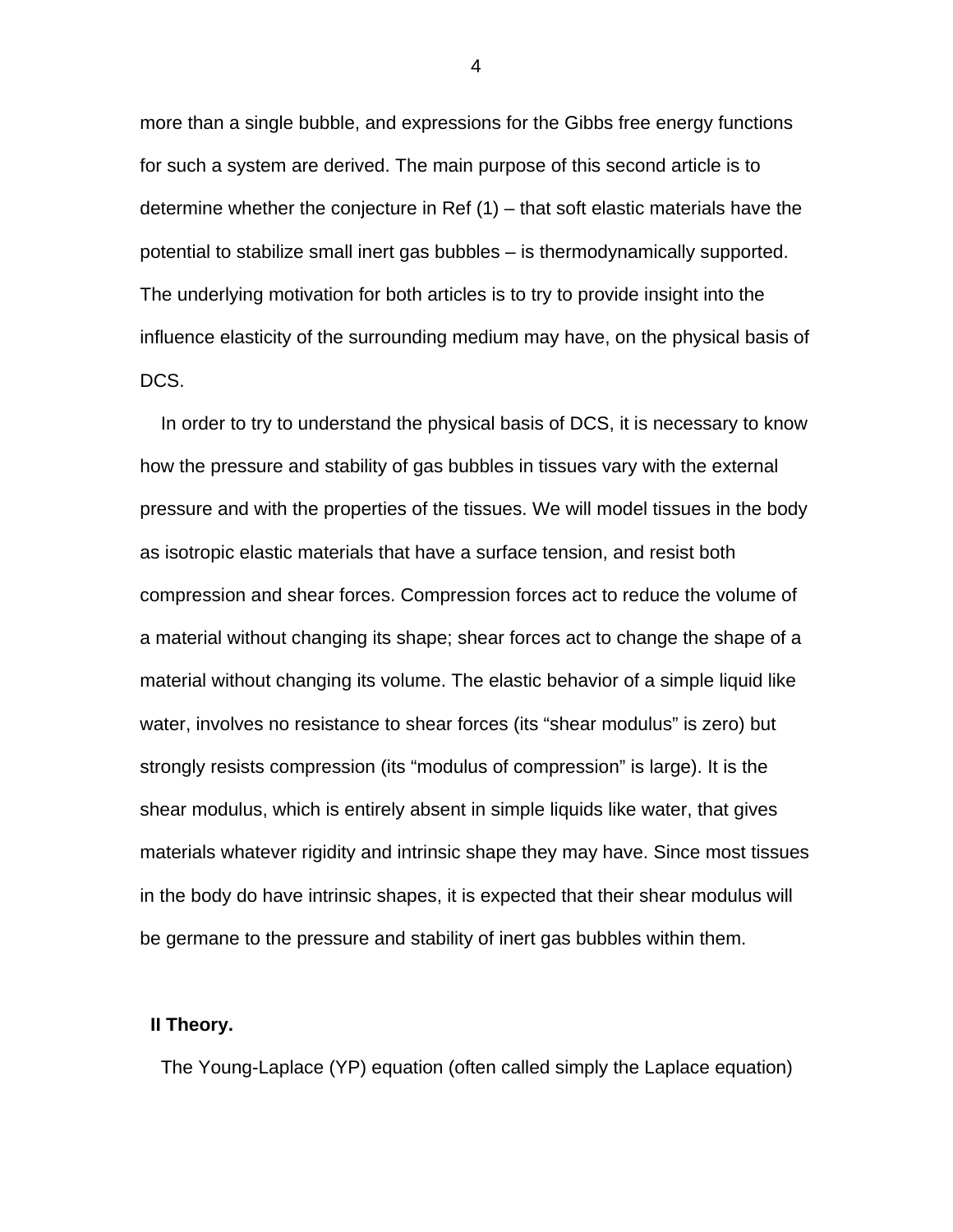more than a single bubble, and expressions for the Gibbs free energy functions for such a system are derived. The main purpose of this second article is to determine whether the conjecture in Ref (1) – that soft elastic materials have the potential to stabilize small inert gas bubbles – is thermodynamically supported. The underlying motivation for both articles is to try to provide insight into the influence elasticity of the surrounding medium may have, on the physical basis of DCS.

In order to try to understand the physical basis of DCS, it is necessary to know how the pressure and stability of gas bubbles in tissues vary with the external pressure and with the properties of the tissues. We will model tissues in the body as isotropic elastic materials that have a surface tension, and resist both compression and shear forces. Compression forces act to reduce the volume of a material without changing its shape; shear forces act to change the shape of a material without changing its volume. The elastic behavior of a simple liquid like water, involves no resistance to shear forces (its "shear modulus" is zero) but strongly resists compression (its "modulus of compression" is large). It is the shear modulus, which is entirely absent in simple liquids like water, that gives materials whatever rigidity and intrinsic shape they may have. Since most tissues in the body do have intrinsic shapes, it is expected that their shear modulus will be germane to the pressure and stability of inert gas bubbles within them.

## II Theory.

The Young-Laplace (YP) equation (often called simply the Laplace equation)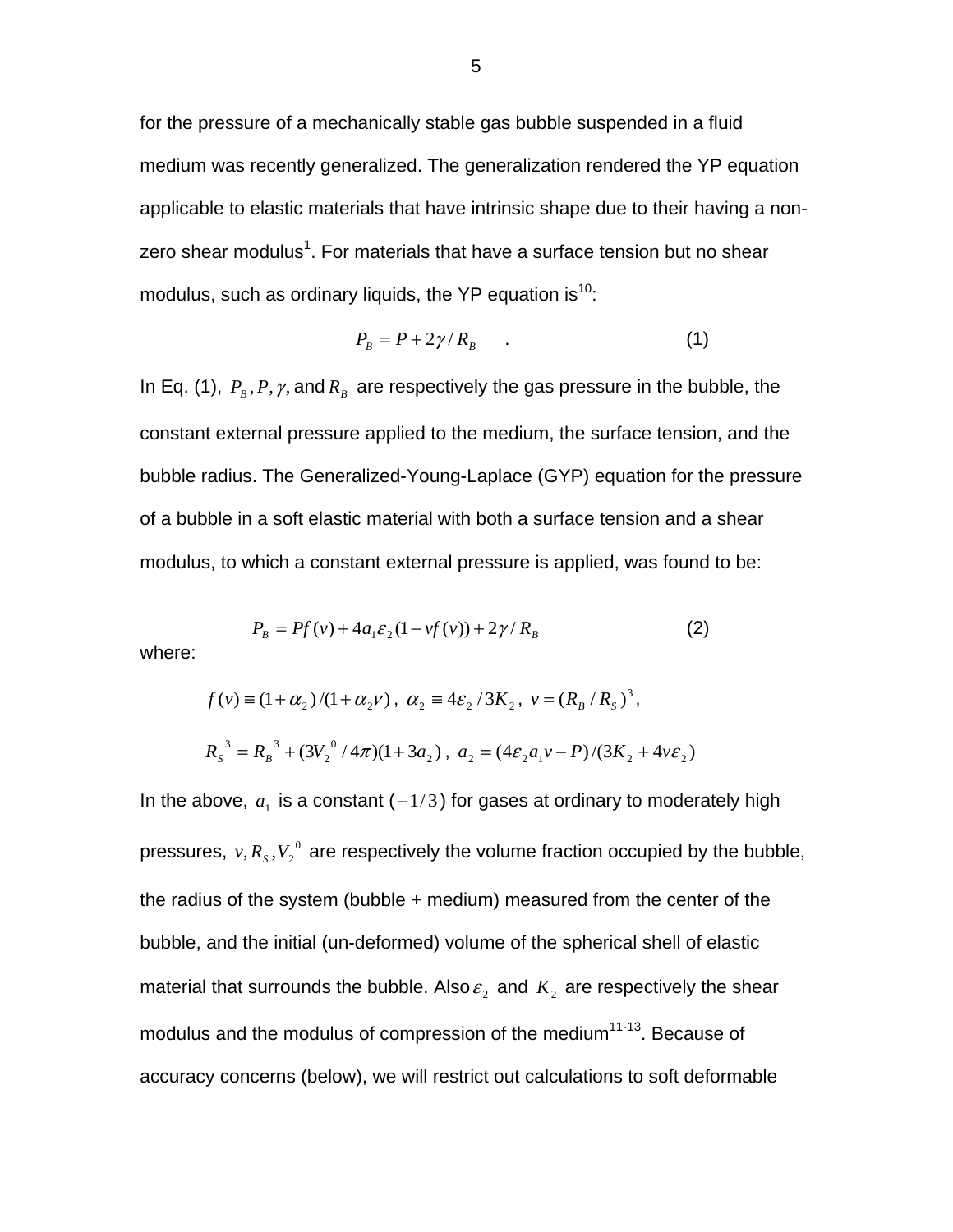for the pressure of a mechanically stable gas bubble suspended in a fluid medium was recently generalized. The generalization rendered the YP equation applicable to elastic materials that have intrinsic shape due to their having a non-zero shear modulus[1]. For materials that have a surface tension but no shear modulus, such as ordinary liquids, the YP equation is[10]:

$$P_B = P + 2\gamma / R_B \quad . \tag{1}$$

In Eq. (1), $P_B, P, \gamma,$ and $R_B$ are respectively the gas pressure in the bubble, the constant external pressure applied to the medium, the surface tension, and the bubble radius. The Generalized-Young-Laplace (GYP) equation for the pressure of a bubble in a soft elastic material with both a surface tension and a shear modulus, to which a constant external pressure is applied, was found to be:

$$P_B = Pf(v) + 4a_1\varepsilon_2(1 - vf(v)) + 2\gamma / R_B \tag{2}$$

where:

$$f(v) \equiv (1+\alpha_2)/(1+\alpha_2 v)\ ,\ \ \alpha_2 \equiv 4\varepsilon_2 / 3K_2\ ,\ \ v = (R_B / R_S)^3\ ,$$

$$R_S^{\ 3} = R_B^{\ 3} + (3V_2^{\ 0} / 4\pi)(1+3a_2)\ ,\ \ a_2 = (4\varepsilon_2 a_1 v - P)/(3K_2 + 4v\varepsilon_2)$$

In the above, $a_1$ is a constant ($-1/3$) for gases at ordinary to moderately high pressures, $v, R_S, V_2^{\ 0}$ are respectively the volume fraction occupied by the bubble, the radius of the system (bubble + medium) measured from the center of the bubble, and the initial (un-deformed) volume of the spherical shell of elastic material that surrounds the bubble. Also $\varepsilon_2$ and $K_2$ are respectively the shear modulus and the modulus of compression of the medium[11-13]. Because of accuracy concerns (below), we will restrict out calculations to soft deformable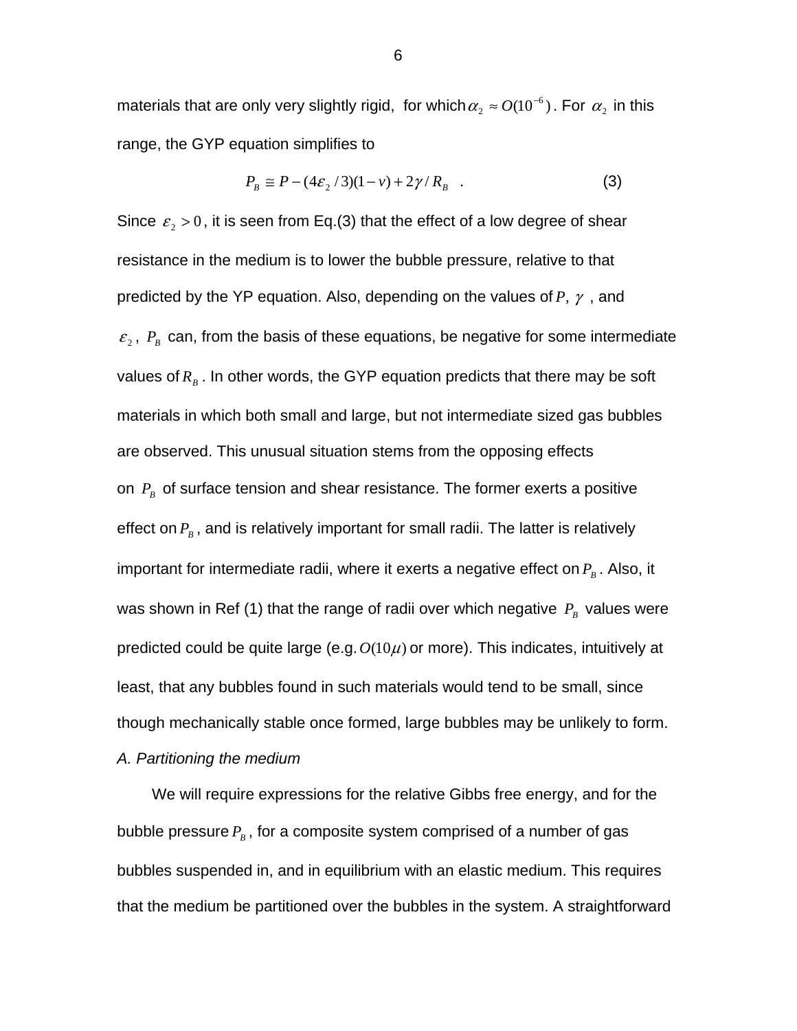materials that are only very slightly rigid, for which $\alpha_2 \approx O(10^{-6})$. For $\alpha_2$ in this range, the GYP equation simplifies to

$$P_B \cong P - (4\varepsilon_2 / 3)(1-\nu) + 2\gamma / R_B \quad . \tag{3}$$

Since $\varepsilon_2 > 0$, it is seen from Eq.(3) that the effect of a low degree of shear resistance in the medium is to lower the bubble pressure, relative to that predicted by the YP equation. Also, depending on the values of $P$, $\gamma$ , and $\varepsilon_2$, $P_B$ can, from the basis of these equations, be negative for some intermediate values of $R_B$. In other words, the GYP equation predicts that there may be soft materials in which both small and large, but not intermediate sized gas bubbles are observed. This unusual situation stems from the opposing effects on $P_B$ of surface tension and shear resistance. The former exerts a positive effect on $P_B$, and is relatively important for small radii. The latter is relatively important for intermediate radii, where it exerts a negative effect on $P_B$. Also, it was shown in Ref (1) that the range of radii over which negative $P_B$ values were predicted could be quite large (e.g. $O(10\mu)$ or more). This indicates, intuitively at least, that any bubbles found in such materials would tend to be small, since though mechanically stable once formed, large bubbles may be unlikely to form.

*A. Partitioning the medium*

We will require expressions for the relative Gibbs free energy, and for the bubble pressure $P_B$, for a composite system comprised of a number of gas bubbles suspended in, and in equilibrium with an elastic medium. This requires that the medium be partitioned over the bubbles in the system. A straightforward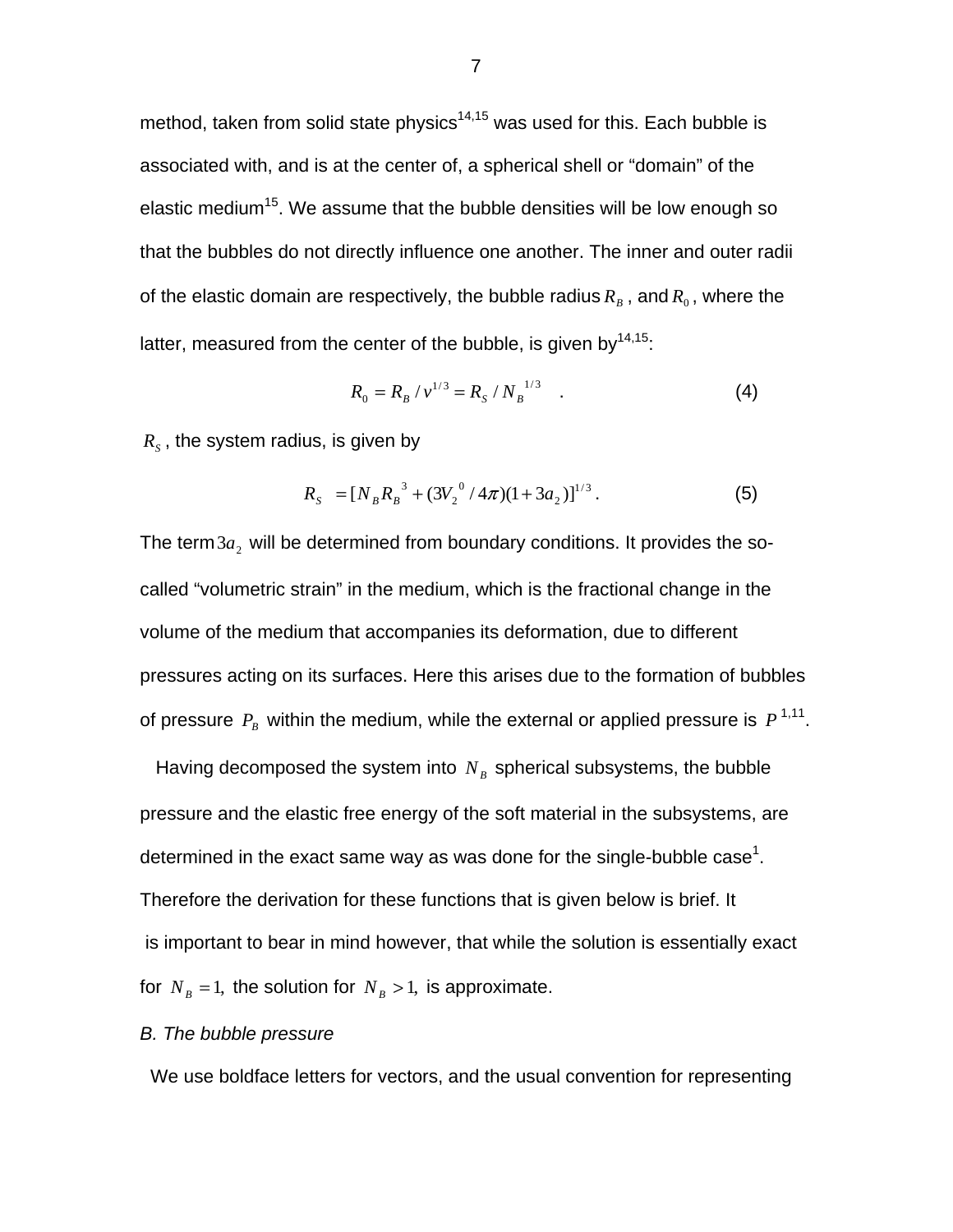method, taken from solid state physics[14,15] was used for this. Each bubble is associated with, and is at the center of, a spherical shell or "domain" of the elastic medium[15]. We assume that the bubble densities will be low enough so that the bubbles do not directly influence one another. The inner and outer radii of the elastic domain are respectively, the bubble radius $R_B$ , and $R_0$ , where the latter, measured from the center of the bubble, is given by[14,15]:

$$R_0 = R_B / v^{1/3} = R_S / N_B^{\ 1/3} \quad . \tag{4}$$

$R_S$ , the system radius, is given by

$$R_S \ = [N_B R_B^{\ 3} + (3V_2^{\ 0} / 4\pi)(1 + 3a_2)]^{1/3} \ . \tag{5}$$

The term $3a_2$ will be determined from boundary conditions. It provides the so-called "volumetric strain" in the medium, which is the fractional change in the volume of the medium that accompanies its deformation, due to different pressures acting on its surfaces. Here this arises due to the formation of bubbles of pressure $P_B$ within the medium, while the external or applied pressure is $P$ [1,11].

Having decomposed the system into $N_B$ spherical subsystems, the bubble pressure and the elastic free energy of the soft material in the subsystems, are determined in the exact same way as was done for the single-bubble case[1]. Therefore the derivation for these functions that is given below is brief. It is important to bear in mind however, that while the solution is essentially exact for $N_B = 1,$ the solution for $N_B > 1,$ is approximate.

*B. The bubble pressure*

We use boldface letters for vectors, and the usual convention for representing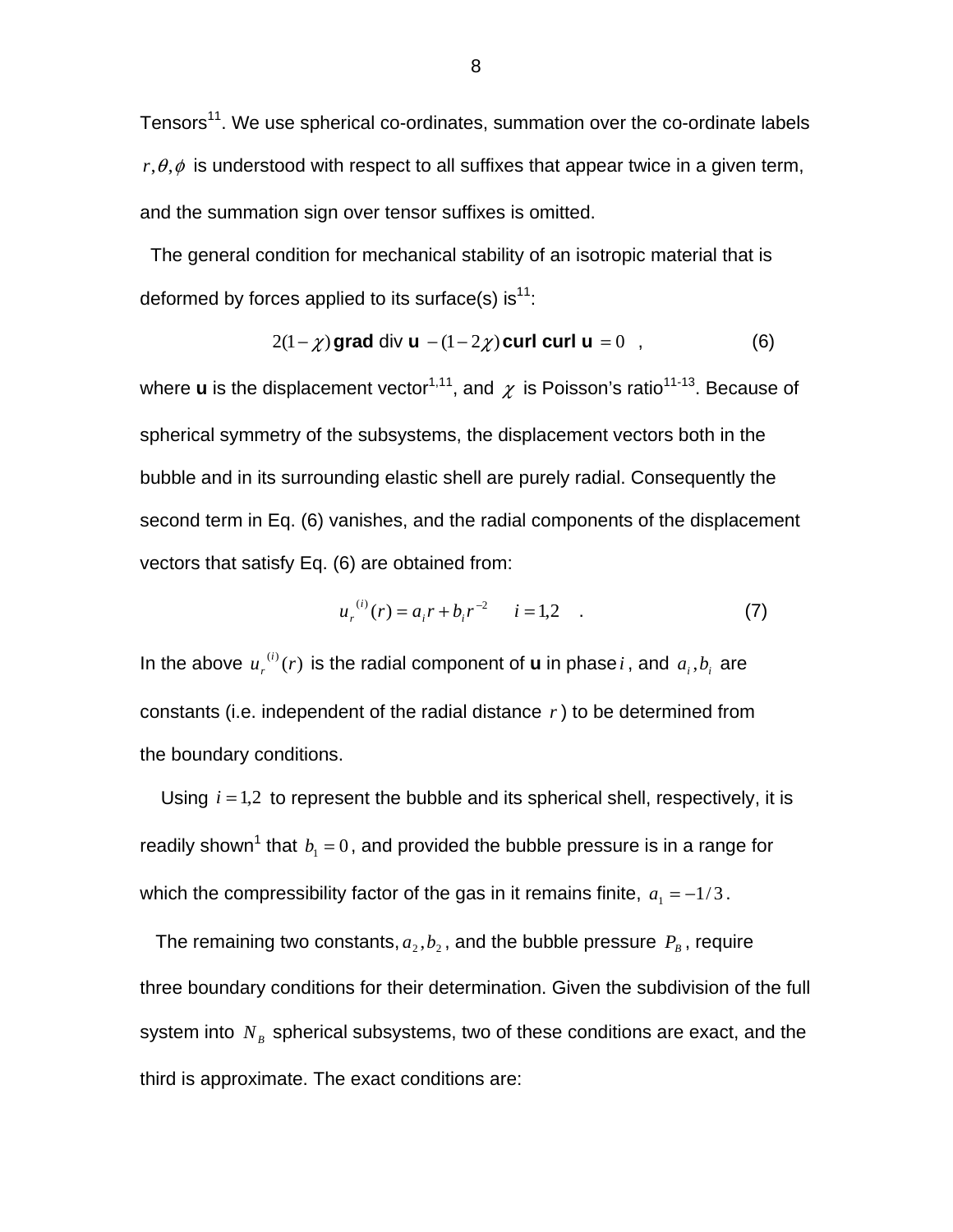Tensors[11]. We use spherical co-ordinates, summation over the co-ordinate labels $r, \theta, \phi$ is understood with respect to all suffixes that appear twice in a given term, and the summation sign over tensor suffixes is omitted.

The general condition for mechanical stability of an isotropic material that is deformed by forces applied to its surface(s) is[11]:

$$2(1-\chi)\,\textbf{grad}\ \text{div}\ \mathbf{u} - (1-2\chi)\,\textbf{curl curl}\ \mathbf{u} = 0 \quad , \tag{6}$$

where **u** is the displacement vector[1,11], and $\chi$ is Poisson's ratio[11-13]. Because of spherical symmetry of the subsystems, the displacement vectors both in the bubble and in its surrounding elastic shell are purely radial. Consequently the second term in Eq. (6) vanishes, and the radial components of the displacement vectors that satisfy Eq. (6) are obtained from:

$$u_r^{(i)}(r) = a_i r + b_i r^{-2} \qquad i = 1,2 \quad . \tag{7}$$

In the above $u_r^{(i)}(r)$ is the radial component of **u** in phase $i$, and $a_i, b_i$ are constants (i.e. independent of the radial distance $r$) to be determined from the boundary conditions.

Using $i = 1,2$ to represent the bubble and its spherical shell, respectively, it is readily shown[1] that $b_1 = 0$, and provided the bubble pressure is in a range for which the compressibility factor of the gas in it remains finite, $a_1 = -1/3$.

The remaining two constants, $a_2, b_2$, and the bubble pressure $P_B$, require three boundary conditions for their determination. Given the subdivision of the full system into $N_B$ spherical subsystems, two of these conditions are exact, and the third is approximate. The exact conditions are: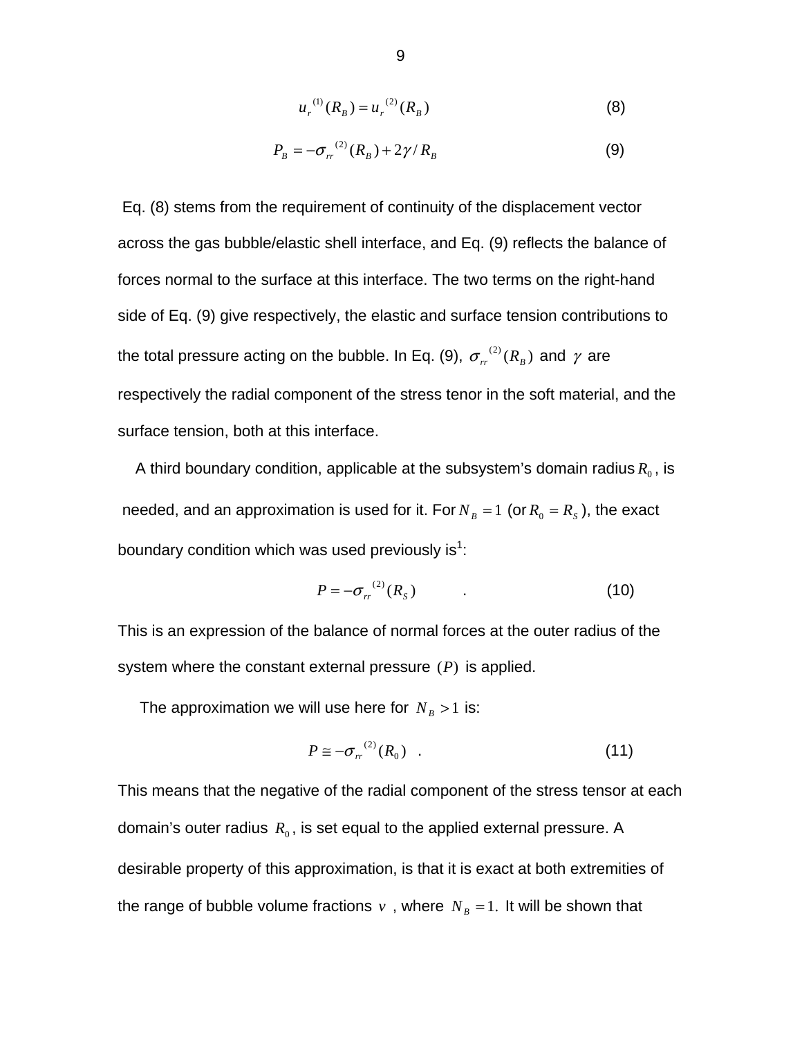$$u_r^{(1)}(R_B) = u_r^{(2)}(R_B) \tag{8}$$

$$P_B = -\sigma_{rr}^{(2)}(R_B) + 2\gamma / R_B \tag{9}$$

Eq. (8) stems from the requirement of continuity of the displacement vector across the gas bubble/elastic shell interface, and Eq. (9) reflects the balance of forces normal to the surface at this interface. The two terms on the right-hand side of Eq. (9) give respectively, the elastic and surface tension contributions to the total pressure acting on the bubble. In Eq. (9), $\sigma_{rr}^{(2)}(R_B)$ and $\gamma$ are respectively the radial component of the stress tenor in the soft material, and the surface tension, both at this interface.

A third boundary condition, applicable at the subsystem's domain radius $R_0$, is needed, and an approximation is used for it. For $N_B = 1$ (or $R_0 = R_S$), the exact boundary condition which was used previously is[1]:

$$P = -\sigma_{rr}^{(2)}(R_S) \quad . \tag{10}$$

This is an expression of the balance of normal forces at the outer radius of the system where the constant external pressure $(P)$ is applied.

The approximation we will use here for $N_B > 1$ is:

$$P \cong -\sigma_{rr}^{(2)}(R_0) \quad . \tag{11}$$

This means that the negative of the radial component of the stress tensor at each domain's outer radius $R_0$, is set equal to the applied external pressure. A desirable property of this approximation, is that it is exact at both extremities of the range of bubble volume fractions $v$, where $N_B = 1.$ It will be shown that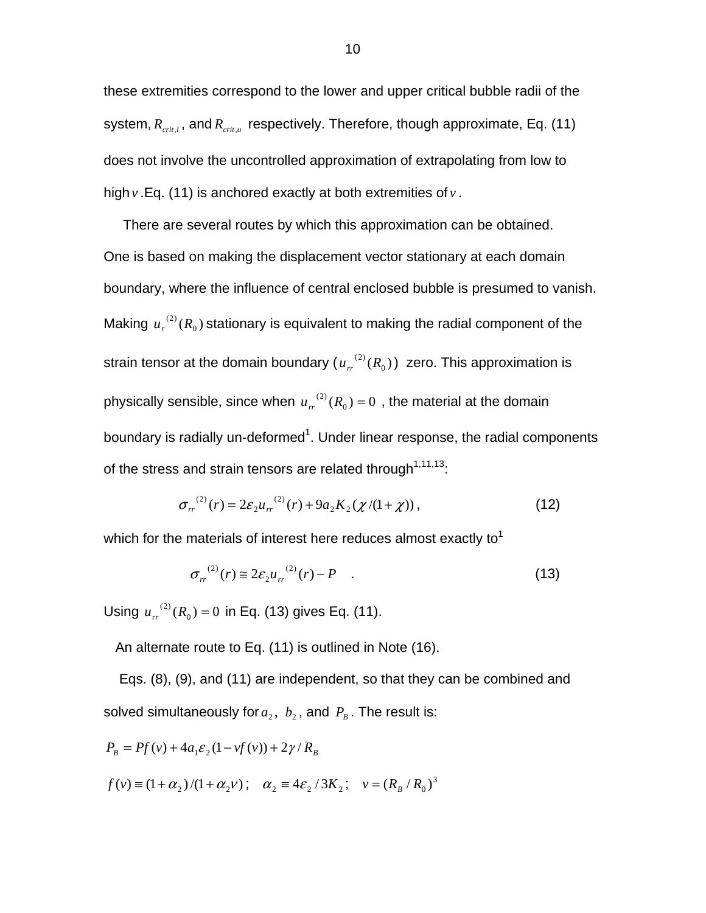these extremities correspond to the lower and upper critical bubble radii of the system, $R_{crit,l}$ , and $R_{crit,u}$ respectively. Therefore, though approximate, Eq. (11) does not involve the uncontrolled approximation of extrapolating from low to high $v$ .Eq. (11) is anchored exactly at both extremities of $v$ .

There are several routes by which this approximation can be obtained. One is based on making the displacement vector stationary at each domain boundary, where the influence of central enclosed bubble is presumed to vanish. Making $u_r^{(2)}(R_0)$ stationary is equivalent to making the radial component of the strain tensor at the domain boundary ($u_{rr}^{(2)}(R_0)$) zero. This approximation is physically sensible, since when $u_{rr}^{(2)}(R_0) = 0$ , the material at the domain boundary is radially un-deformed[1]. Under linear response, the radial components of the stress and strain tensors are related through[1,11,13]:

$$\sigma_{rr}^{(2)}(r) = 2\varepsilon_2 u_{rr}^{(2)}(r) + 9a_2 K_2(\chi/(1+\chi)) , \tag{12}$$

which for the materials of interest here reduces almost exactly to[1]

$$\sigma_{rr}^{(2)}(r) \cong 2\varepsilon_2 u_{rr}^{(2)}(r) - P \quad . \tag{13}$$

Using $u_{rr}^{(2)}(R_0) = 0$ in Eq. (13) gives Eq. (11).

An alternate route to Eq. (11) is outlined in Note (16).

Eqs. (8), (9), and (11) are independent, so that they can be combined and solved simultaneously for $a_2$, $b_2$, and $P_B$. The result is:

$$P_B = Pf(v) + 4a_1\varepsilon_2(1 - vf(v)) + 2\gamma / R_B$$

$$f(v) \equiv (1+\alpha_2)/(1+\alpha_2 v) ; \quad \alpha_2 \equiv 4\varepsilon_2 / 3K_2 ; \quad v = (R_B / R_0)^3$$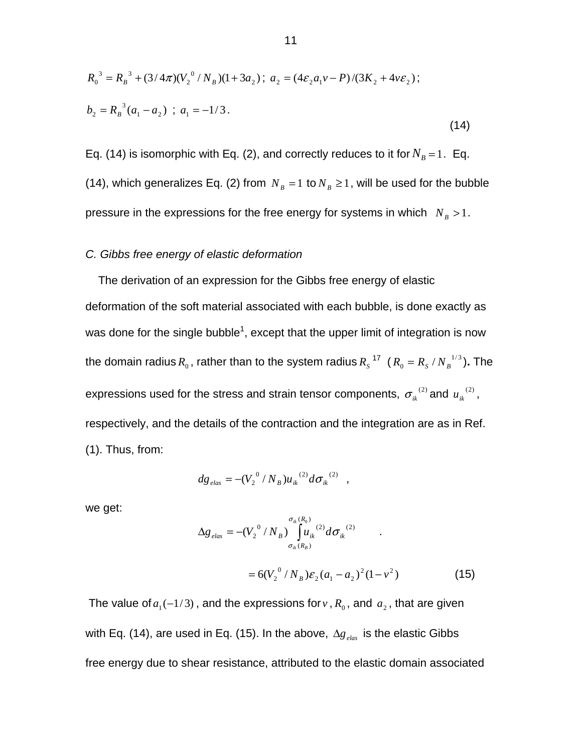$$R_0{}^3 = R_B{}^3 + (3/4\pi)(V_2{}^0/N_B)(1+3a_2)\ ;\ a_2 = (4\varepsilon_2 a_1 v - P)/(3K_2 + 4v\varepsilon_2)\ ;$$

$$b_2 = R_B{}^3(a_1 - a_2)\ ;\ a_1 = -1/3\,. \tag{14}$$

Eq. (14) is isomorphic with Eq. (2), and correctly reduces to it for $N_B = 1$. Eq. (14), which generalizes Eq. (2) from $N_B = 1$ to $N_B \geq 1$, will be used for the bubble pressure in the expressions for the free energy for systems in which $N_B > 1$.

*C. Gibbs free energy of elastic deformation*

The derivation of an expression for the Gibbs free energy of elastic deformation of the soft material associated with each bubble, is done exactly as was done for the single bubble[1], except that the upper limit of integration is now the domain radius $R_0$, rather than to the system radius $R_S$ [17] ($R_0 = R_S / N_B{}^{1/3}$)**.** The expressions used for the stress and strain tensor components, $\sigma_{ik}{}^{(2)}$ and $u_{ik}{}^{(2)}$, respectively, and the details of the contraction and the integration are as in Ref. (1). Thus, from:

$$dg_{elas} = -(V_2{}^0/N_B)u_{ik}{}^{(2)}d\sigma_{ik}{}^{(2)} \quad ,$$

we get:

$$\Delta g_{elas} = -(V_2{}^0/N_B)\int_{\sigma_{ik}(R_B)}^{\sigma_{ik}(R_0)} u_{ik}{}^{(2)}d\sigma_{ik}{}^{(2)} \quad .$$

$$= 6(V_2{}^0/N_B)\varepsilon_2(a_1 - a_2)^2(1 - v^2) \tag{15}$$

The value of $a_1(-1/3)$, and the expressions for $v$, $R_0$, and $a_2$, that are given with Eq. (14), are used in Eq. (15). In the above, $\Delta g_{elas}$ is the elastic Gibbs free energy due to shear resistance, attributed to the elastic domain associated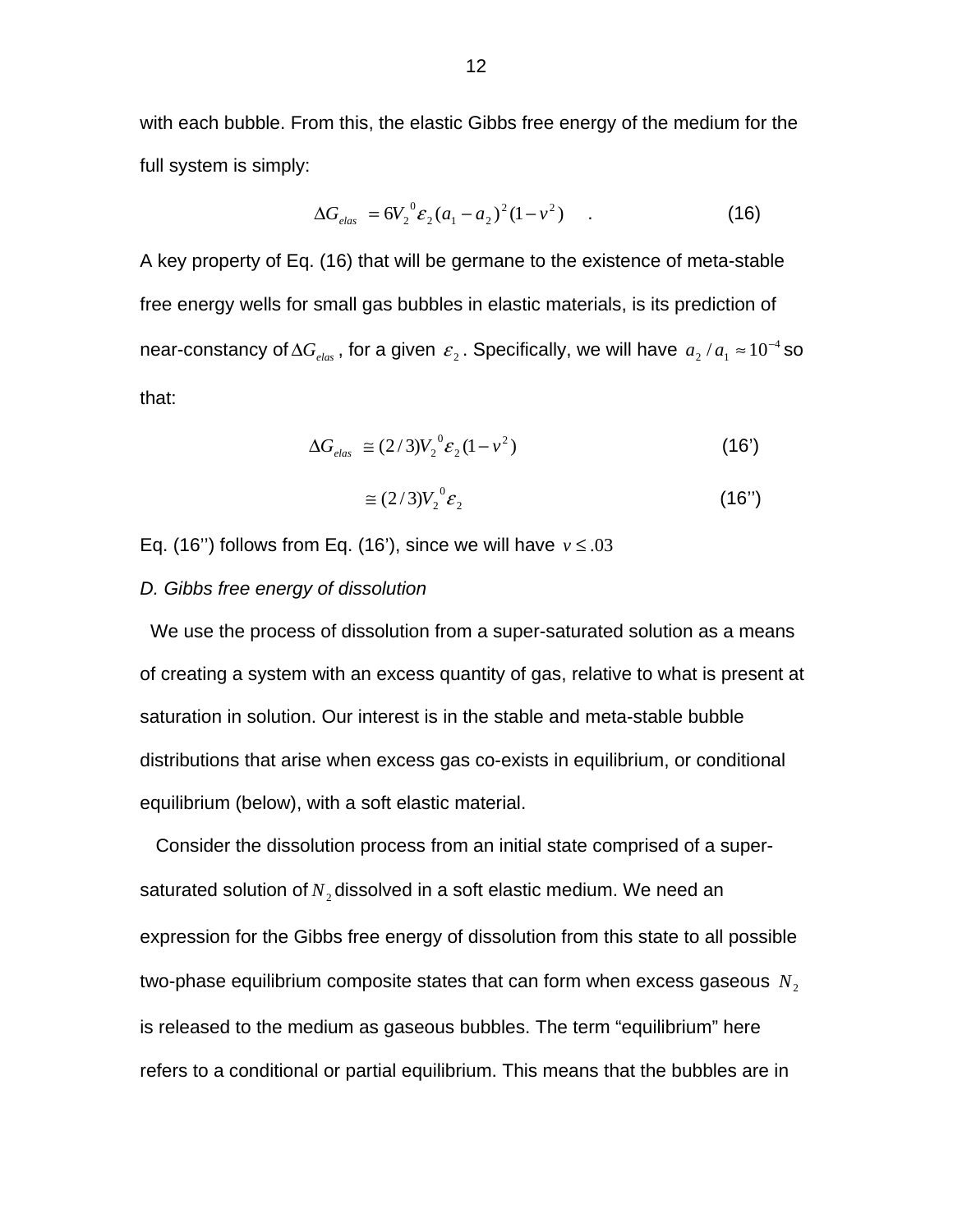with each bubble. From this, the elastic Gibbs free energy of the medium for the full system is simply:

$$\Delta G_{elas} = 6V_2{}^0 \varepsilon_2 (a_1 - a_2)^2 (1 - v^2) \quad . \tag{16}$$

A key property of Eq. (16) that will be germane to the existence of meta-stable free energy wells for small gas bubbles in elastic materials, is its prediction of near-constancy of $\Delta G_{elas}$, for a given $\varepsilon_2$. Specifically, we will have $a_2 / a_1 \approx 10^{-4}$ so that:

$$\Delta G_{elas} \cong (2/3) V_2{}^0 \varepsilon_2 (1 - v^2) \tag{16'}$$

$$\cong (2/3) V_2{}^0 \varepsilon_2 \tag{16''}$$

Eq. (16'') follows from Eq. (16'), since we will have $v \le .03$

*D. Gibbs free energy of dissolution*

We use the process of dissolution from a super-saturated solution as a means of creating a system with an excess quantity of gas, relative to what is present at saturation in solution. Our interest is in the stable and meta-stable bubble distributions that arise when excess gas co-exists in equilibrium, or conditional equilibrium (below), with a soft elastic material.

Consider the dissolution process from an initial state comprised of a super-saturated solution of $N_2$ dissolved in a soft elastic medium. We need an expression for the Gibbs free energy of dissolution from this state to all possible two-phase equilibrium composite states that can form when excess gaseous $N_2$ is released to the medium as gaseous bubbles. The term "equilibrium" here refers to a conditional or partial equilibrium. This means that the bubbles are in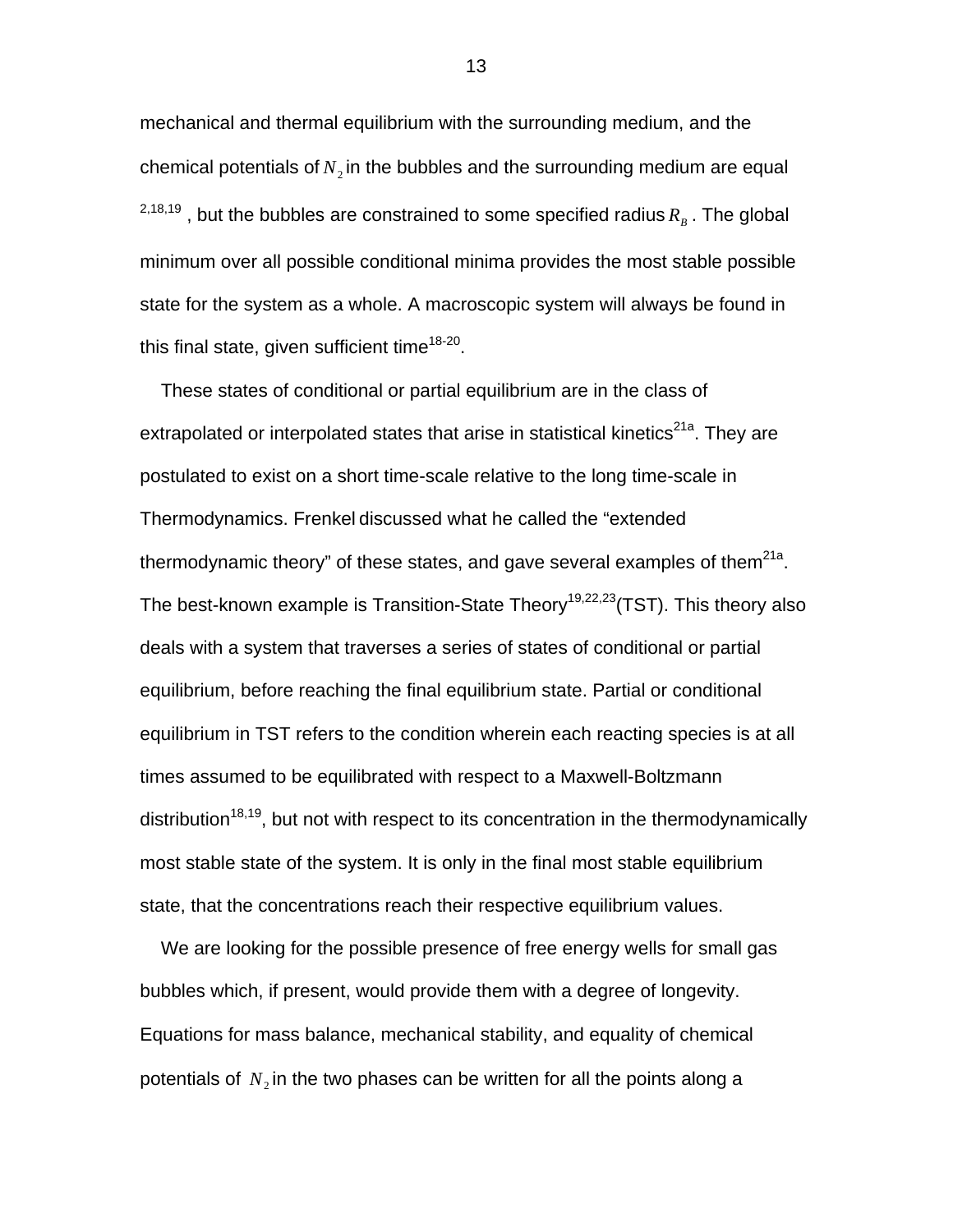mechanical and thermal equilibrium with the surrounding medium, and the chemical potentials of $N_2$ in the bubbles and the surrounding medium are equal [2,18,19], but the bubbles are constrained to some specified radius $R_B$. The global minimum over all possible conditional minima provides the most stable possible state for the system as a whole. A macroscopic system will always be found in this final state, given sufficient time[18-20].

These states of conditional or partial equilibrium are in the class of extrapolated or interpolated states that arise in statistical kinetics[21a]. They are postulated to exist on a short time-scale relative to the long time-scale in Thermodynamics. Frenkel discussed what he called the "extended thermodynamic theory" of these states, and gave several examples of them[21a]. The best-known example is Transition-State Theory[19,22,23](TST). This theory also deals with a system that traverses a series of states of conditional or partial equilibrium, before reaching the final equilibrium state. Partial or conditional equilibrium in TST refers to the condition wherein each reacting species is at all times assumed to be equilibrated with respect to a Maxwell-Boltzmann distribution[18,19], but not with respect to its concentration in the thermodynamically most stable state of the system. It is only in the final most stable equilibrium state, that the concentrations reach their respective equilibrium values.

We are looking for the possible presence of free energy wells for small gas bubbles which, if present, would provide them with a degree of longevity. Equations for mass balance, mechanical stability, and equality of chemical potentials of $N_2$ in the two phases can be written for all the points along a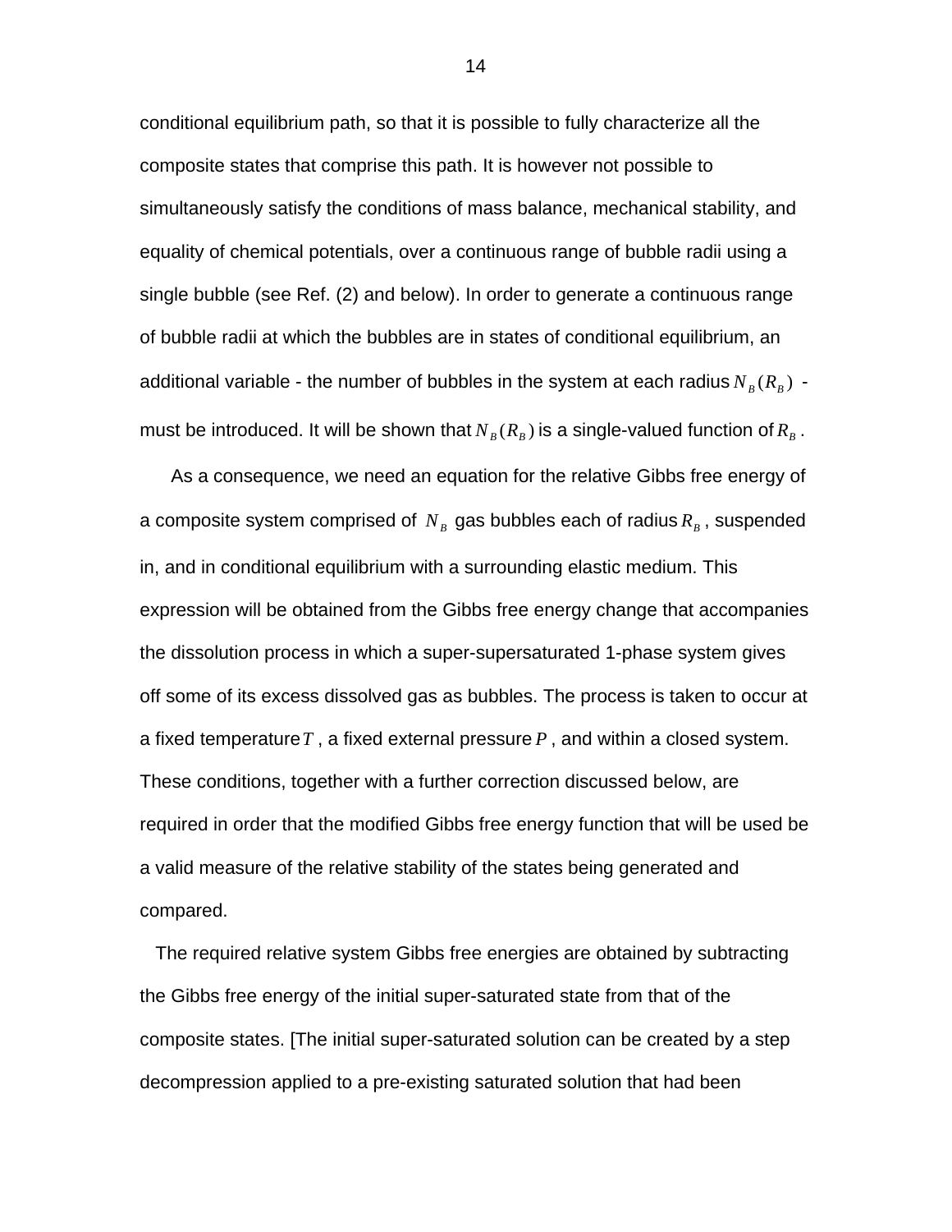conditional equilibrium path, so that it is possible to fully characterize all the composite states that comprise this path. It is however not possible to simultaneously satisfy the conditions of mass balance, mechanical stability, and equality of chemical potentials, over a continuous range of bubble radii using a single bubble (see Ref. (2) and below). In order to generate a continuous range of bubble radii at which the bubbles are in states of conditional equilibrium, an additional variable - the number of bubbles in the system at each radius $N_B(R_B)$ - must be introduced. It will be shown that $N_B(R_B)$ is a single-valued function of $R_B$.

As a consequence, we need an equation for the relative Gibbs free energy of a composite system comprised of $N_B$ gas bubbles each of radius $R_B$, suspended in, and in conditional equilibrium with a surrounding elastic medium. This expression will be obtained from the Gibbs free energy change that accompanies the dissolution process in which a super-supersaturated 1-phase system gives off some of its excess dissolved gas as bubbles. The process is taken to occur at a fixed temperature $T$, a fixed external pressure $P$, and within a closed system. These conditions, together with a further correction discussed below, are required in order that the modified Gibbs free energy function that will be used be a valid measure of the relative stability of the states being generated and compared.

The required relative system Gibbs free energies are obtained by subtracting the Gibbs free energy of the initial super-saturated state from that of the composite states. [The initial super-saturated solution can be created by a step decompression applied to a pre-existing saturated solution that had been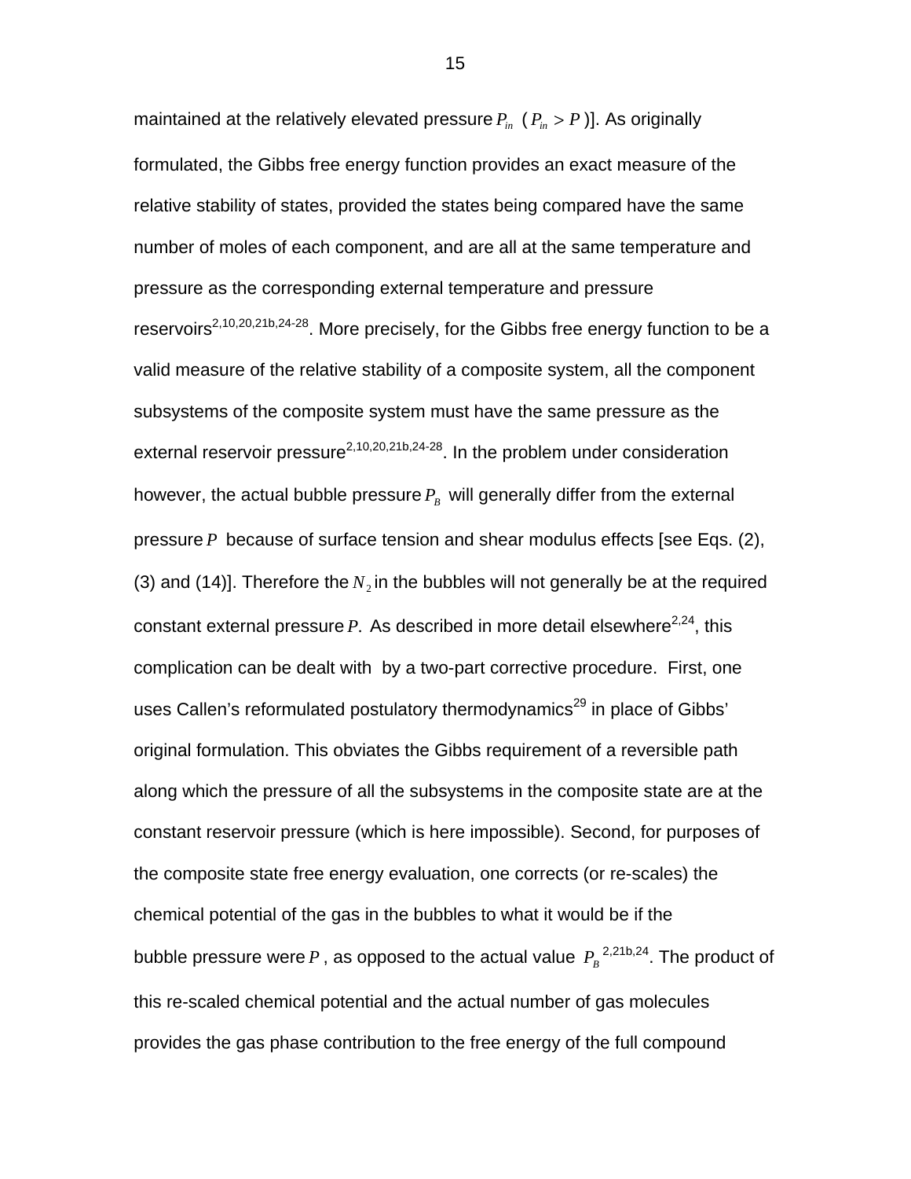maintained at the relatively elevated pressure $P_{in}$ ($P_{in} > P$)]. As originally formulated, the Gibbs free energy function provides an exact measure of the relative stability of states, provided the states being compared have the same number of moles of each component, and are all at the same temperature and pressure as the corresponding external temperature and pressure reservoirs[2,10,20,21b,24-28]. More precisely, for the Gibbs free energy function to be a valid measure of the relative stability of a composite system, all the component subsystems of the composite system must have the same pressure as the external reservoir pressure[2,10,20,21b,24-28]. In the problem under consideration however, the actual bubble pressure $P_B$ will generally differ from the external pressure $P$ because of surface tension and shear modulus effects [see Eqs. (2), (3) and (14)]. Therefore the $N_2$ in the bubbles will not generally be at the required constant external pressure $P$. As described in more detail elsewhere[2,24], this complication can be dealt with by a two-part corrective procedure. First, one uses Callen's reformulated postulatory thermodynamics[29] in place of Gibbs' original formulation. This obviates the Gibbs requirement of a reversible path along which the pressure of all the subsystems in the composite state are at the constant reservoir pressure (which is here impossible). Second, for purposes of the composite state free energy evaluation, one corrects (or re-scales) the chemical potential of the gas in the bubbles to what it would be if the bubble pressure were $P$, as opposed to the actual value $P_B$ [2,21b,24]. The product of this re-scaled chemical potential and the actual number of gas molecules provides the gas phase contribution to the free energy of the full compound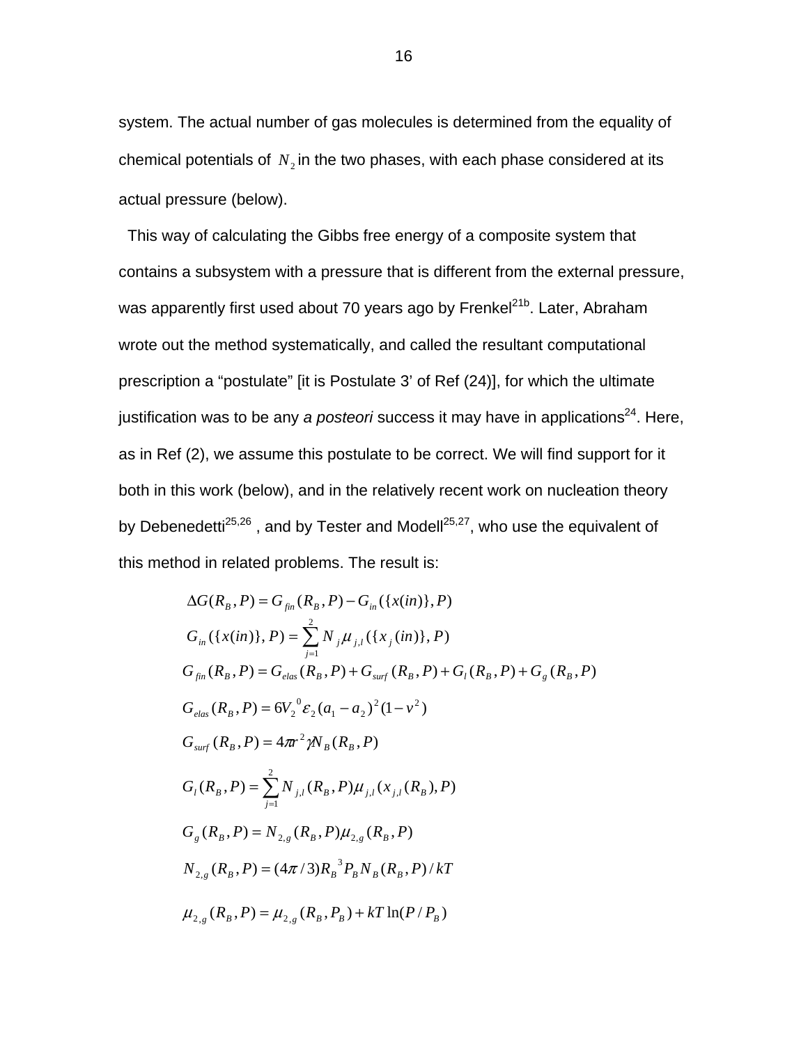system. The actual number of gas molecules is determined from the equality of chemical potentials of $N_2$ in the two phases, with each phase considered at its actual pressure (below).

This way of calculating the Gibbs free energy of a composite system that contains a subsystem with a pressure that is different from the external pressure, was apparently first used about 70 years ago by Frenkel[21b]. Later, Abraham wrote out the method systematically, and called the resultant computational prescription a "postulate" [it is Postulate 3' of Ref (24)], for which the ultimate justification was to be any *a posteori* success it may have in applications[24]. Here, as in Ref (2), we assume this postulate to be correct. We will find support for it both in this work (below), and in the relatively recent work on nucleation theory by Debenedetti[25,26] , and by Tester and Modell[25,27], who use the equivalent of this method in related problems. The result is:

$$\Delta G(R_B, P) = G_{fin}(R_B, P) - G_{in}(\{x(in)\}, P)$$

$$G_{in}(\{x(in)\}, P) = \sum_{j=1}^{2} N_j \mu_{j,l}(\{x_j(in)\}, P)$$

$$G_{fin}(R_B, P) = G_{elas}(R_B, P) + G_{surf}(R_B, P) + G_l(R_B, P) + G_g(R_B, P)$$

$$G_{elas}(R_B, P) = 6V_2^{\,0}\varepsilon_2(a_1 - a_2)^2(1 - v^2)$$

$$G_{surf}(R_B, P) = 4\pi r^2 \gamma N_B(R_B, P)$$

$$G_l(R_B, P) = \sum_{j=1}^{2} N_{j,l}(R_B, P)\mu_{j,l}(x_{j,l}(R_B), P)$$

$$G_g(R_B, P) = N_{2,g}(R_B, P)\mu_{2,g}(R_B, P)$$

$$N_{2,g}(R_B, P) = (4\pi/3)R_B^{\,3} P_B N_B(R_B, P)/kT$$

$$\mu_{2,g}(R_B, P) = \mu_{2,g}(R_B, P_B) + kT\ln(P/P_B)$$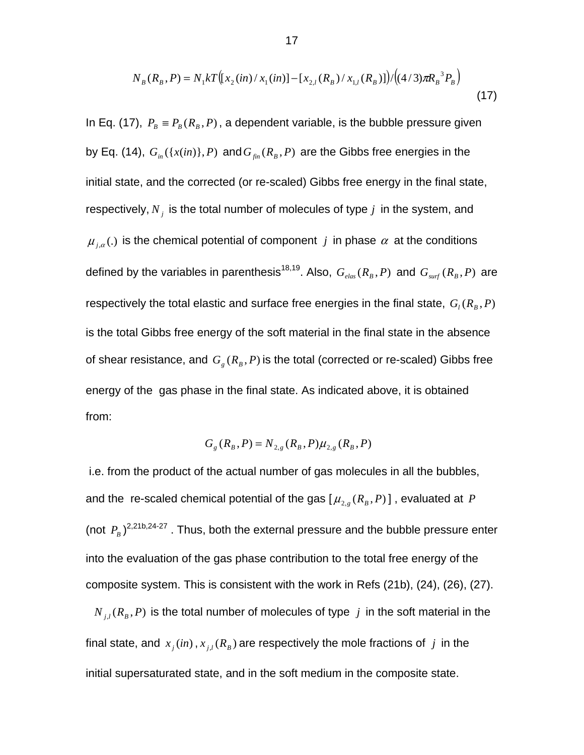$$N_B(R_B, P) = N_1 kT\left([x_2(in)/x_1(in)] - [x_{2,l}(R_B)/x_{1,l}(R_B)]\right)/\left((4/3)\pi R_B{}^3 P_B\right) \tag{17}$$

In Eq. (17), $P_B \equiv P_B(R_B, P)$, a dependent variable, is the bubble pressure given by Eq. (14), $G_{in}(\{x(in)\}, P)$ and $G_{fin}(R_B, P)$ are the Gibbs free energies in the initial state, and the corrected (or re-scaled) Gibbs free energy in the final state, respectively, $N_j$ is the total number of molecules of type $j$ in the system, and $\mu_{j,\alpha}(.)$ is the chemical potential of component $j$ in phase $\alpha$ at the conditions defined by the variables in parenthesis[18,19]. Also, $G_{elas}(R_B, P)$ and $G_{surf}(R_B, P)$ are respectively the total elastic and surface free energies in the final state, $G_l(R_B, P)$ is the total Gibbs free energy of the soft material in the final state in the absence of shear resistance, and $G_g(R_B, P)$ is the total (corrected or re-scaled) Gibbs free energy of the gas phase in the final state. As indicated above, it is obtained from:

$$G_g(R_B, P) = N_{2,g}(R_B, P)\mu_{2,g}(R_B, P)$$

i.e. from the product of the actual number of gas molecules in all the bubbles, and the re-scaled chemical potential of the gas [$\mu_{2,g}(R_B, P)$], evaluated at $P$ (not $P_B$)[2,21b,24-27]. Thus, both the external pressure and the bubble pressure enter into the evaluation of the gas phase contribution to the total free energy of the composite system. This is consistent with the work in Refs (21b), (24), (26), (27).

$N_{j,l}(R_B, P)$ is the total number of molecules of type $j$ in the soft material in the final state, and $x_j(in)$, $x_{j,l}(R_B)$ are respectively the mole fractions of $j$ in the initial supersaturated state, and in the soft medium in the composite state.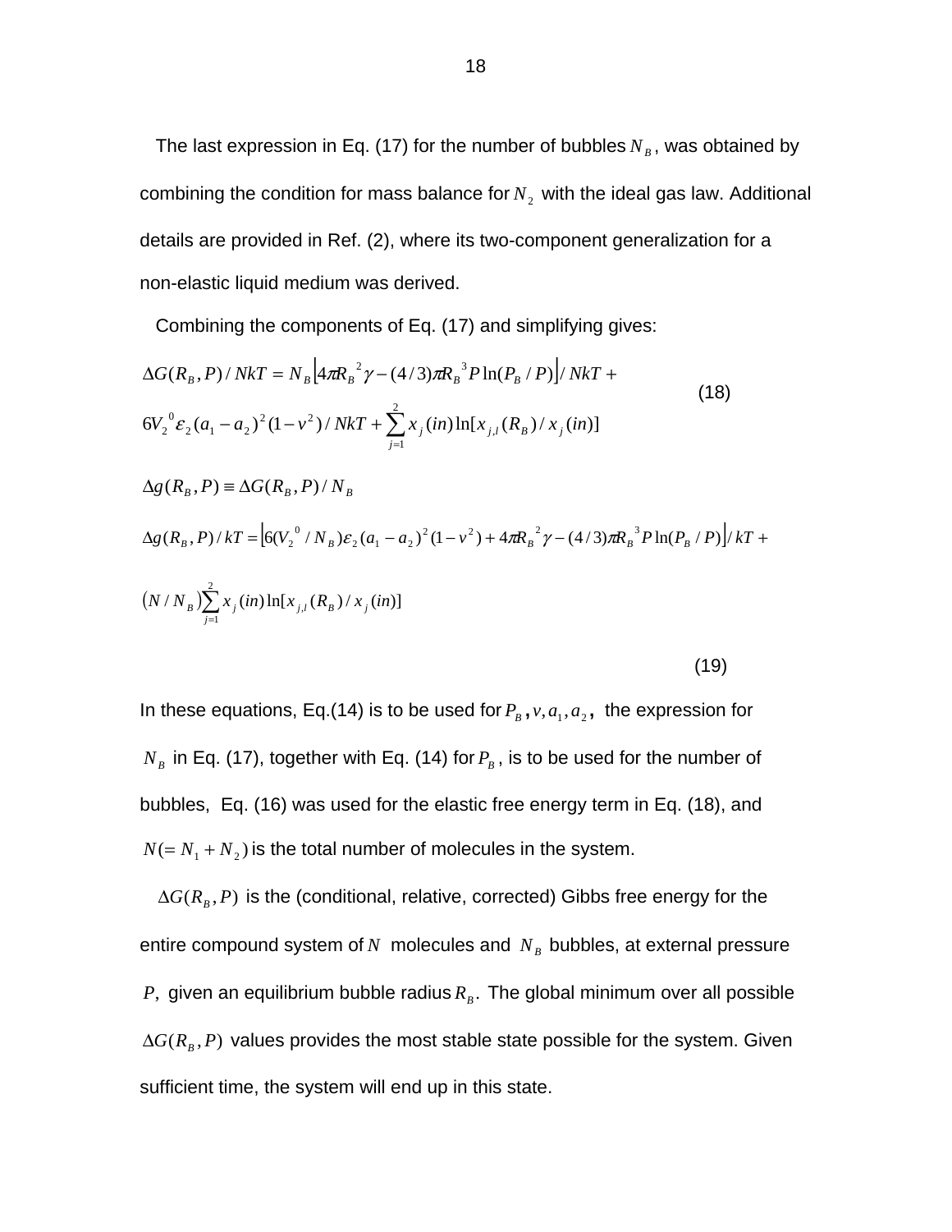The last expression in Eq. (17) for the number of bubbles $N_B$, was obtained by combining the condition for mass balance for $N_2$ with the ideal gas law. Additional details are provided in Ref. (2), where its two-component generalization for a non-elastic liquid medium was derived.

Combining the components of Eq. (17) and simplifying gives:

$$\Delta G(R_B,P)/NkT = N_B\left[4\pi R_B{}^2\gamma - (4/3)\pi R_B{}^3 P\ln(P_B/P)\right]/NkT + 6V_2{}^0\varepsilon_2(a_1-a_2)^2(1-v^2)/NkT + \sum_{j=1}^{2} x_j(in)\ln[x_{j,l}(R_B)/x_j(in)] \tag{18}$$

$$\Delta g(R_B,P) \equiv \Delta G(R_B,P)/N_B$$

$$\Delta g(R_B,P)/kT = \left[6(V_2{}^0/N_B)\varepsilon_2(a_1-a_2)^2(1-v^2) + 4\pi R_B{}^2\gamma - (4/3)\pi R_B{}^3 P\ln(P_B/P)\right]/kT + (N/N_B)\sum_{j=1}^{2} x_j(in)\ln[x_{j,l}(R_B)/x_j(in)] \tag{19}$$

In these equations, Eq.(14) is to be used for $P_B, v, a_1, a_2$, the expression for $N_B$ in Eq. (17), together with Eq. (14) for $P_B$, is to be used for the number of bubbles, Eq. (16) was used for the elastic free energy term in Eq. (18), and $N(=N_1+N_2)$ is the total number of molecules in the system.

$\Delta G(R_B,P)$ is the (conditional, relative, corrected) Gibbs free energy for the entire compound system of $N$ molecules and $N_B$ bubbles, at external pressure $P$, given an equilibrium bubble radius $R_B$. The global minimum over all possible $\Delta G(R_B,P)$ values provides the most stable state possible for the system. Given sufficient time, the system will end up in this state.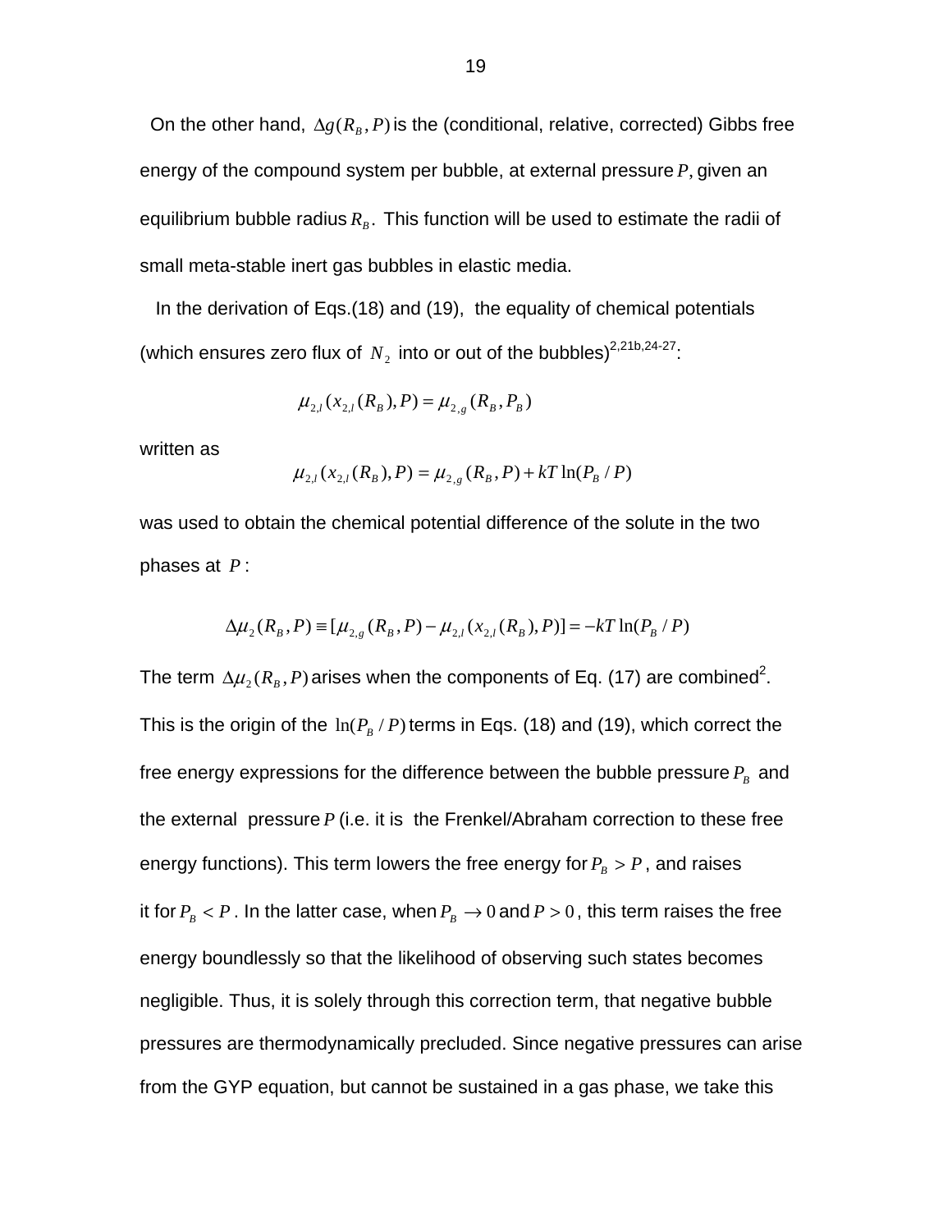On the other hand, $\Delta g(R_B, P)$ is the (conditional, relative, corrected) Gibbs free energy of the compound system per bubble, at external pressure $P$, given an equilibrium bubble radius $R_B$. This function will be used to estimate the radii of small meta-stable inert gas bubbles in elastic media.

In the derivation of Eqs.(18) and (19), the equality of chemical potentials (which ensures zero flux of $N_2$ into or out of the bubbles)[2,21b,24-27]:

$$\mu_{2,l}(x_{2,l}(R_B), P) = \mu_{2,g}(R_B, P_B)$$

written as

$$\mu_{2,l}(x_{2,l}(R_B), P) = \mu_{2,g}(R_B, P) + kT \ln(P_B / P)$$

was used to obtain the chemical potential difference of the solute in the two phases at $P$ :

$$\Delta\mu_2(R_B, P) \equiv [\mu_{2,g}(R_B, P) - \mu_{2,l}(x_{2,l}(R_B), P)] = -kT \ln(P_B / P)$$

The term $\Delta\mu_2(R_B, P)$ arises when the components of Eq. (17) are combined[2]. This is the origin of the $\ln(P_B / P)$ terms in Eqs. (18) and (19), which correct the free energy expressions for the difference between the bubble pressure $P_B$ and the external pressure $P$ (i.e. it is the Frenkel/Abraham correction to these free energy functions). This term lowers the free energy for $P_B > P$, and raises it for $P_B < P$. In the latter case, when $P_B \to 0$ and $P > 0$, this term raises the free energy boundlessly so that the likelihood of observing such states becomes negligible. Thus, it is solely through this correction term, that negative bubble pressures are thermodynamically precluded. Since negative pressures can arise from the GYP equation, but cannot be sustained in a gas phase, we take this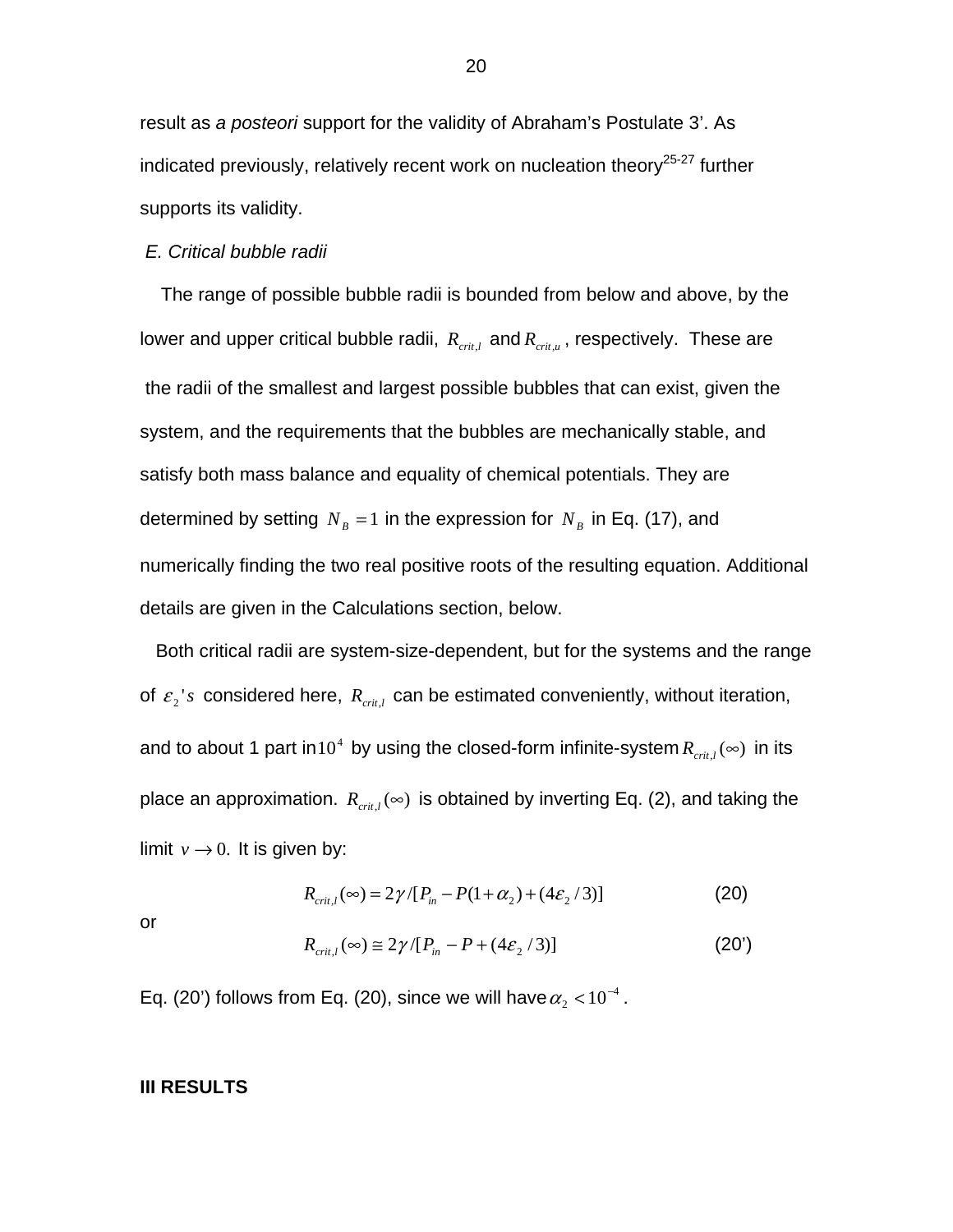result as *a posteori* support for the validity of Abraham's Postulate 3'. As indicated previously, relatively recent work on nucleation theory[25-27] further supports its validity.

*E. Critical bubble radii*

The range of possible bubble radii is bounded from below and above, by the lower and upper critical bubble radii, $R_{crit,l}$ and $R_{crit,u}$, respectively. These are the radii of the smallest and largest possible bubbles that can exist, given the system, and the requirements that the bubbles are mechanically stable, and satisfy both mass balance and equality of chemical potentials. They are determined by setting $N_B = 1$ in the expression for $N_B$ in Eq. (17), and numerically finding the two real positive roots of the resulting equation. Additional details are given in the Calculations section, below.

Both critical radii are system-size-dependent, but for the systems and the range of $\varepsilon_2$'s considered here, $R_{crit,l}$ can be estimated conveniently, without iteration, and to about 1 part in $10^4$ by using the closed-form infinite-system $R_{crit,l}(\infty)$ in its place an approximation. $R_{crit,l}(\infty)$ is obtained by inverting Eq. (2), and taking the limit $v \to 0$. It is given by:

$$R_{crit,l}(\infty) = 2\gamma / [P_{in} - P(1+\alpha_2) + (4\varepsilon_2 / 3)] \tag{20}$$

or

$$R_{crit,l}(\infty) \cong 2\gamma / [P_{in} - P + (4\varepsilon_2 / 3)] \tag{20'}$$

Eq. (20') follows from Eq. (20), since we will have $\alpha_2 < 10^{-4}$.

**III RESULTS**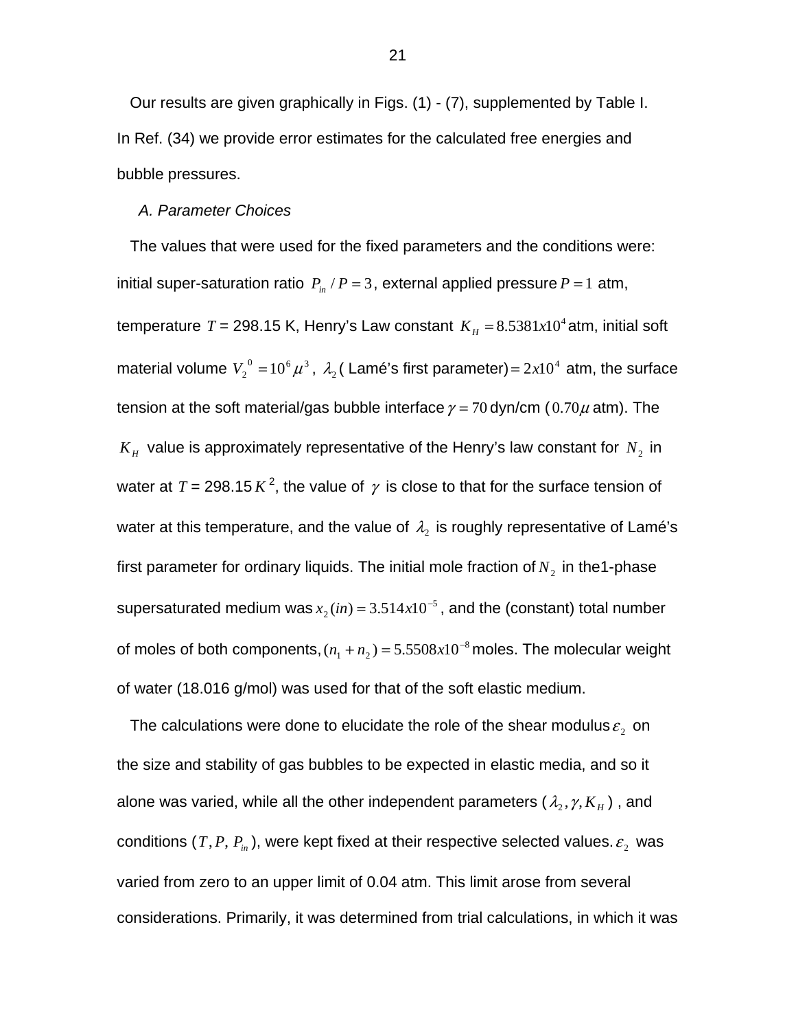Our results are given graphically in Figs. (1) - (7), supplemented by Table I. In Ref. (34) we provide error estimates for the calculated free energies and bubble pressures.

### *A. Parameter Choices*

The values that were used for the fixed parameters and the conditions were: initial super-saturation ratio $P_{in} / P = 3$, external applied pressure $P = 1$ atm, temperature $T$ = 298.15 K, Henry's Law constant $K_H = 8.5381x10^4$ atm, initial soft material volume $V_2^{\ 0} = 10^6 \mu^3$, $\lambda_2$ ( Lamé's first parameter) $= 2x10^4$ atm, the surface tension at the soft material/gas bubble interface $\gamma = 70$ dyn/cm ($0.70\mu$ atm). The $K_H$ value is approximately representative of the Henry's law constant for $N_2$ in water at $T$ = 298.15 $K$ [2], the value of $\gamma$ is close to that for the surface tension of water at this temperature, and the value of $\lambda_2$ is roughly representative of Lamé's first parameter for ordinary liquids. The initial mole fraction of $N_2$ in the1-phase supersaturated medium was $x_2(in) = 3.514x10^{-5}$, and the (constant) total number of moles of both components, $(n_1 + n_2) = 5.5508x10^{-8}$ moles. The molecular weight of water (18.016 g/mol) was used for that of the soft elastic medium.

The calculations were done to elucidate the role of the shear modulus $\varepsilon_2$ on the size and stability of gas bubbles to be expected in elastic media, and so it alone was varied, while all the other independent parameters ($\lambda_2, \gamma, K_H$) , and conditions ($T, P, P_{in}$), were kept fixed at their respective selected values. $\varepsilon_2$ was varied from zero to an upper limit of 0.04 atm. This limit arose from several considerations. Primarily, it was determined from trial calculations, in which it was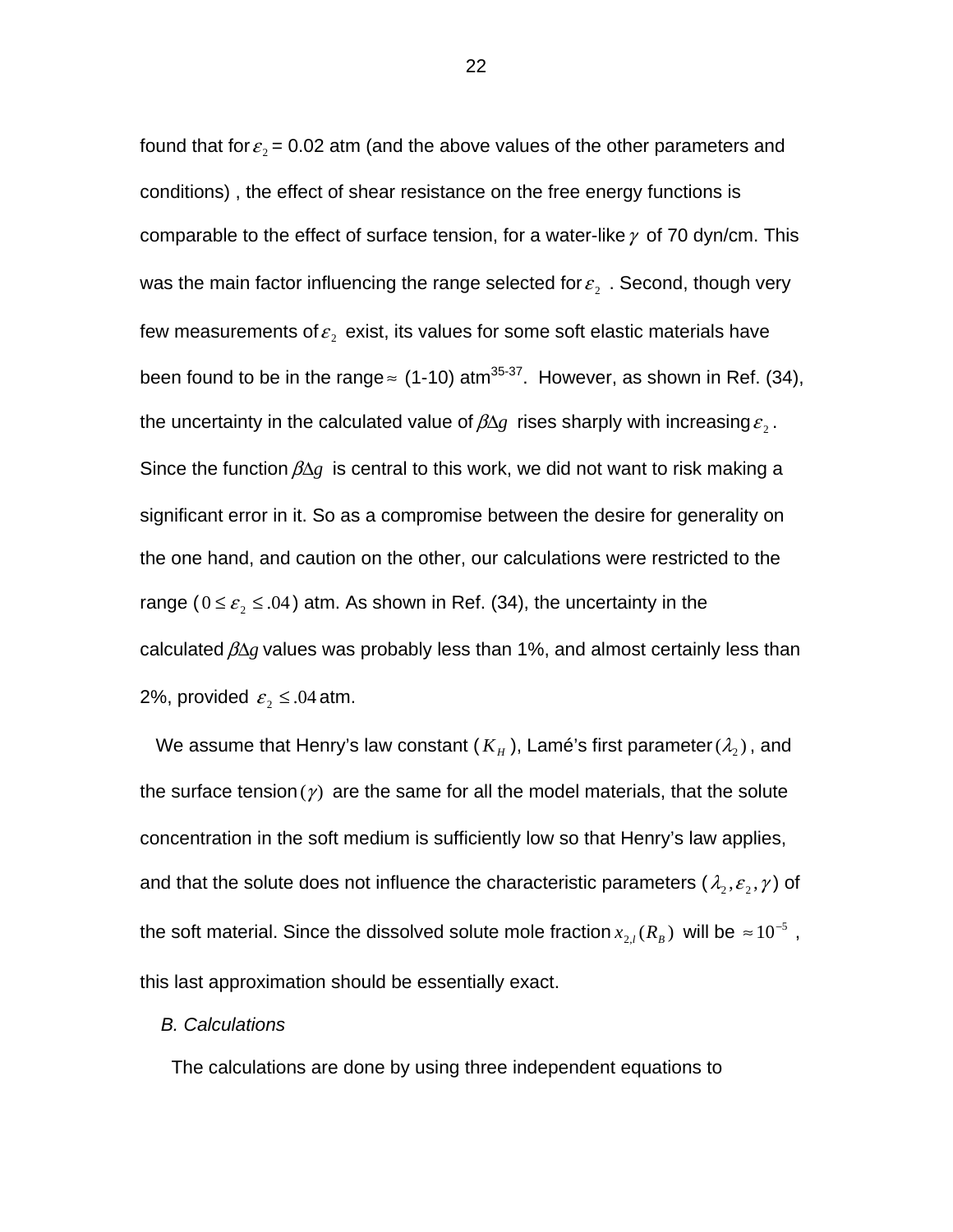found that for $\varepsilon_2$ = 0.02 atm (and the above values of the other parameters and conditions) , the effect of shear resistance on the free energy functions is comparable to the effect of surface tension, for a water-like $\gamma$ of 70 dyn/cm. This was the main factor influencing the range selected for $\varepsilon_2$ . Second, though very few measurements of $\varepsilon_2$ exist, its values for some soft elastic materials have been found to be in the range $\approx$ (1-10) atm[35-37]. However, as shown in Ref. (34), the uncertainty in the calculated value of $\beta\Delta g$ rises sharply with increasing $\varepsilon_2$. Since the function $\beta\Delta g$ is central to this work, we did not want to risk making a significant error in it. So as a compromise between the desire for generality on the one hand, and caution on the other, our calculations were restricted to the range ($0 \leq \varepsilon_2 \leq .04$) atm. As shown in Ref. (34), the uncertainty in the calculated $\beta\Delta g$ values was probably less than 1%, and almost certainly less than 2%, provided $\varepsilon_2 \leq .04$ atm.

We assume that Henry's law constant ($K_H$), Lamé's first parameter $(\lambda_2)$, and the surface tension $(\gamma)$ are the same for all the model materials, that the solute concentration in the soft medium is sufficiently low so that Henry's law applies, and that the solute does not influence the characteristic parameters ($\lambda_2, \varepsilon_2, \gamma$) of the soft material. Since the dissolved solute mole fraction $x_{2,l}(R_B)$ will be $\approx 10^{-5}$ , this last approximation should be essentially exact.

*B. Calculations*

The calculations are done by using three independent equations to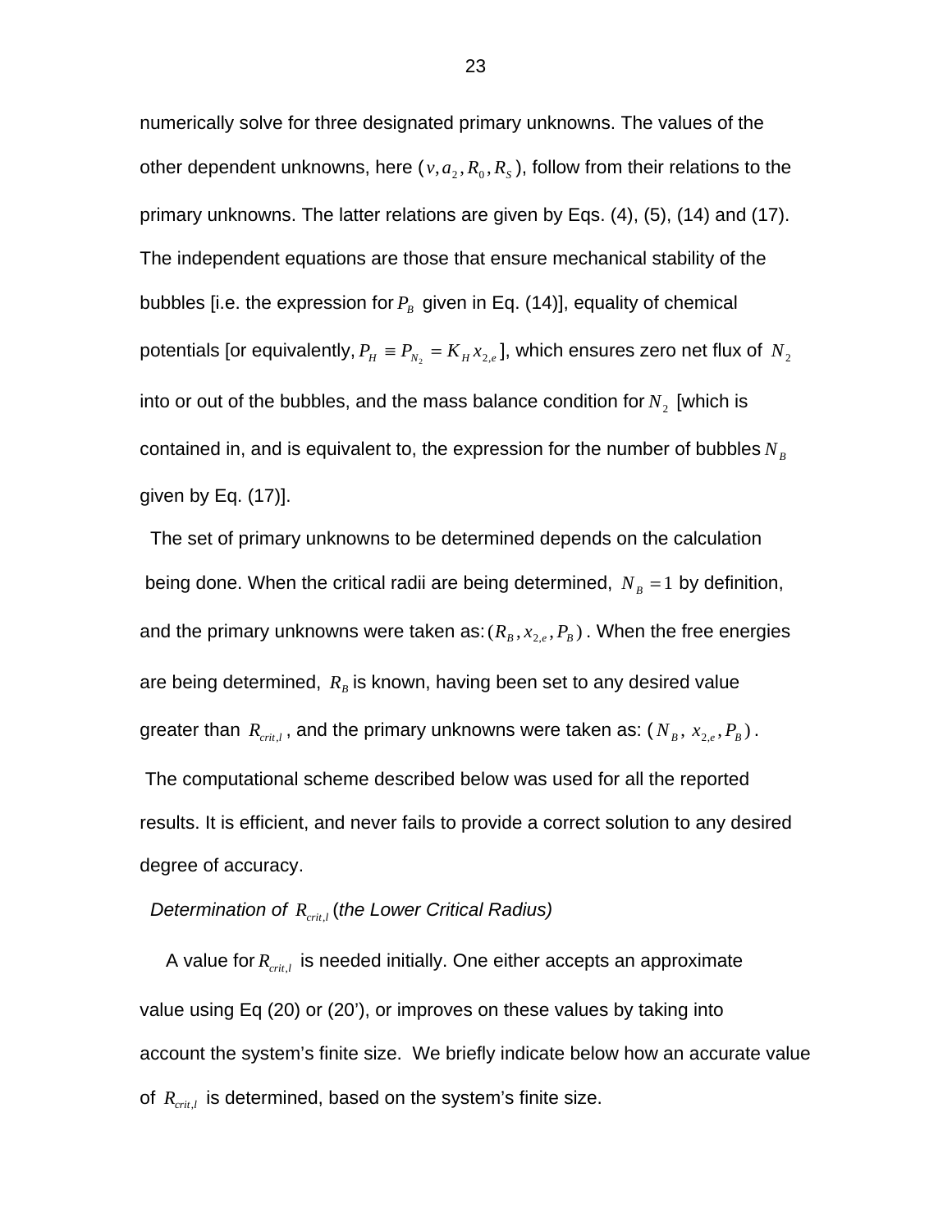numerically solve for three designated primary unknowns. The values of the other dependent unknowns, here ($v, a_2, R_0, R_S$), follow from their relations to the primary unknowns. The latter relations are given by Eqs. (4), (5), (14) and (17). The independent equations are those that ensure mechanical stability of the bubbles [i.e. the expression for $P_B$ given in Eq. (14)], equality of chemical potentials [or equivalently, $P_H \equiv P_{N_2} = K_H x_{2,e}$ ], which ensures zero net flux of $N_2$ into or out of the bubbles, and the mass balance condition for $N_2$ [which is contained in, and is equivalent to, the expression for the number of bubbles $N_B$ given by Eq. (17)].

The set of primary unknowns to be determined depends on the calculation being done. When the critical radii are being determined, $N_B = 1$ by definition, and the primary unknowns were taken as: $(R_B, x_{2,e}, P_B)$. When the free energies are being determined, $R_B$ is known, having been set to any desired value greater than $R_{crit,l}$, and the primary unknowns were taken as: $(N_B, x_{2,e}, P_B)$.

The computational scheme described below was used for all the reported results. It is efficient, and never fails to provide a correct solution to any desired degree of accuracy.

*Determination of $R_{crit,l}$ (the Lower Critical Radius)*

A value for $R_{crit,l}$ is needed initially. One either accepts an approximate value using Eq (20) or (20'), or improves on these values by taking into account the system's finite size. We briefly indicate below how an accurate value of $R_{crit,l}$ is determined, based on the system's finite size.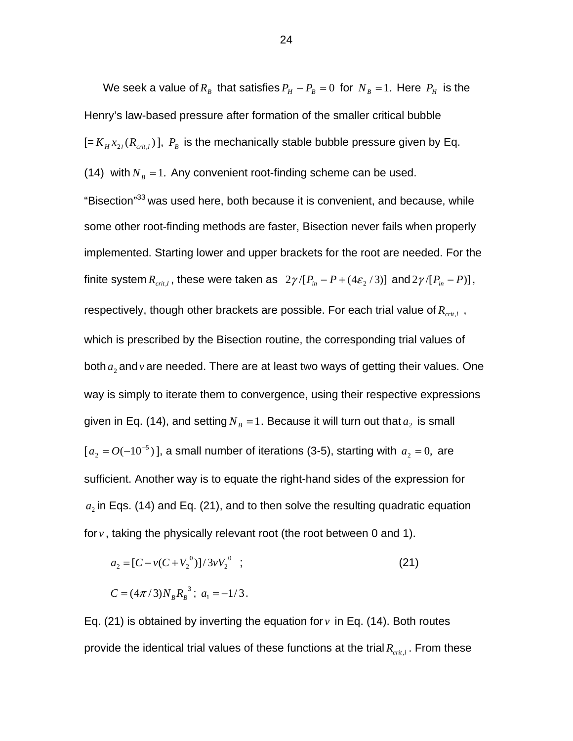We seek a value of $R_B$ that satisfies $P_H - P_B = 0$ for $N_B = 1.$ Here $P_H$ is the Henry's law-based pressure after formation of the smaller critical bubble [$= K_H x_{2l}(R_{crit,l})$], $P_B$ is the mechanically stable bubble pressure given by Eq. (14) with $N_B = 1.$ Any convenient root-finding scheme can be used. "Bisection"[33] was used here, both because it is convenient, and because, while some other root-finding methods are faster, Bisection never fails when properly implemented. Starting lower and upper brackets for the root are needed. For the finite system $R_{crit,l}$, these were taken as $2\gamma/[P_{in} - P + (4\varepsilon_2/3)]$ and $2\gamma/[P_{in} - P)]$, respectively, though other brackets are possible. For each trial value of $R_{crit,l}$, which is prescribed by the Bisection routine, the corresponding trial values of both $a_2$ and $v$ are needed. There are at least two ways of getting their values. One way is simply to iterate them to convergence, using their respective expressions given in Eq. (14), and setting $N_B = 1$. Because it will turn out that $a_2$ is small [$a_2 = O(-10^{-5})$], a small number of iterations (3-5), starting with $a_2 = 0,$ are sufficient. Another way is to equate the right-hand sides of the expression for $a_2$ in Eqs. (14) and Eq. (21), and to then solve the resulting quadratic equation for $v$, taking the physically relevant root (the root between 0 and 1).

$$a_2 = [C - v(C + V_2^{\,0})]/3vV_2^{\,0} \quad ; \qquad (21)$$

$$C = (4\pi/3)N_B R_B^{\,3}; \; a_1 = -1/3.$$

Eq. (21) is obtained by inverting the equation for $v$ in Eq. (14). Both routes provide the identical trial values of these functions at the trial $R_{crit,l}$. From these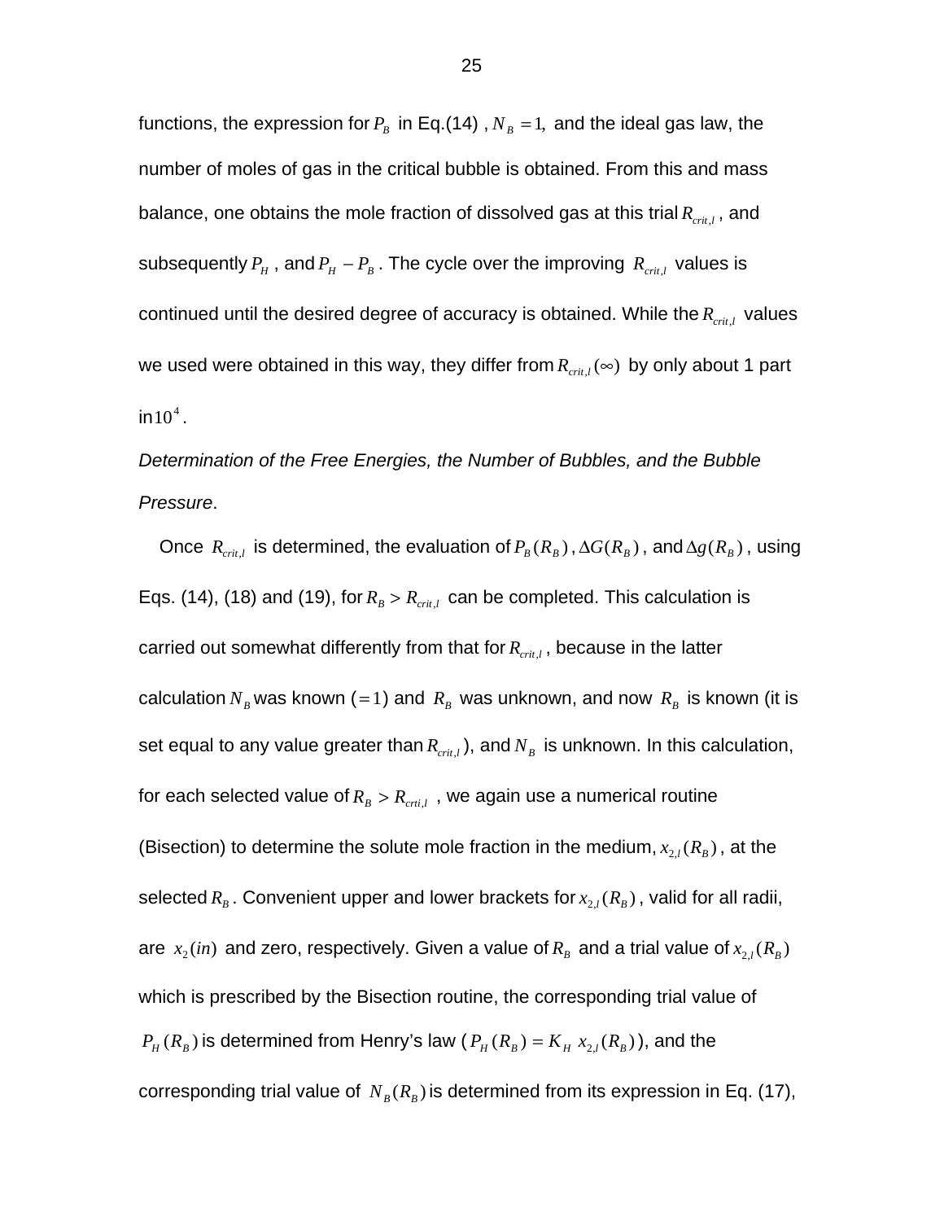functions, the expression for $P_B$ in Eq.(14) , $N_B = 1$, and the ideal gas law, the number of moles of gas in the critical bubble is obtained. From this and mass balance, one obtains the mole fraction of dissolved gas at this trial $R_{crit,l}$ , and subsequently $P_H$ , and $P_H - P_B$ . The cycle over the improving $R_{crit,l}$ values is continued until the desired degree of accuracy is obtained. While the $R_{crit,l}$ values we used were obtained in this way, they differ from $R_{crit,l}(\infty)$ by only about 1 part in $10^4$.

*Determination of the Free Energies, the Number of Bubbles, and the Bubble Pressure*.

Once $R_{crit,l}$ is determined, the evaluation of $P_B(R_B)$ , $\Delta G(R_B)$ , and $\Delta g(R_B)$ , using Eqs. (14), (18) and (19), for $R_B > R_{crit,l}$ can be completed. This calculation is carried out somewhat differently from that for $R_{crit,l}$ , because in the latter calculation $N_B$ was known ($=1$) and $R_B$ was unknown, and now $R_B$ is known (it is set equal to any value greater than $R_{crit,l}$ ), and $N_B$ is unknown. In this calculation, for each selected value of $R_B > R_{crti,l}$ , we again use a numerical routine (Bisection) to determine the solute mole fraction in the medium, $x_{2,l}(R_B)$ , at the selected $R_B$ . Convenient upper and lower brackets for $x_{2,l}(R_B)$ , valid for all radii, are $x_2(in)$ and zero, respectively. Given a value of $R_B$ and a trial value of $x_{2,l}(R_B)$ which is prescribed by the Bisection routine, the corresponding trial value of $P_H(R_B)$ is determined from Henry's law ( $P_H(R_B) = K_H \; x_{2,l}(R_B)$ ), and the corresponding trial value of $N_B(R_B)$ is determined from its expression in Eq. (17),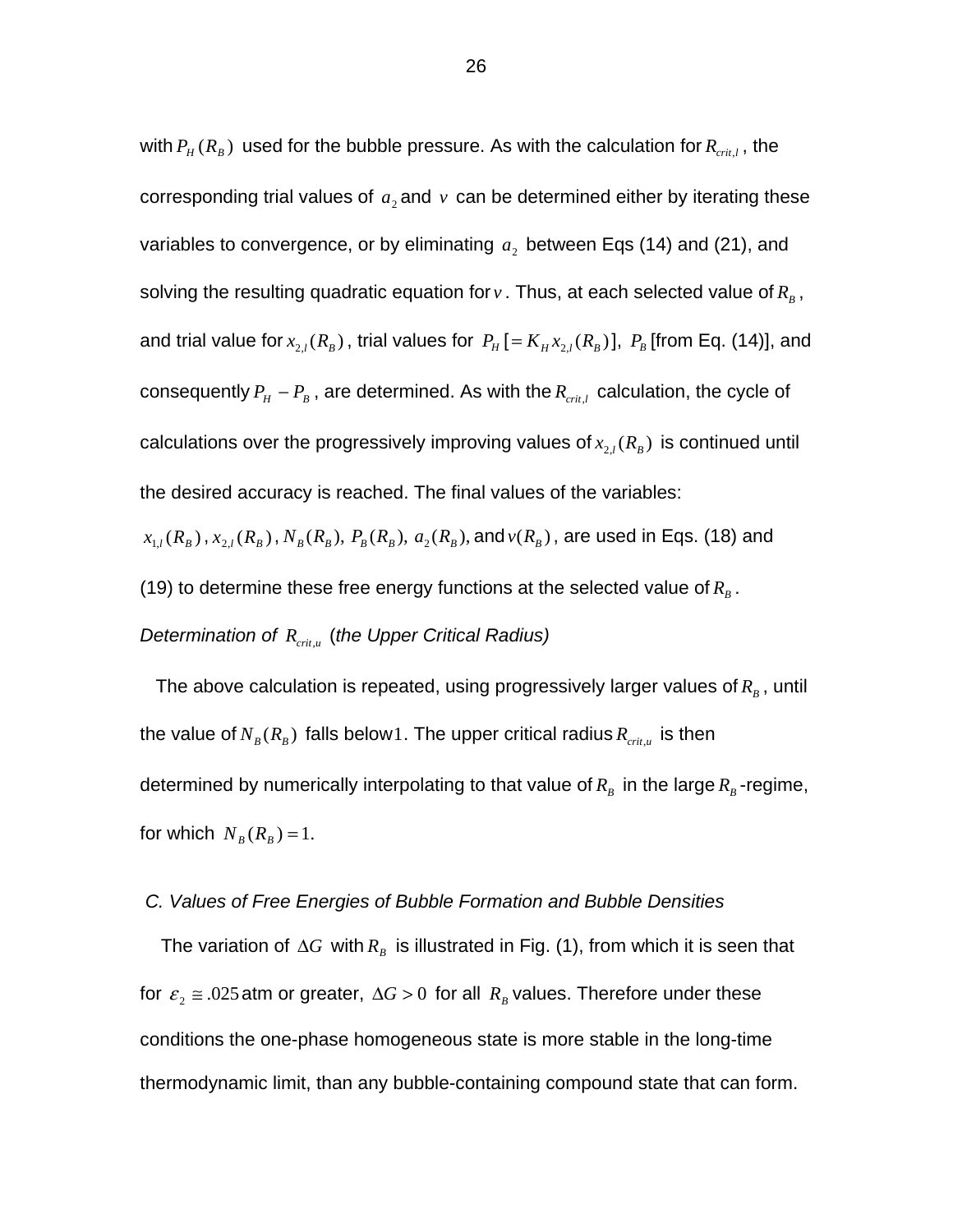with $P_H(R_B)$ used for the bubble pressure. As with the calculation for $R_{crit,l}$, the corresponding trial values of $a_2$ and $v$ can be determined either by iterating these variables to convergence, or by eliminating $a_2$ between Eqs (14) and (21), and solving the resulting quadratic equation for $v$. Thus, at each selected value of $R_B$, and trial value for $x_{2,l}(R_B)$, trial values for $P_H\ [= K_H x_{2,l}(R_B)]$, $P_B$ [from Eq. (14)], and consequently $P_H - P_B$, are determined. As with the $R_{crit,l}$ calculation, the cycle of calculations over the progressively improving values of $x_{2,l}(R_B)$ is continued until the desired accuracy is reached. The final values of the variables: $x_{1,l}(R_B)$, $x_{2,l}(R_B)$, $N_B(R_B)$, $P_B(R_B)$, $a_2(R_B)$, and $v(R_B)$, are used in Eqs. (18) and (19) to determine these free energy functions at the selected value of $R_B$.

*Determination of $R_{crit,u}$ (the Upper Critical Radius)*

The above calculation is repeated, using progressively larger values of $R_B$, until the value of $N_B(R_B)$ falls below $1$. The upper critical radius $R_{crit,u}$ is then determined by numerically interpolating to that value of $R_B$ in the large $R_B$-regime, for which $N_B(R_B) = 1$.

### *C. Values of Free Energies of Bubble Formation and Bubble Densities*

The variation of $\Delta G$ with $R_B$ is illustrated in Fig. (1), from which it is seen that for $\varepsilon_2 \cong .025$ atm or greater, $\Delta G > 0$ for all $R_B$ values. Therefore under these conditions the one-phase homogeneous state is more stable in the long-time thermodynamic limit, than any bubble-containing compound state that can form.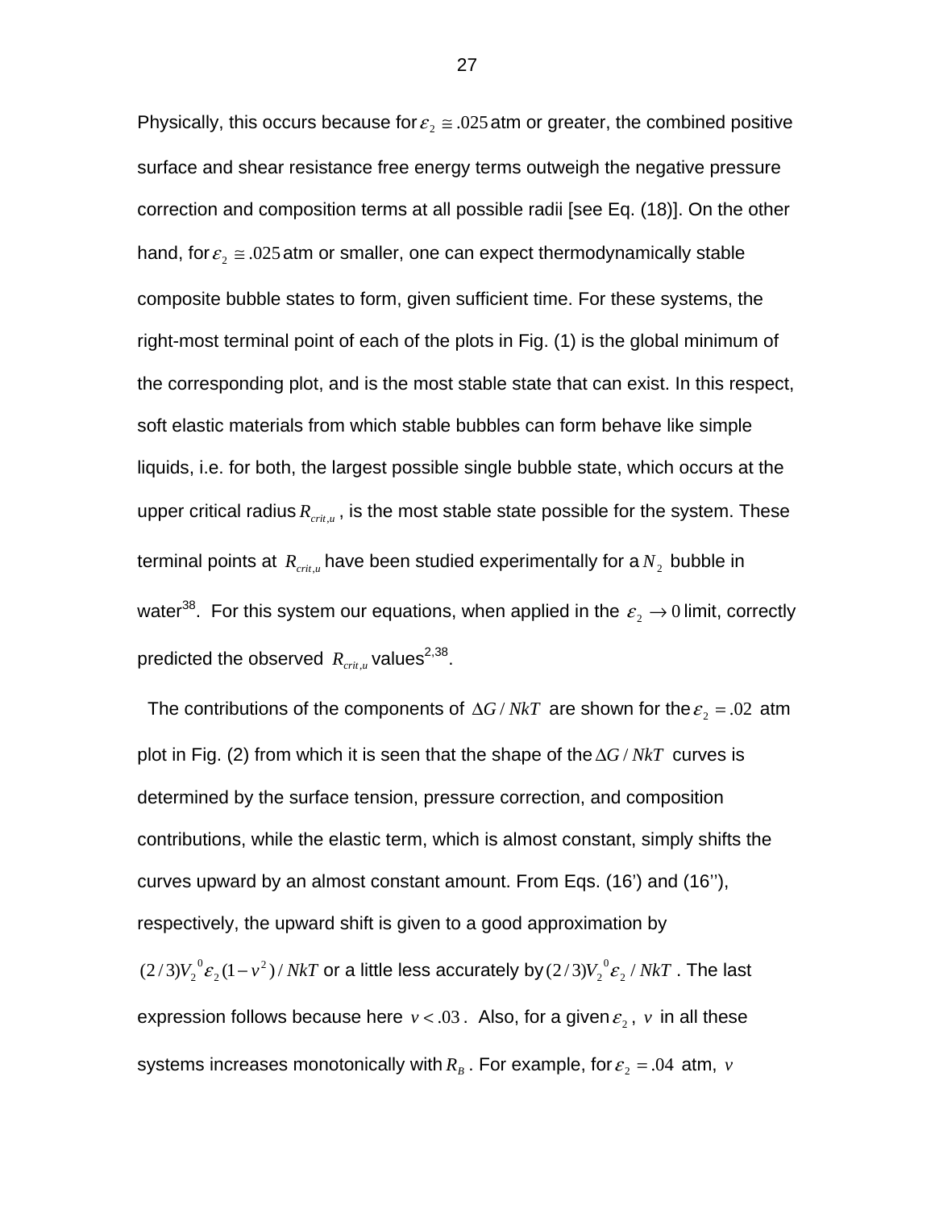Physically, this occurs because for $\varepsilon_2 \cong .025$ atm or greater, the combined positive surface and shear resistance free energy terms outweigh the negative pressure correction and composition terms at all possible radii [see Eq. (18)]. On the other hand, for $\varepsilon_2 \cong .025$ atm or smaller, one can expect thermodynamically stable composite bubble states to form, given sufficient time. For these systems, the right-most terminal point of each of the plots in Fig. (1) is the global minimum of the corresponding plot, and is the most stable state that can exist. In this respect, soft elastic materials from which stable bubbles can form behave like simple liquids, i.e. for both, the largest possible single bubble state, which occurs at the upper critical radius $R_{crit,u}$, is the most stable state possible for the system. These terminal points at $R_{crit,u}$ have been studied experimentally for a $N_2$ bubble in water[38]. For this system our equations, when applied in the $\varepsilon_2 \to 0$ limit, correctly predicted the observed $R_{crit,u}$ values[2,38].

The contributions of the components of $\Delta G / NkT$ are shown for the $\varepsilon_2 = .02$ atm plot in Fig. (2) from which it is seen that the shape of the $\Delta G / NkT$ curves is determined by the surface tension, pressure correction, and composition contributions, while the elastic term, which is almost constant, simply shifts the curves upward by an almost constant amount. From Eqs. (16') and (16''), respectively, the upward shift is given to a good approximation by $(2/3)V_2{}^0\varepsilon_2(1-v^2)/NkT$ or a little less accurately by $(2/3)V_2{}^0\varepsilon_2/NkT$. The last expression follows because here $v < .03$. Also, for a given $\varepsilon_2$, $v$ in all these systems increases monotonically with $R_B$. For example, for $\varepsilon_2 = .04$ atm, $v$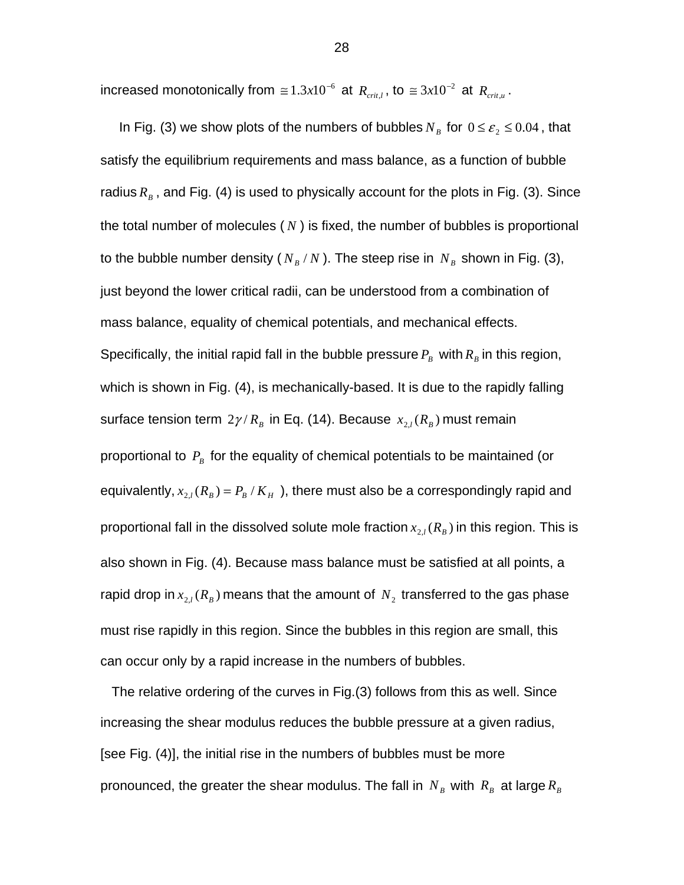increased monotonically from $\cong 1.3x10^{-6}$ at $R_{crit,l}$, to $\cong 3x10^{-2}$ at $R_{crit,u}$.

In Fig. (3) we show plots of the numbers of bubbles $N_B$ for $0 \le \varepsilon_2 \le 0.04$, that satisfy the equilibrium requirements and mass balance, as a function of bubble radius $R_B$, and Fig. (4) is used to physically account for the plots in Fig. (3). Since the total number of molecules ( $N$ ) is fixed, the number of bubbles is proportional to the bubble number density ( $N_B / N$ ). The steep rise in $N_B$ shown in Fig. (3), just beyond the lower critical radii, can be understood from a combination of mass balance, equality of chemical potentials, and mechanical effects. Specifically, the initial rapid fall in the bubble pressure $P_B$ with $R_B$ in this region, which is shown in Fig. (4), is mechanically-based. It is due to the rapidly falling surface tension term $2\gamma / R_B$ in Eq. (14). Because $x_{2,l}(R_B)$ must remain proportional to $P_B$ for the equality of chemical potentials to be maintained (or equivalently, $x_{2,l}(R_B) = P_B / K_H$ ), there must also be a correspondingly rapid and proportional fall in the dissolved solute mole fraction $x_{2,l}(R_B)$ in this region. This is also shown in Fig. (4). Because mass balance must be satisfied at all points, a rapid drop in $x_{2,l}(R_B)$ means that the amount of $N_2$ transferred to the gas phase must rise rapidly in this region. Since the bubbles in this region are small, this can occur only by a rapid increase in the numbers of bubbles.

The relative ordering of the curves in Fig.(3) follows from this as well. Since increasing the shear modulus reduces the bubble pressure at a given radius, [see Fig. (4)], the initial rise in the numbers of bubbles must be more pronounced, the greater the shear modulus. The fall in $N_B$ with $R_B$ at large $R_B$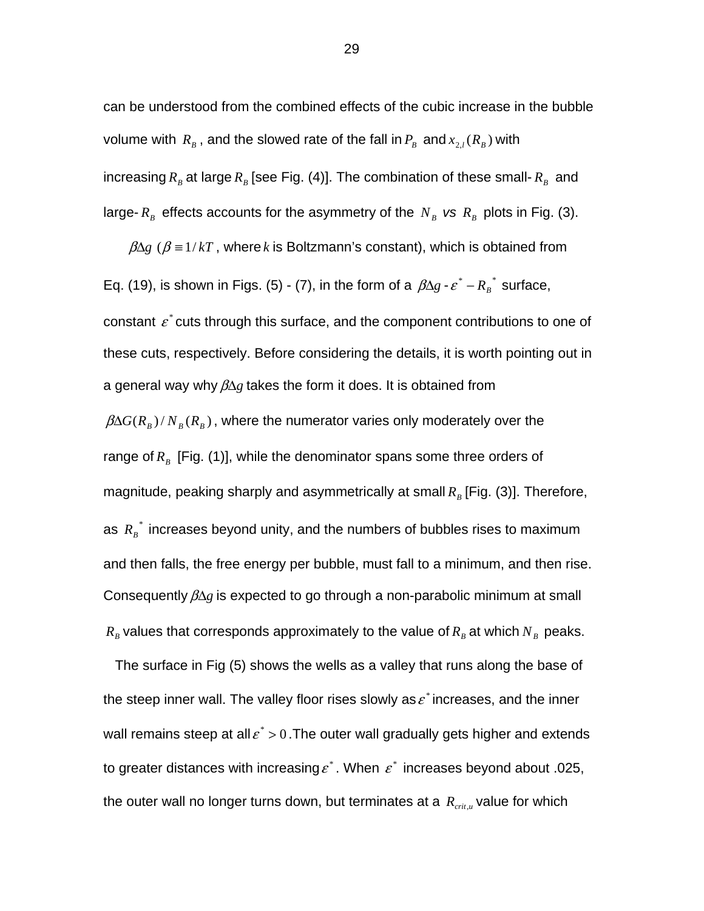can be understood from the combined effects of the cubic increase in the bubble volume with $R_B$, and the slowed rate of the fall in $P_B$ and $x_{2,l}(R_B)$ with increasing $R_B$ at large $R_B$ [see Fig. (4)]. The combination of these small-$R_B$ and large-$R_B$ effects accounts for the asymmetry of the $N_B$ *vs* $R_B$ plots in Fig. (3).

$\beta\Delta g$ ($\beta \equiv 1/kT$, where $k$ is Boltzmann's constant), which is obtained from Eq. (19), is shown in Figs. (5) - (7), in the form of a $\beta\Delta g$ - $\varepsilon^* - R_B^*$ surface, constant $\varepsilon^*$ cuts through this surface, and the component contributions to one of these cuts, respectively. Before considering the details, it is worth pointing out in a general way why $\beta\Delta g$ takes the form it does. It is obtained from $\beta\Delta G(R_B)/N_B(R_B)$, where the numerator varies only moderately over the range of $R_B$ [Fig. (1)], while the denominator spans some three orders of magnitude, peaking sharply and asymmetrically at small $R_B$ [Fig. (3)]. Therefore, as $R_B^*$ increases beyond unity, and the numbers of bubbles rises to maximum and then falls, the free energy per bubble, must fall to a minimum, and then rise. Consequently $\beta\Delta g$ is expected to go through a non-parabolic minimum at small $R_B$ values that corresponds approximately to the value of $R_B$ at which $N_B$ peaks.

The surface in Fig (5) shows the wells as a valley that runs along the base of the steep inner wall. The valley floor rises slowly as $\varepsilon^*$ increases, and the inner wall remains steep at all $\varepsilon^* > 0$. The outer wall gradually gets higher and extends to greater distances with increasing $\varepsilon^*$. When $\varepsilon^*$ increases beyond about .025, the outer wall no longer turns down, but terminates at a $R_{crit,u}$ value for which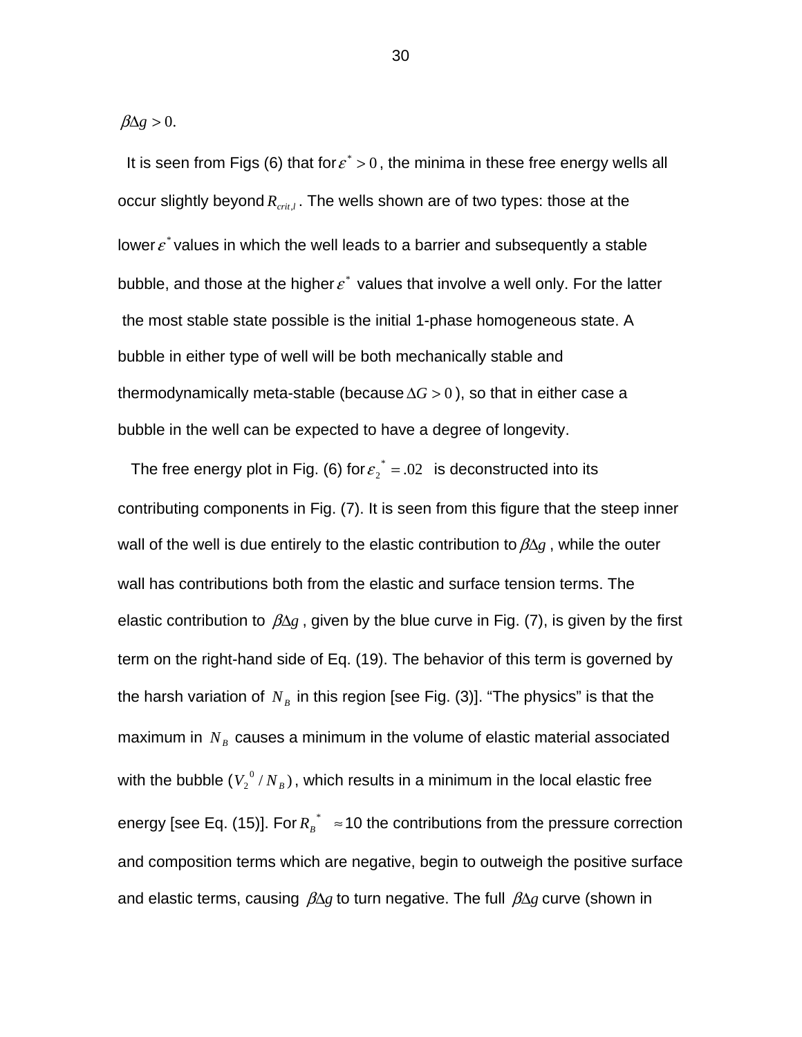$\beta\Delta g > 0.$

It is seen from Figs (6) that for $\varepsilon^* > 0$, the minima in these free energy wells all occur slightly beyond $R_{crit,l}$. The wells shown are of two types: those at the lower $\varepsilon^*$ values in which the well leads to a barrier and subsequently a stable bubble, and those at the higher $\varepsilon^*$ values that involve a well only. For the latter the most stable state possible is the initial 1-phase homogeneous state. A bubble in either type of well will be both mechanically stable and thermodynamically meta-stable (because $\Delta G > 0$), so that in either case a bubble in the well can be expected to have a degree of longevity.

The free energy plot in Fig. (6) for $\varepsilon_2^* = .02$ is deconstructed into its contributing components in Fig. (7). It is seen from this figure that the steep inner wall of the well is due entirely to the elastic contribution to $\beta\Delta g$, while the outer wall has contributions both from the elastic and surface tension terms. The elastic contribution to $\beta\Delta g$, given by the blue curve in Fig. (7), is given by the first term on the right-hand side of Eq. (19). The behavior of this term is governed by the harsh variation of $N_B$ in this region [see Fig. (3)]. "The physics" is that the maximum in $N_B$ causes a minimum in the volume of elastic material associated with the bubble ($V_2^0 / N_B$), which results in a minimum in the local elastic free energy [see Eq. (15)]. For $R_B^* \approx 10$ the contributions from the pressure correction and composition terms which are negative, begin to outweigh the positive surface and elastic terms, causing $\beta\Delta g$ to turn negative. The full $\beta\Delta g$ curve (shown in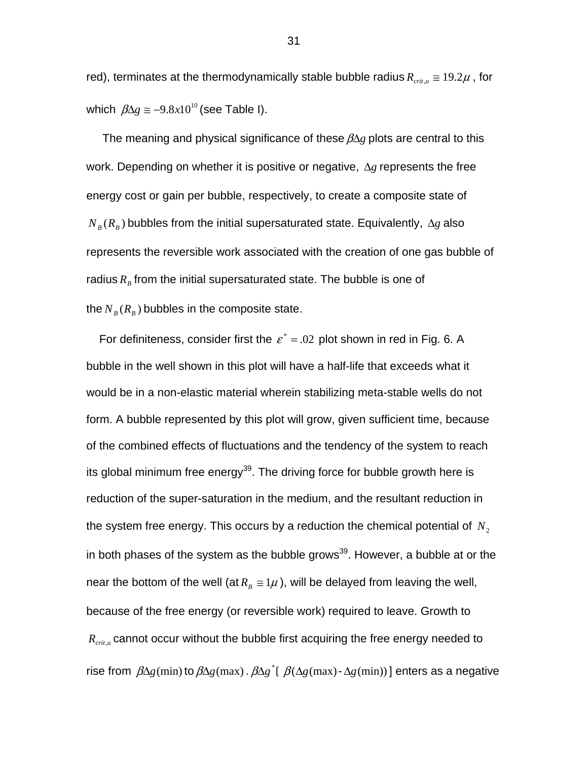red), terminates at the thermodynamically stable bubble radius $R_{crit,u} \cong 19.2\mu$ , for which $\beta\Delta g \cong -9.8x10^{10}$ (see Table I).

The meaning and physical significance of these $\beta\Delta g$ plots are central to this work. Depending on whether it is positive or negative, $\Delta g$ represents the free energy cost or gain per bubble, respectively, to create a composite state of $N_B(R_B)$ bubbles from the initial supersaturated state. Equivalently, $\Delta g$ also represents the reversible work associated with the creation of one gas bubble of radius $R_B$ from the initial supersaturated state. The bubble is one of the $N_B(R_B)$ bubbles in the composite state.

For definiteness, consider first the $\varepsilon^* = .02$ plot shown in red in Fig. 6. A bubble in the well shown in this plot will have a half-life that exceeds what it would be in a non-elastic material wherein stabilizing meta-stable wells do not form. A bubble represented by this plot will grow, given sufficient time, because of the combined effects of fluctuations and the tendency of the system to reach its global minimum free energy[39]. The driving force for bubble growth here is reduction of the super-saturation in the medium, and the resultant reduction in the system free energy. This occurs by a reduction the chemical potential of $N_2$ in both phases of the system as the bubble grows[39]. However, a bubble at or the near the bottom of the well (at $R_B \cong 1\mu$ ), will be delayed from leaving the well, because of the free energy (or reversible work) required to leave. Growth to $R_{crit,u}$ cannot occur without the bubble first acquiring the free energy needed to rise from $\beta\Delta g(\min)$ to $\beta\Delta g(\max)$ . $\beta\Delta g^*$[ $\beta(\Delta g(\max) - \Delta g(\min))$ ] enters as a negative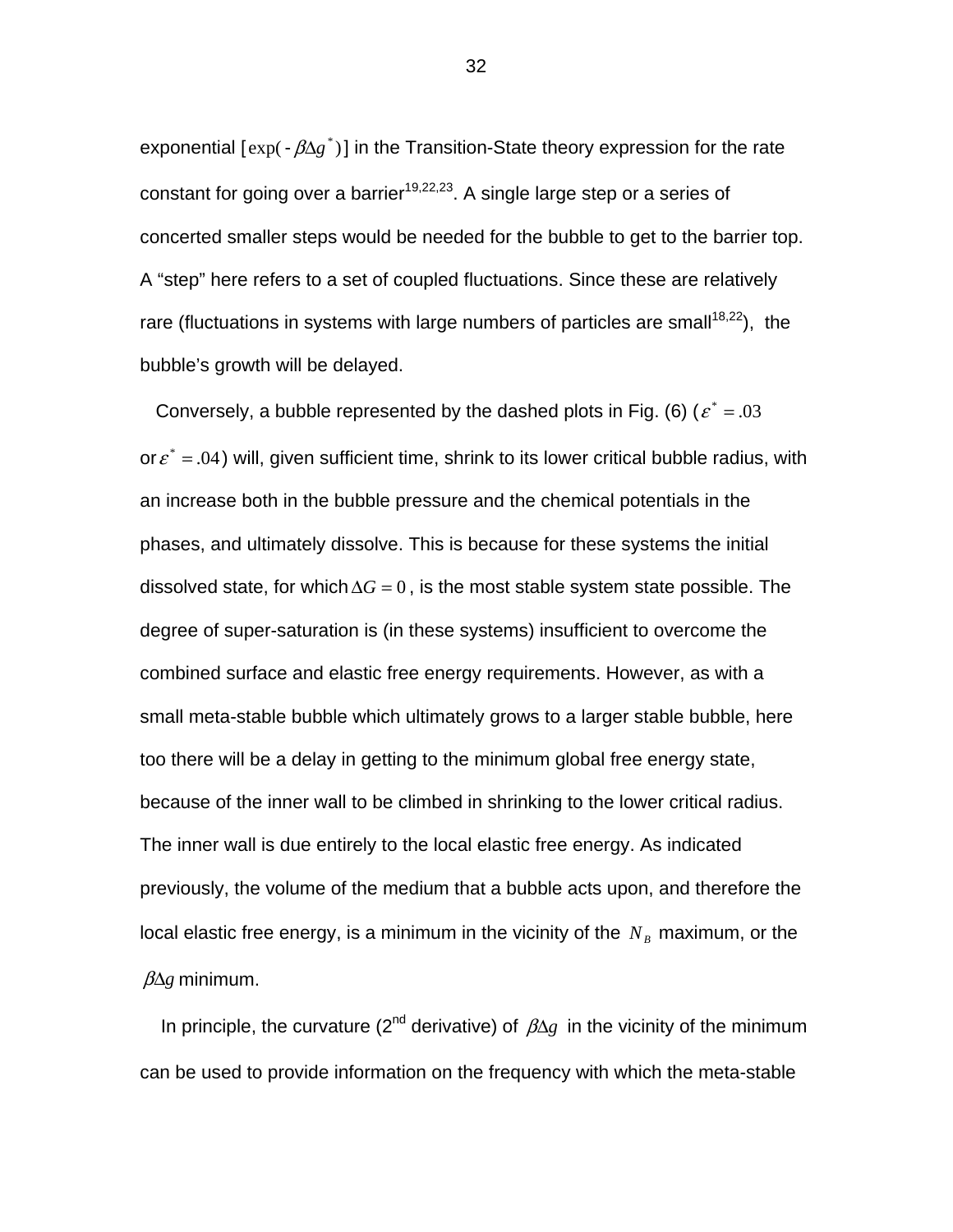exponential [$\exp(-\beta\Delta g^*)$] in the Transition-State theory expression for the rate constant for going over a barrier[19,22,23]. A single large step or a series of concerted smaller steps would be needed for the bubble to get to the barrier top. A "step" here refers to a set of coupled fluctuations. Since these are relatively rare (fluctuations in systems with large numbers of particles are small[18,22]), the bubble's growth will be delayed.

Conversely, a bubble represented by the dashed plots in Fig. (6) ($\varepsilon^* = .03$ or $\varepsilon^* = .04$) will, given sufficient time, shrink to its lower critical bubble radius, with an increase both in the bubble pressure and the chemical potentials in the phases, and ultimately dissolve. This is because for these systems the initial dissolved state, for which $\Delta G = 0$, is the most stable system state possible. The degree of super-saturation is (in these systems) insufficient to overcome the combined surface and elastic free energy requirements. However, as with a small meta-stable bubble which ultimately grows to a larger stable bubble, here too there will be a delay in getting to the minimum global free energy state, because of the inner wall to be climbed in shrinking to the lower critical radius. The inner wall is due entirely to the local elastic free energy. As indicated previously, the volume of the medium that a bubble acts upon, and therefore the local elastic free energy, is a minimum in the vicinity of the $N_B$ maximum, or the $\beta\Delta g$ minimum.

In principle, the curvature (2nd derivative) of $\beta\Delta g$ in the vicinity of the minimum can be used to provide information on the frequency with which the meta-stable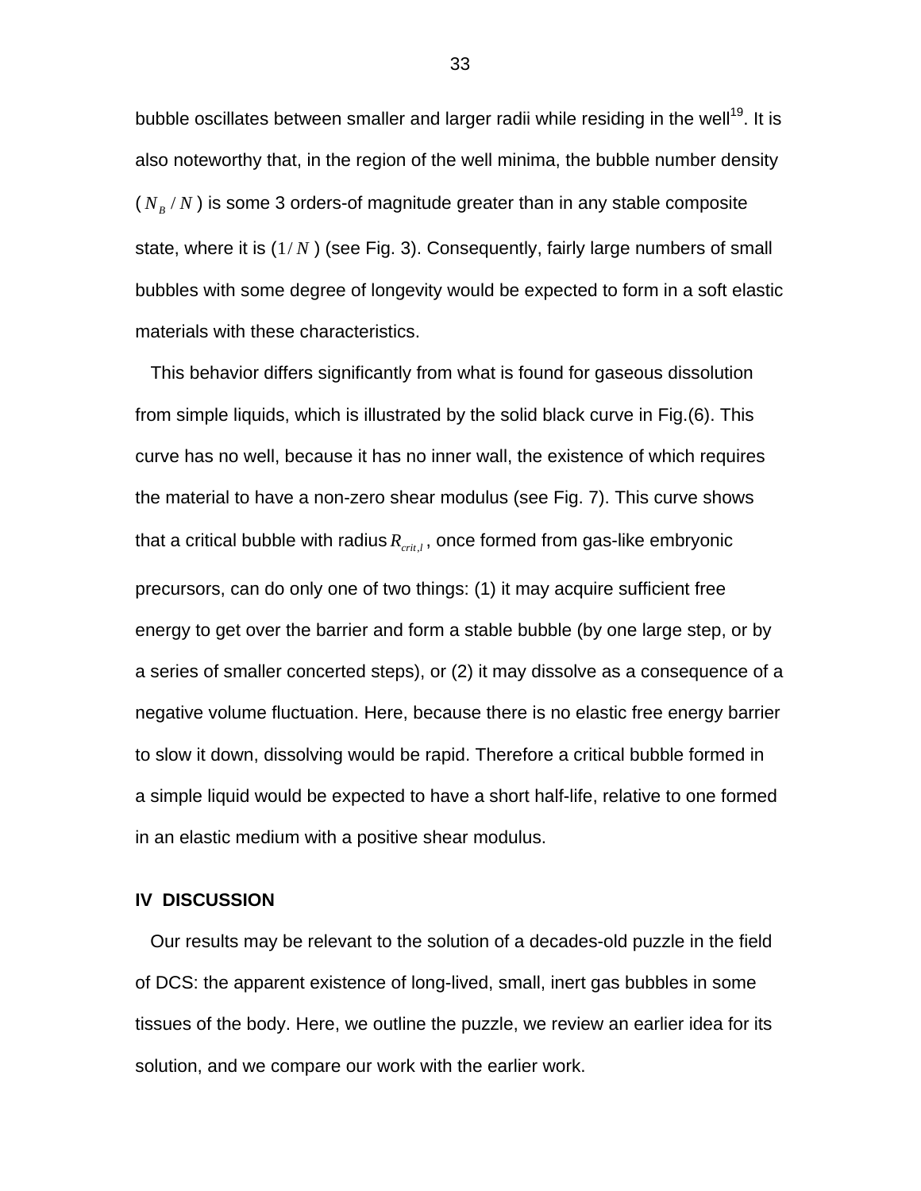bubble oscillates between smaller and larger radii while residing in the well[19]. It is also noteworthy that, in the region of the well minima, the bubble number density ( $N_B / N$ ) is some 3 orders-of magnitude greater than in any stable composite state, where it is ($1/N$ ) (see Fig. 3). Consequently, fairly large numbers of small bubbles with some degree of longevity would be expected to form in a soft elastic materials with these characteristics.

This behavior differs significantly from what is found for gaseous dissolution from simple liquids, which is illustrated by the solid black curve in Fig.(6). This curve has no well, because it has no inner wall, the existence of which requires the material to have a non-zero shear modulus (see Fig. 7). This curve shows that a critical bubble with radius $R_{crit,l}$ , once formed from gas-like embryonic precursors, can do only one of two things: (1) it may acquire sufficient free energy to get over the barrier and form a stable bubble (by one large step, or by a series of smaller concerted steps), or (2) it may dissolve as a consequence of a negative volume fluctuation. Here, because there is no elastic free energy barrier to slow it down, dissolving would be rapid. Therefore a critical bubble formed in a simple liquid would be expected to have a short half-life, relative to one formed in an elastic medium with a positive shear modulus.

## IV DISCUSSION

Our results may be relevant to the solution of a decades-old puzzle in the field of DCS: the apparent existence of long-lived, small, inert gas bubbles in some tissues of the body. Here, we outline the puzzle, we review an earlier idea for its solution, and we compare our work with the earlier work.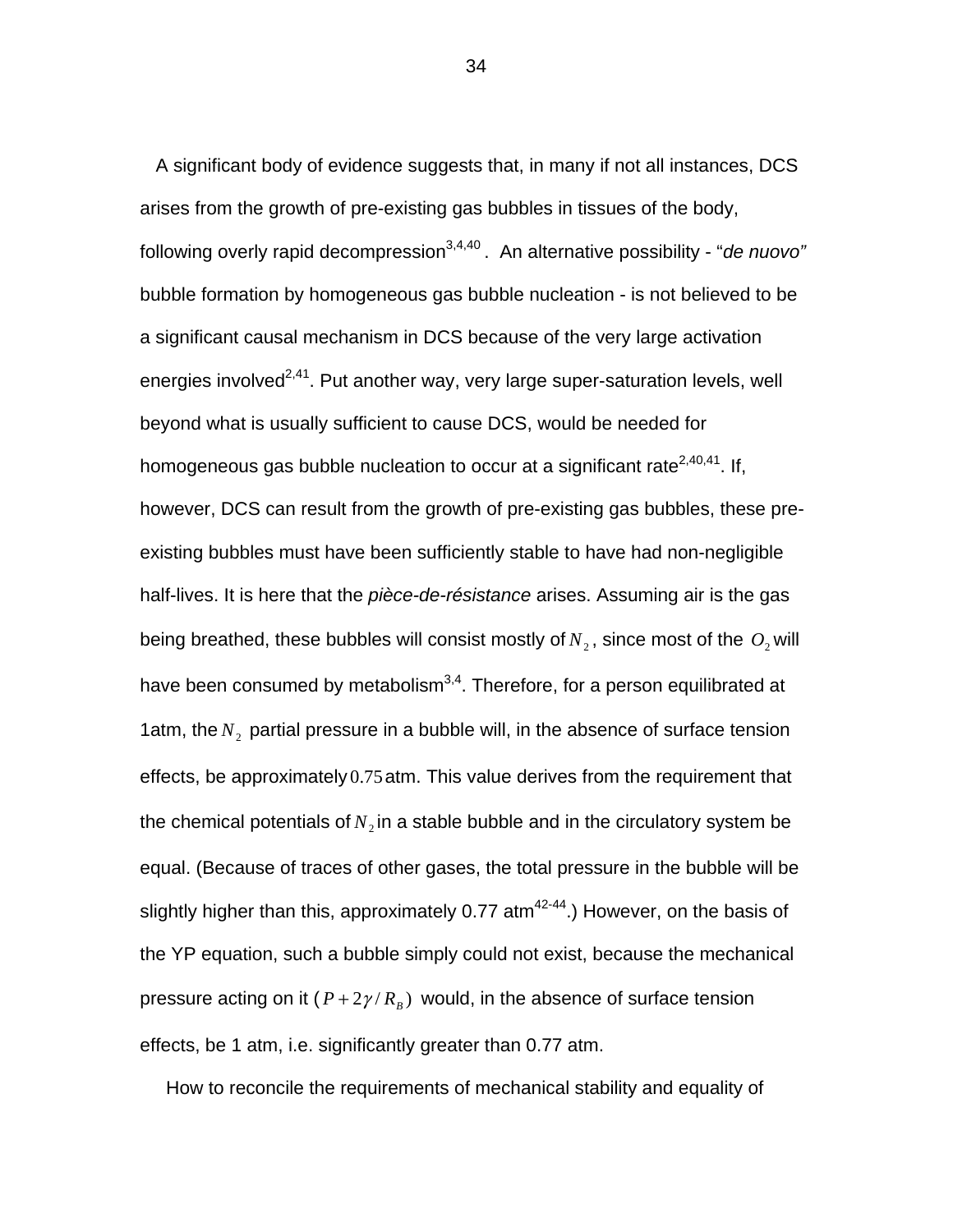A significant body of evidence suggests that, in many if not all instances, DCS arises from the growth of pre-existing gas bubbles in tissues of the body, following overly rapid decompression[3,4,40]. An alternative possibility - "*de nuovo"* bubble formation by homogeneous gas bubble nucleation - is not believed to be a significant causal mechanism in DCS because of the very large activation energies involved[2,41]. Put another way, very large super-saturation levels, well beyond what is usually sufficient to cause DCS, would be needed for homogeneous gas bubble nucleation to occur at a significant rate[2,40,41]. If, however, DCS can result from the growth of pre-existing gas bubbles, these pre-existing bubbles must have been sufficiently stable to have had non-negligible half-lives. It is here that the *pièce-de-résistance* arises. Assuming air is the gas being breathed, these bubbles will consist mostly of $N_2$, since most of the $O_2$ will have been consumed by metabolism[3,4]. Therefore, for a person equilibrated at 1atm, the $N_2$ partial pressure in a bubble will, in the absence of surface tension effects, be approximately $0.75$ atm. This value derives from the requirement that the chemical potentials of $N_2$ in a stable bubble and in the circulatory system be equal. (Because of traces of other gases, the total pressure in the bubble will be slightly higher than this, approximately 0.77 atm[42-44].) However, on the basis of the YP equation, such a bubble simply could not exist, because the mechanical pressure acting on it ($P + 2\gamma / R_B$) would, in the absence of surface tension effects, be 1 atm, i.e. significantly greater than 0.77 atm.

How to reconcile the requirements of mechanical stability and equality of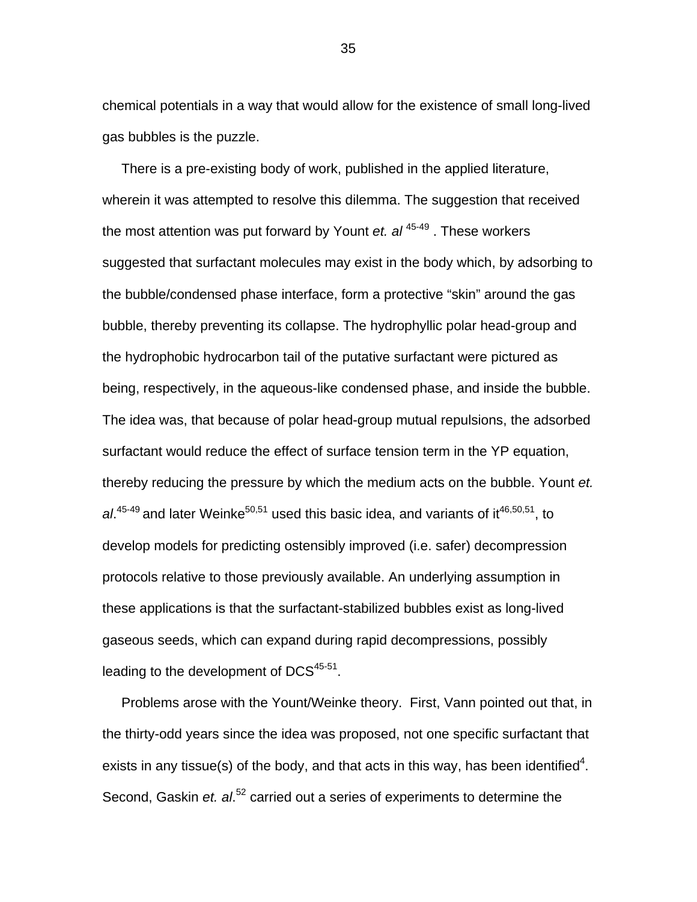chemical potentials in a way that would allow for the existence of small long-lived gas bubbles is the puzzle.

There is a pre-existing body of work, published in the applied literature, wherein it was attempted to resolve this dilemma. The suggestion that received the most attention was put forward by Yount *et. al* [45-49] . These workers suggested that surfactant molecules may exist in the body which, by adsorbing to the bubble/condensed phase interface, form a protective “skin” around the gas bubble, thereby preventing its collapse. The hydrophyllic polar head-group and the hydrophobic hydrocarbon tail of the putative surfactant were pictured as being, respectively, in the aqueous-like condensed phase, and inside the bubble. The idea was, that because of polar head-group mutual repulsions, the adsorbed surfactant would reduce the effect of surface tension term in the YP equation, thereby reducing the pressure by which the medium acts on the bubble. Yount *et. al*.[45-49] and later Weinke[50,51] used this basic idea, and variants of it[46,50,51], to develop models for predicting ostensibly improved (i.e. safer) decompression protocols relative to those previously available. An underlying assumption in these applications is that the surfactant-stabilized bubbles exist as long-lived gaseous seeds, which can expand during rapid decompressions, possibly leading to the development of DCS[45-51].

Problems arose with the Yount/Weinke theory. First, Vann pointed out that, in the thirty-odd years since the idea was proposed, not one specific surfactant that exists in any tissue(s) of the body, and that acts in this way, has been identified[4]. Second, Gaskin *et. al*.[52] carried out a series of experiments to determine the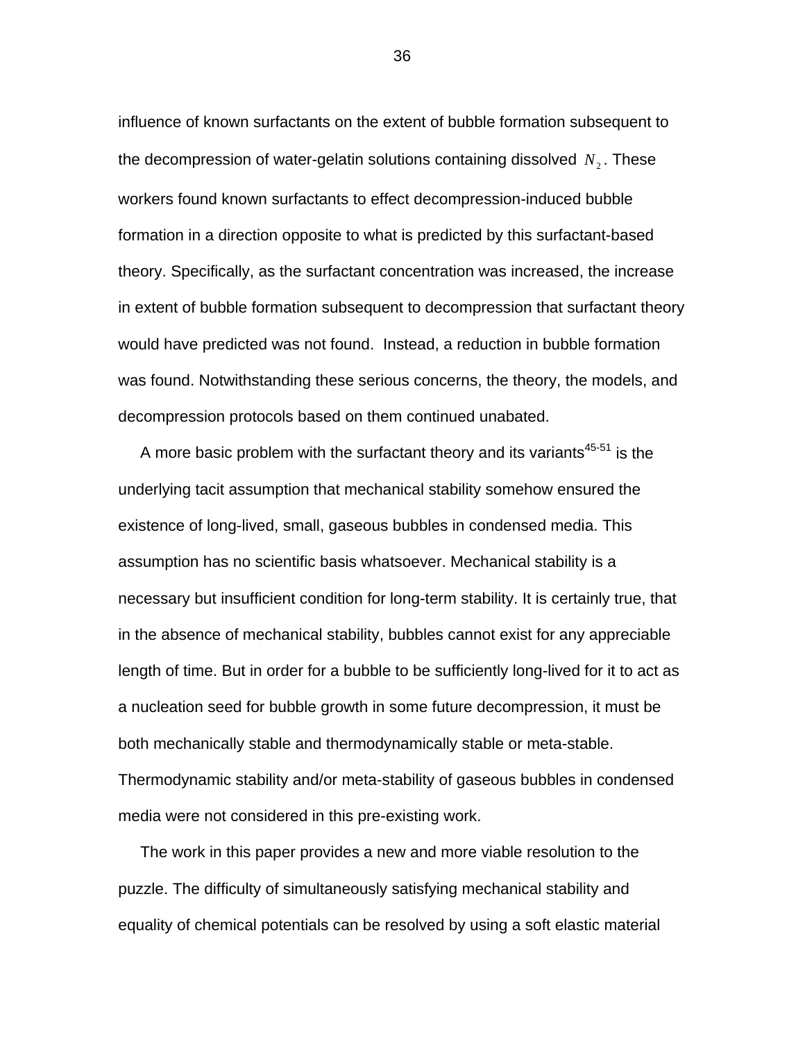influence of known surfactants on the extent of bubble formation subsequent to the decompression of water-gelatin solutions containing dissolved $N_2$. These workers found known surfactants to effect decompression-induced bubble formation in a direction opposite to what is predicted by this surfactant-based theory. Specifically, as the surfactant concentration was increased, the increase in extent of bubble formation subsequent to decompression that surfactant theory would have predicted was not found. Instead, a reduction in bubble formation was found. Notwithstanding these serious concerns, the theory, the models, and decompression protocols based on them continued unabated.

A more basic problem with the surfactant theory and its variants[45-51] is the underlying tacit assumption that mechanical stability somehow ensured the existence of long-lived, small, gaseous bubbles in condensed media. This assumption has no scientific basis whatsoever. Mechanical stability is a necessary but insufficient condition for long-term stability. It is certainly true, that in the absence of mechanical stability, bubbles cannot exist for any appreciable length of time. But in order for a bubble to be sufficiently long-lived for it to act as a nucleation seed for bubble growth in some future decompression, it must be both mechanically stable and thermodynamically stable or meta-stable. Thermodynamic stability and/or meta-stability of gaseous bubbles in condensed media were not considered in this pre-existing work.

The work in this paper provides a new and more viable resolution to the puzzle. The difficulty of simultaneously satisfying mechanical stability and equality of chemical potentials can be resolved by using a soft elastic material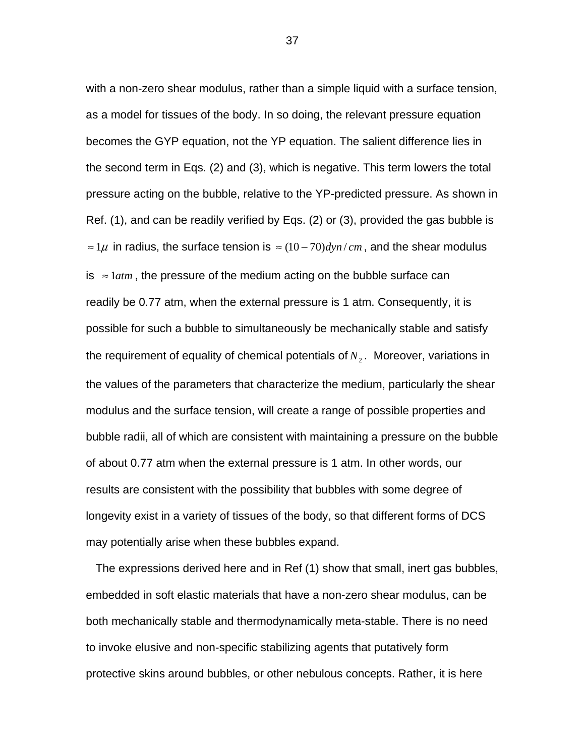with a non-zero shear modulus, rather than a simple liquid with a surface tension, as a model for tissues of the body. In so doing, the relevant pressure equation becomes the GYP equation, not the YP equation. The salient difference lies in the second term in Eqs. (2) and (3), which is negative. This term lowers the total pressure acting on the bubble, relative to the YP-predicted pressure. As shown in Ref. (1), and can be readily verified by Eqs. (2) or (3), provided the gas bubble is $\approx 1\mu$ in radius, the surface tension is $\approx (10-70) dyn/cm$, and the shear modulus is $\approx 1atm$, the pressure of the medium acting on the bubble surface can readily be 0.77 atm, when the external pressure is 1 atm. Consequently, it is possible for such a bubble to simultaneously be mechanically stable and satisfy the requirement of equality of chemical potentials of $N_2$. Moreover, variations in the values of the parameters that characterize the medium, particularly the shear modulus and the surface tension, will create a range of possible properties and bubble radii, all of which are consistent with maintaining a pressure on the bubble of about 0.77 atm when the external pressure is 1 atm. In other words, our results are consistent with the possibility that bubbles with some degree of longevity exist in a variety of tissues of the body, so that different forms of DCS may potentially arise when these bubbles expand.

The expressions derived here and in Ref (1) show that small, inert gas bubbles, embedded in soft elastic materials that have a non-zero shear modulus, can be both mechanically stable and thermodynamically meta-stable. There is no need to invoke elusive and non-specific stabilizing agents that putatively form protective skins around bubbles, or other nebulous concepts. Rather, it is here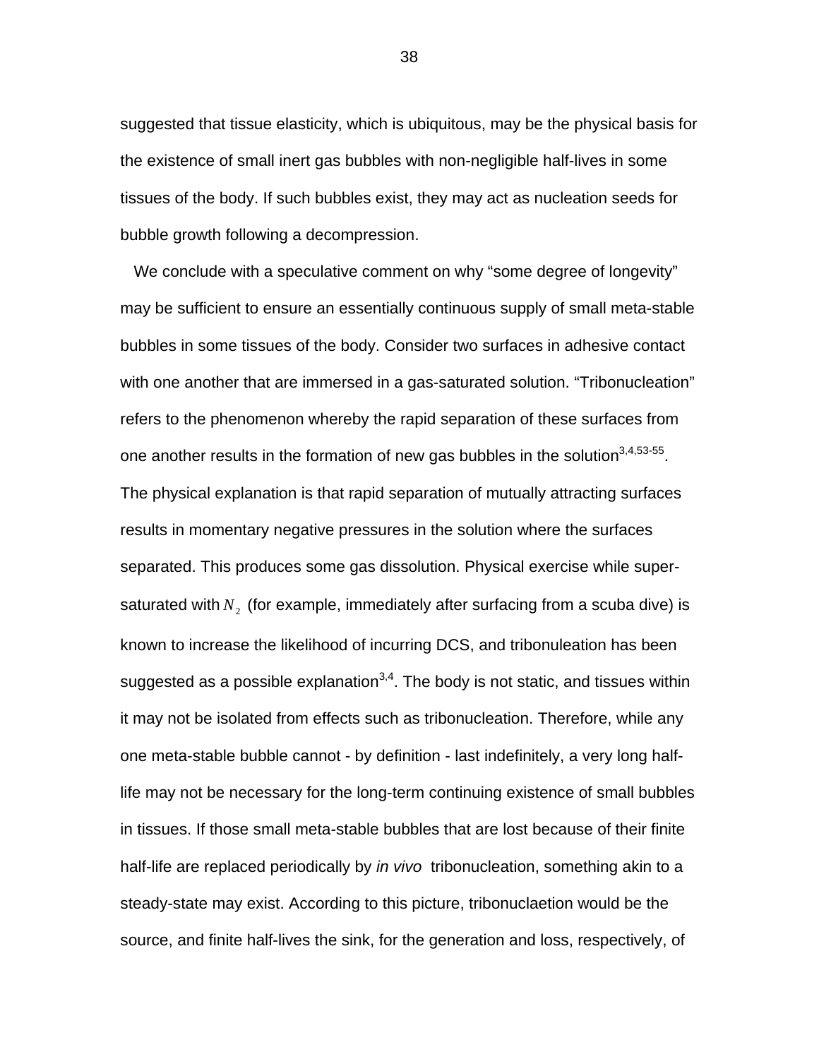suggested that tissue elasticity, which is ubiquitous, may be the physical basis for the existence of small inert gas bubbles with non-negligible half-lives in some tissues of the body. If such bubbles exist, they may act as nucleation seeds for bubble growth following a decompression.

We conclude with a speculative comment on why "some degree of longevity" may be sufficient to ensure an essentially continuous supply of small meta-stable bubbles in some tissues of the body. Consider two surfaces in adhesive contact with one another that are immersed in a gas-saturated solution. "Tribonucleation" refers to the phenomenon whereby the rapid separation of these surfaces from one another results in the formation of new gas bubbles in the solution[3,4,53-55]. The physical explanation is that rapid separation of mutually attracting surfaces results in momentary negative pressures in the solution where the surfaces separated. This produces some gas dissolution. Physical exercise while super-saturated with $N_2$ (for example, immediately after surfacing from a scuba dive) is known to increase the likelihood of incurring DCS, and tribonuleation has been suggested as a possible explanation[3,4]. The body is not static, and tissues within it may not be isolated from effects such as tribonucleation. Therefore, while any one meta-stable bubble cannot - by definition - last indefinitely, a very long half-life may not be necessary for the long-term continuing existence of small bubbles in tissues. If those small meta-stable bubbles that are lost because of their finite half-life are replaced periodically by *in vivo* tribonucleation, something akin to a steady-state may exist. According to this picture, tribonuclaetion would be the source, and finite half-lives the sink, for the generation and loss, respectively, of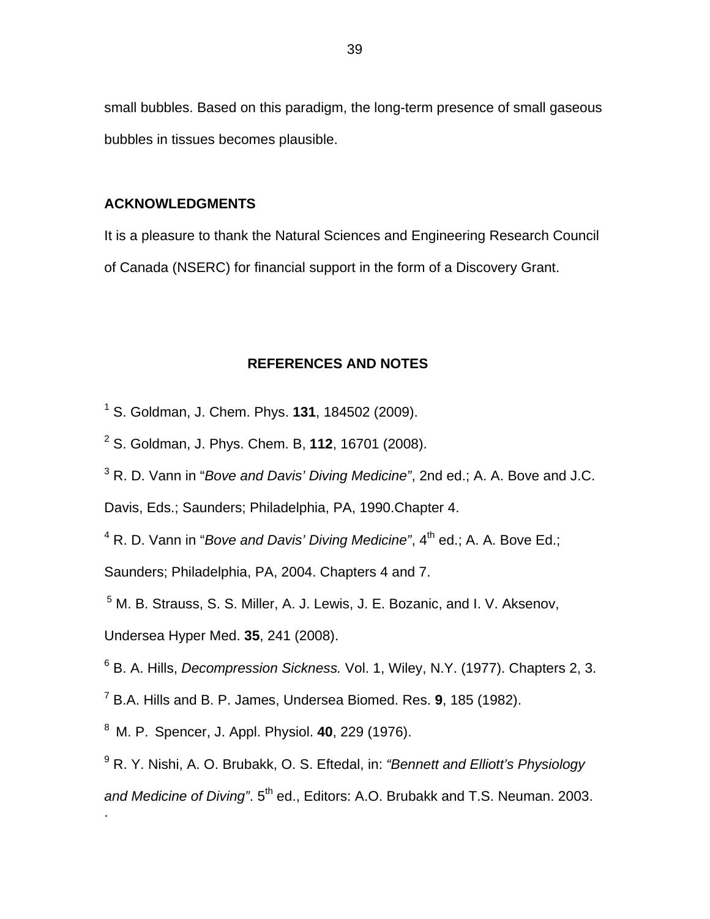small bubbles. Based on this paradigm, the long-term presence of small gaseous bubbles in tissues becomes plausible.

## ACKNOWLEDGMENTS

It is a pleasure to thank the Natural Sciences and Engineering Research Council of Canada (NSERC) for financial support in the form of a Discovery Grant.

## REFERENCES AND NOTES

[1] S. Goldman, J. Chem. Phys. **131**, 184502 (2009).

[2] S. Goldman, J. Phys. Chem. B, **112**, 16701 (2008).

[3] R. D. Vann in "*Bove and Davis' Diving Medicine"*, 2nd ed.; A. A. Bove and J.C. Davis, Eds.; Saunders; Philadelphia, PA, 1990.Chapter 4.

[4] R. D. Vann in "*Bove and Davis' Diving Medicine"*, 4th ed.; A. A. Bove Ed.; Saunders; Philadelphia, PA, 2004. Chapters 4 and 7.

[5] M. B. Strauss, S. S. Miller, A. J. Lewis, J. E. Bozanic, and I. V. Aksenov, Undersea Hyper Med. **35**, 241 (2008).

[6] B. A. Hills, *Decompression Sickness.* Vol. 1, Wiley, N.Y. (1977). Chapters 2, 3.

[7] B.A. Hills and B. P. James, Undersea Biomed. Res. **9**, 185 (1982).

[8] M. P. Spencer, J. Appl. Physiol. **40**, 229 (1976).

[9] R. Y. Nishi, A. O. Brubakk, O. S. Eftedal, in: *"Bennett and Elliott's Physiology and Medicine of Diving"*. 5th ed., Editors: A.O. Brubakk and T.S. Neuman. 2003.

.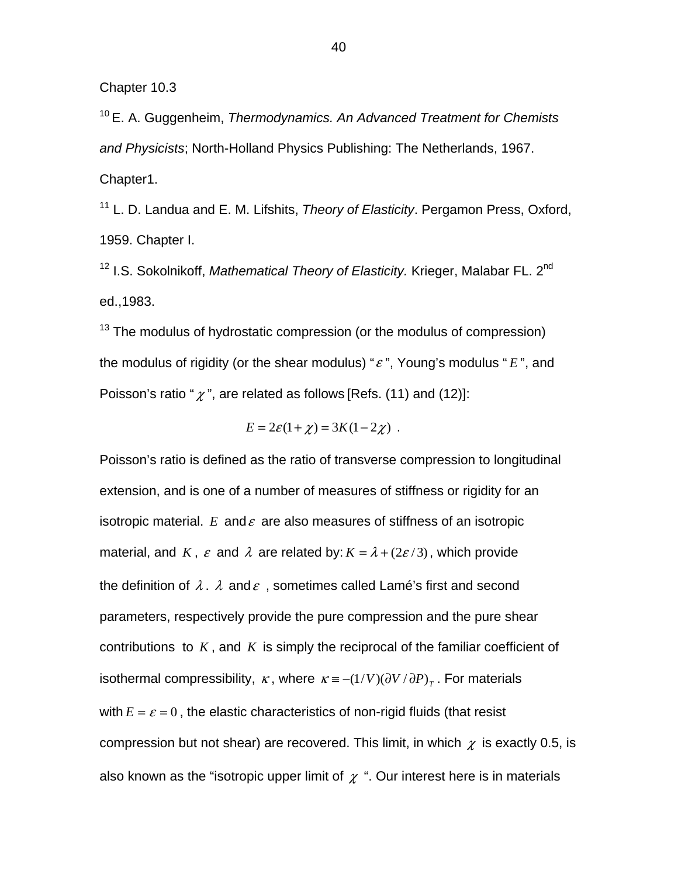Chapter 10.3

[10] E. A. Guggenheim, *Thermodynamics. An Advanced Treatment for Chemists and Physicists*; North-Holland Physics Publishing: The Netherlands, 1967. Chapter1.

[11] L. D. Landua and E. M. Lifshits, *Theory of Elasticity*. Pergamon Press, Oxford, 1959. Chapter I.

[12] I.S. Sokolnikoff, *Mathematical Theory of Elasticity.* Krieger, Malabar FL. 2nd ed.,1983.

[13] The modulus of hydrostatic compression (or the modulus of compression) the modulus of rigidity (or the shear modulus) "$\varepsilon$", Young's modulus "$E$", and Poisson's ratio "$\chi$", are related as follows [Refs. (11) and (12)]:

$$E = 2\varepsilon(1+\chi) = 3K(1-2\chi) \ .$$

Poisson's ratio is defined as the ratio of transverse compression to longitudinal extension, and is one of a number of measures of stiffness or rigidity for an isotropic material. $E$ and $\varepsilon$ are also measures of stiffness of an isotropic material, and $K$, $\varepsilon$ and $\lambda$ are related by: $K = \lambda + (2\varepsilon/3)$, which provide the definition of $\lambda$. $\lambda$ and $\varepsilon$, sometimes called Lamé's first and second parameters, respectively provide the pure compression and the pure shear contributions to $K$, and $K$ is simply the reciprocal of the familiar coefficient of isothermal compressibility, $\kappa$, where $\kappa \equiv -(1/V)(\partial V/\partial P)_T$. For materials with $E = \varepsilon = 0$, the elastic characteristics of non-rigid fluids (that resist compression but not shear) are recovered. This limit, in which $\chi$ is exactly 0.5, is also known as the "isotropic upper limit of $\chi$ ". Our interest here is in materials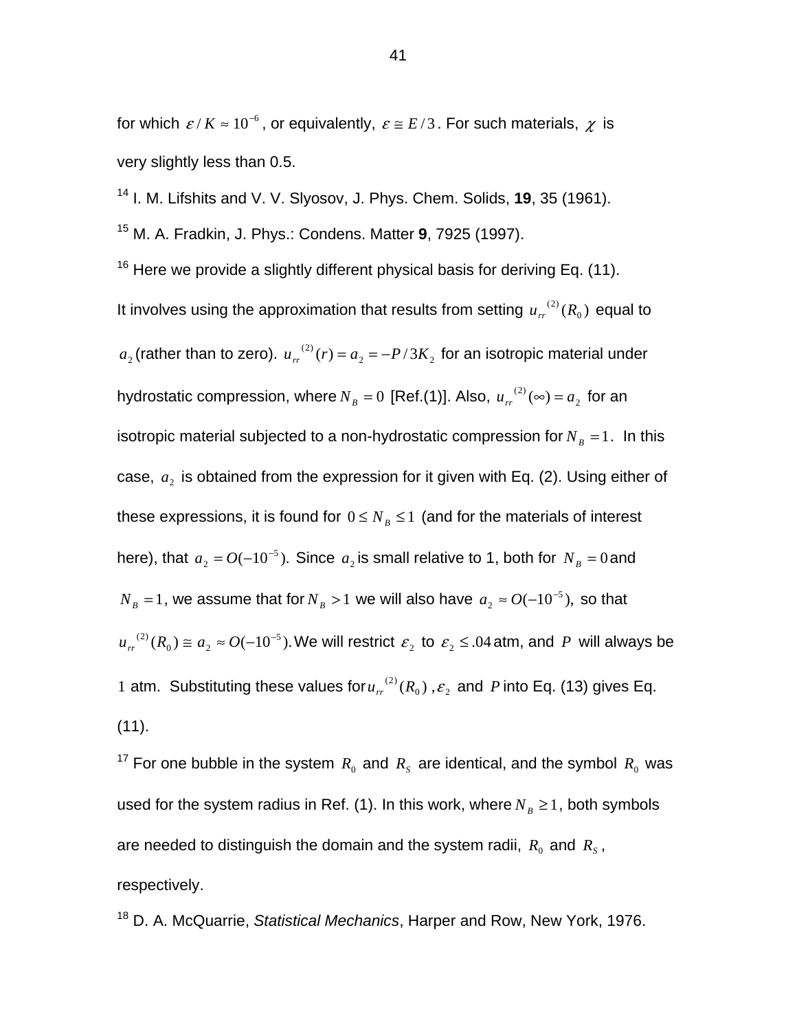for which $\varepsilon / K \approx 10^{-6}$, or equivalently, $\varepsilon \cong E/3$. For such materials, $\chi$ is very slightly less than 0.5.

[14] I. M. Lifshits and V. V. Slyosov, J. Phys. Chem. Solids, **19**, 35 (1961).

[15] M. A. Fradkin, J. Phys.: Condens. Matter **9**, 7925 (1997).

[16] Here we provide a slightly different physical basis for deriving Eq. (11). It involves using the approximation that results from setting $u_{rr}^{(2)}(R_0)$ equal to $a_2$ (rather than to zero). $u_{rr}^{(2)}(r) = a_2 = -P/3K_2$ for an isotropic material under hydrostatic compression, where $N_B = 0$ [Ref.(1)]. Also, $u_{rr}^{(2)}(\infty) = a_2$ for an isotropic material subjected to a non-hydrostatic compression for $N_B = 1$. In this case, $a_2$ is obtained from the expression for it given with Eq. (2). Using either of these expressions, it is found for $0 \le N_B \le 1$ (and for the materials of interest here), that $a_2 = O(-10^{-5})$. Since $a_2$ is small relative to 1, both for $N_B = 0$ and $N_B = 1$, we assume that for $N_B > 1$ we will also have $a_2 \approx O(-10^{-5})$, so that $u_{rr}^{(2)}(R_0) \cong a_2 \approx O(-10^{-5})$. We will restrict $\varepsilon_2$ to $\varepsilon_2 \le .04$ atm, and $P$ will always be $1$ atm. Substituting these values for $u_{rr}^{(2)}(R_0)$, $\varepsilon_2$ and $P$ into Eq. (13) gives Eq. (11).

[17] For one bubble in the system $R_0$ and $R_S$ are identical, and the symbol $R_0$ was used for the system radius in Ref. (1). In this work, where $N_B \ge 1$, both symbols are needed to distinguish the domain and the system radii, $R_0$ and $R_S$, respectively.

[18] D. A. McQuarrie, *Statistical Mechanics*, Harper and Row, New York, 1976.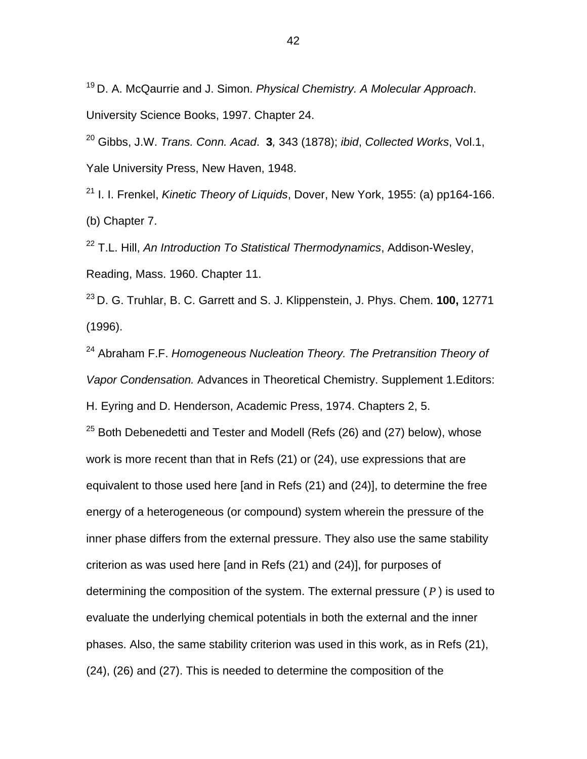[19] D. A. McQaurrie and J. Simon. *Physical Chemistry. A Molecular Approach*. University Science Books, 1997. Chapter 24.

[20] Gibbs, J.W. *Trans. Conn. Acad*. **3***,* 343 (1878); *ibid*, *Collected Works*, Vol.1, Yale University Press, New Haven, 1948.

[21] I. I. Frenkel, *Kinetic Theory of Liquids*, Dover, New York, 1955: (a) pp164-166. (b) Chapter 7.

[22] T.L. Hill, *An Introduction To Statistical Thermodynamics*, Addison-Wesley, Reading, Mass. 1960. Chapter 11.

[23] D. G. Truhlar, B. C. Garrett and S. J. Klippenstein, J. Phys. Chem. **100,** 12771 (1996).

[24] Abraham F.F. *Homogeneous Nucleation Theory. The Pretransition Theory of Vapor Condensation.* Advances in Theoretical Chemistry. Supplement 1.Editors: H. Eyring and D. Henderson, Academic Press, 1974. Chapters 2, 5.

[25] Both Debenedetti and Tester and Modell (Refs (26) and (27) below), whose work is more recent than that in Refs (21) or (24), use expressions that are equivalent to those used here [and in Refs (21) and (24)], to determine the free energy of a heterogeneous (or compound) system wherein the pressure of the inner phase differs from the external pressure. They also use the same stability criterion as was used here [and in Refs (21) and (24)], for purposes of determining the composition of the system. The external pressure ( $P$ ) is used to evaluate the underlying chemical potentials in both the external and the inner phases. Also, the same stability criterion was used in this work, as in Refs (21), (24), (26) and (27). This is needed to determine the composition of the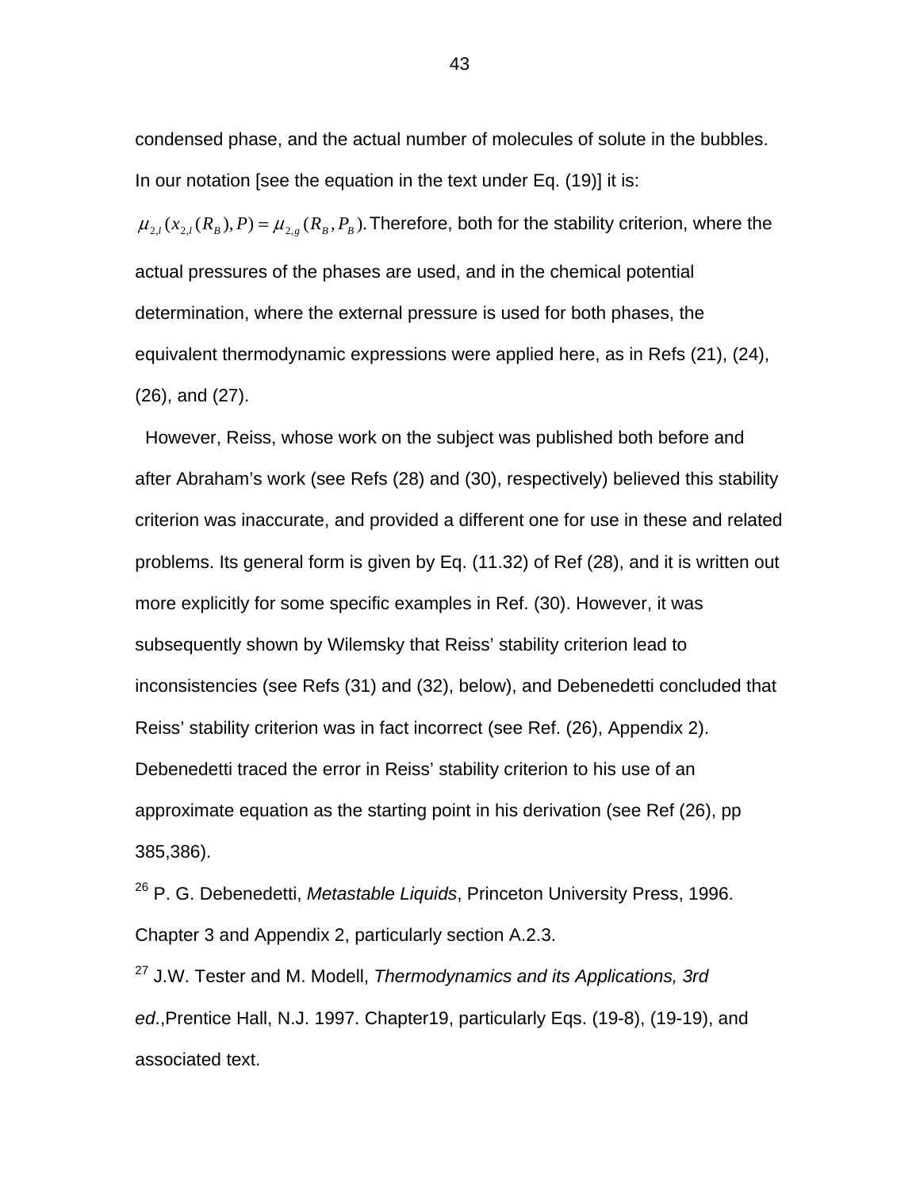condensed phase, and the actual number of molecules of solute in the bubbles. In our notation [see the equation in the text under Eq. (19)] it is: $\mu_{2,l}(x_{2,l}(R_B), P) = \mu_{2,g}(R_B, P_B)$. Therefore, both for the stability criterion, where the actual pressures of the phases are used, and in the chemical potential determination, where the external pressure is used for both phases, the equivalent thermodynamic expressions were applied here, as in Refs (21), (24), (26), and (27).

However, Reiss, whose work on the subject was published both before and after Abraham's work (see Refs (28) and (30), respectively) believed this stability criterion was inaccurate, and provided a different one for use in these and related problems. Its general form is given by Eq. (11.32) of Ref (28), and it is written out more explicitly for some specific examples in Ref. (30). However, it was subsequently shown by Wilemsky that Reiss' stability criterion lead to inconsistencies (see Refs (31) and (32), below), and Debenedetti concluded that Reiss' stability criterion was in fact incorrect (see Ref. (26), Appendix 2). Debenedetti traced the error in Reiss' stability criterion to his use of an approximate equation as the starting point in his derivation (see Ref (26), pp 385,386).

[26] P. G. Debenedetti, *Metastable Liquids*, Princeton University Press, 1996. Chapter 3 and Appendix 2, particularly section A.2.3.

[27] J.W. Tester and M. Modell, *Thermodynamics and its Applications, 3rd ed*.,Prentice Hall, N.J. 1997. Chapter19, particularly Eqs. (19-8), (19-19), and associated text.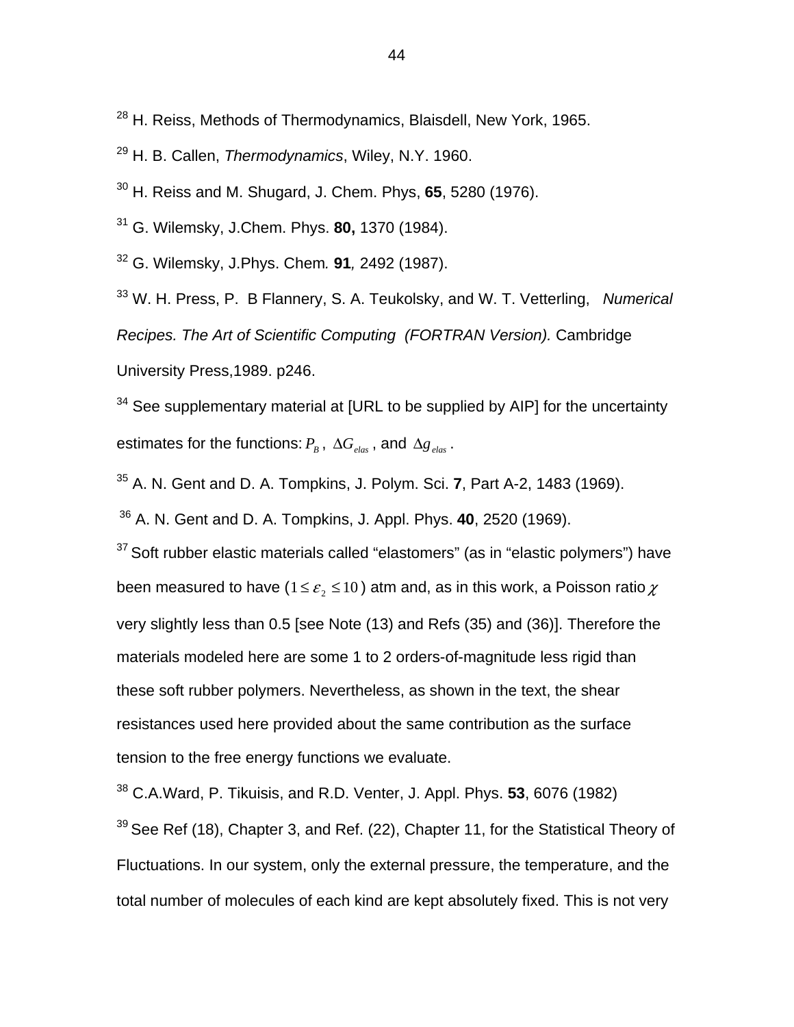[28] H. Reiss, Methods of Thermodynamics, Blaisdell, New York, 1965.

[29] H. B. Callen, *Thermodynamics*, Wiley, N.Y. 1960.

[30] H. Reiss and M. Shugard, J. Chem. Phys, **65**, 5280 (1976).

[31] G. Wilemsky, J.Chem. Phys. **80,** 1370 (1984).

[32] G. Wilemsky, J.Phys. Chem*.* **91***,* 2492 (1987).

[33] W. H. Press, P. B Flannery, S. A. Teukolsky, and W. T. Vetterling, *Numerical Recipes. The Art of Scientific Computing (FORTRAN Version).* Cambridge University Press,1989. p246.

[34] See supplementary material at [URL to be supplied by AIP] for the uncertainty estimates for the functions: $P_B$ , $\Delta G_{elas}$ , and $\Delta g_{elas}$ .

[35] A. N. Gent and D. A. Tompkins, J. Polym. Sci. **7**, Part A-2, 1483 (1969).

[36] A. N. Gent and D. A. Tompkins, J. Appl. Phys. **40**, 2520 (1969).

[37] Soft rubber elastic materials called “elastomers” (as in “elastic polymers”) have been measured to have ($1 \le \varepsilon_2 \le 10$) atm and, as in this work, a Poisson ratio $\chi$ very slightly less than 0.5 [see Note (13) and Refs (35) and (36)]. Therefore the materials modeled here are some 1 to 2 orders-of-magnitude less rigid than these soft rubber polymers. Nevertheless, as shown in the text, the shear resistances used here provided about the same contribution as the surface tension to the free energy functions we evaluate.

[38] C.A.Ward, P. Tikuisis, and R.D. Venter, J. Appl. Phys. **53**, 6076 (1982)

[39] See Ref (18), Chapter 3, and Ref. (22), Chapter 11, for the Statistical Theory of Fluctuations. In our system, only the external pressure, the temperature, and the total number of molecules of each kind are kept absolutely fixed. This is not very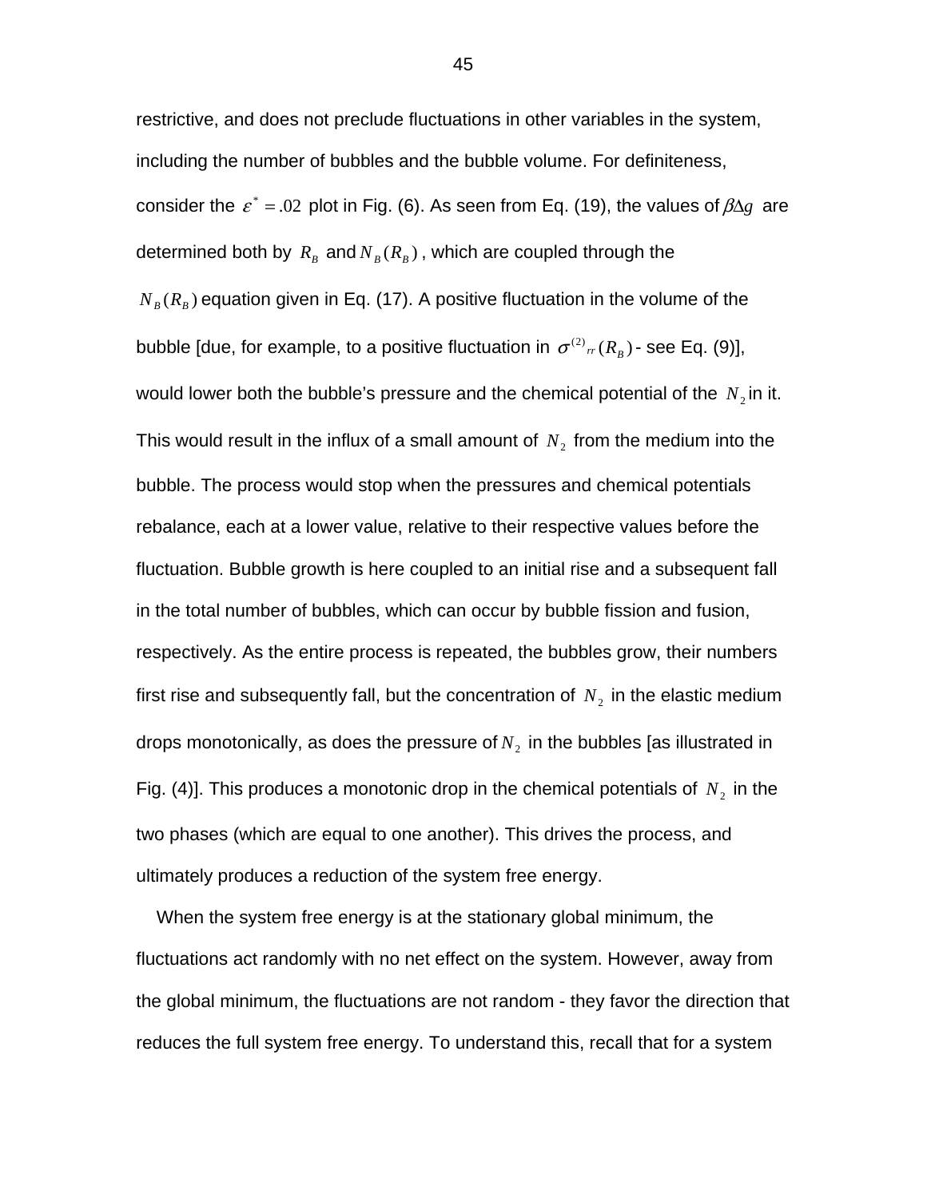restrictive, and does not preclude fluctuations in other variables in the system, including the number of bubbles and the bubble volume. For definiteness, consider the $\varepsilon^* = .02$ plot in Fig. (6). As seen from Eq. (19), the values of $\beta\Delta g$ are determined both by $R_B$ and $N_B(R_B)$, which are coupled through the $N_B(R_B)$ equation given in Eq. (17). A positive fluctuation in the volume of the bubble [due, for example, to a positive fluctuation in $\sigma^{(2)}{}_{rr}(R_B)$ - see Eq. (9)], would lower both the bubble's pressure and the chemical potential of the $N_2$ in it. This would result in the influx of a small amount of $N_2$ from the medium into the bubble. The process would stop when the pressures and chemical potentials rebalance, each at a lower value, relative to their respective values before the fluctuation. Bubble growth is here coupled to an initial rise and a subsequent fall in the total number of bubbles, which can occur by bubble fission and fusion, respectively. As the entire process is repeated, the bubbles grow, their numbers first rise and subsequently fall, but the concentration of $N_2$ in the elastic medium drops monotonically, as does the pressure of $N_2$ in the bubbles [as illustrated in Fig. (4)]. This produces a monotonic drop in the chemical potentials of $N_2$ in the two phases (which are equal to one another). This drives the process, and ultimately produces a reduction of the system free energy.

When the system free energy is at the stationary global minimum, the fluctuations act randomly with no net effect on the system. However, away from the global minimum, the fluctuations are not random - they favor the direction that reduces the full system free energy. To understand this, recall that for a system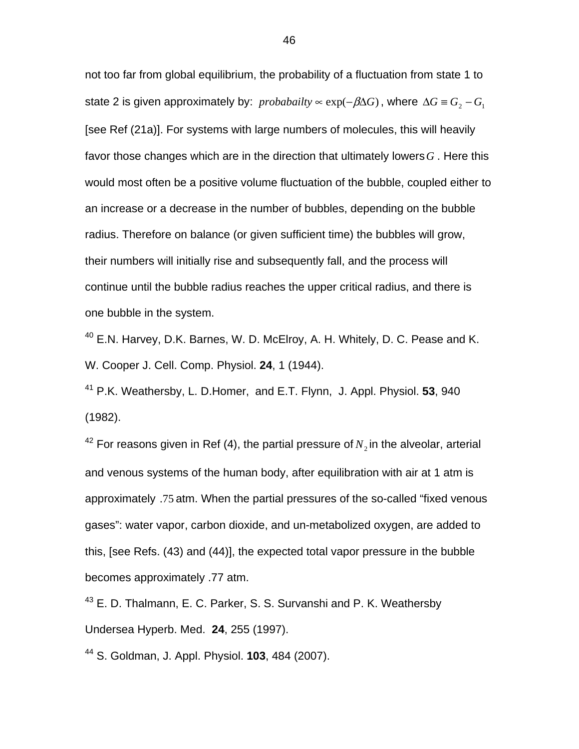not too far from global equilibrium, the probability of a fluctuation from state 1 to state 2 is given approximately by: $probabailty \propto \exp(-\beta\Delta G)$, where $\Delta G \equiv G_2 - G_1$ [see Ref (21a)]. For systems with large numbers of molecules, this will heavily favor those changes which are in the direction that ultimately lowers $G$. Here this would most often be a positive volume fluctuation of the bubble, coupled either to an increase or a decrease in the number of bubbles, depending on the bubble radius. Therefore on balance (or given sufficient time) the bubbles will grow, their numbers will initially rise and subsequently fall, and the process will continue until the bubble radius reaches the upper critical radius, and there is one bubble in the system.

[40] E.N. Harvey, D.K. Barnes, W. D. McElroy, A. H. Whitely, D. C. Pease and K. W. Cooper J. Cell. Comp. Physiol. **24**, 1 (1944).

[41] P.K. Weathersby, L. D.Homer, and E.T. Flynn, J. Appl. Physiol. **53**, 940 (1982).

[42] For reasons given in Ref (4), the partial pressure of $N_2$ in the alveolar, arterial and venous systems of the human body, after equilibration with air at 1 atm is approximately $.75$ atm. When the partial pressures of the so-called “fixed venous gases”: water vapor, carbon dioxide, and un-metabolized oxygen, are added to this, [see Refs. (43) and (44)], the expected total vapor pressure in the bubble becomes approximately .77 atm.

[43] E. D. Thalmann, E. C. Parker, S. S. Survanshi and P. K. Weathersby Undersea Hyperb. Med. **24**, 255 (1997).

[44] S. Goldman, J. Appl. Physiol. **103**, 484 (2007).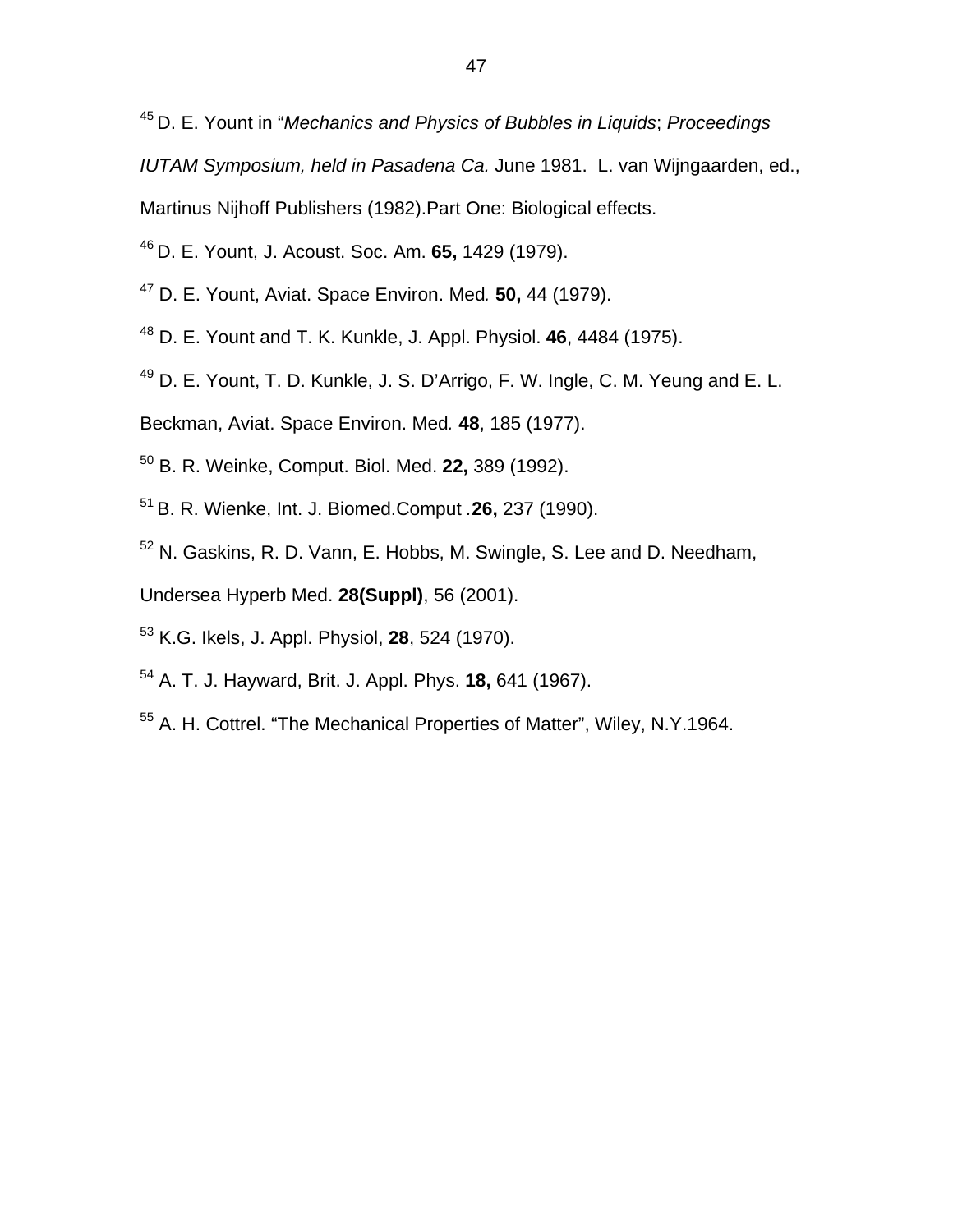[45] D. E. Yount in "*Mechanics and Physics of Bubbles in Liquids*; *Proceedings IUTAM Symposium, held in Pasadena Ca.* June 1981. L. van Wijngaarden, ed., Martinus Nijhoff Publishers (1982).Part One: Biological effects.

[46] D. E. Yount, J. Acoust. Soc. Am. **65,** 1429 (1979).

[47] D. E. Yount, Aviat. Space Environ. Med*.* **50,** 44 (1979).

[48] D. E. Yount and T. K. Kunkle, J. Appl. Physiol. **46**, 4484 (1975).

[49] D. E. Yount, T. D. Kunkle, J. S. D'Arrigo, F. W. Ingle, C. M. Yeung and E. L. Beckman, Aviat. Space Environ. Med*.* **48**, 185 (1977).

[50] B. R. Weinke, Comput. Biol. Med. **22,** 389 (1992).

[51] B. R. Wienke, Int. J. Biomed.Comput .**26,** 237 (1990).

[52] N. Gaskins, R. D. Vann, E. Hobbs, M. Swingle, S. Lee and D. Needham, Undersea Hyperb Med. **28(Suppl)**, 56 (2001).

[53] K.G. Ikels, J. Appl. Physiol, **28**, 524 (1970).

[54] A. T. J. Hayward, Brit. J. Appl. Phys. **18,** 641 (1967).

[55] A. H. Cottrel. "The Mechanical Properties of Matter", Wiley, N.Y.1964.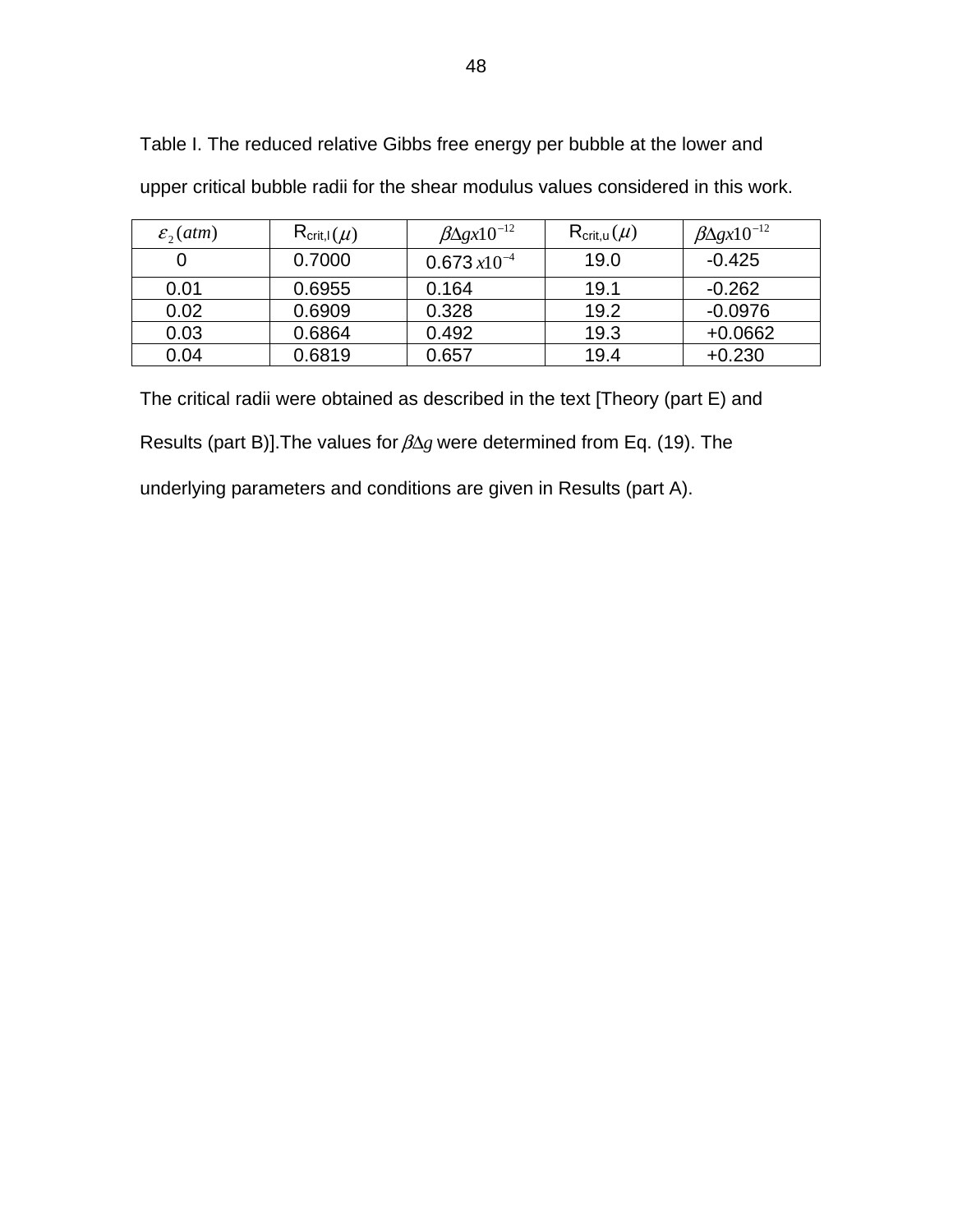Table I. The reduced relative Gibbs free energy per bubble at the lower and upper critical bubble radii for the shear modulus values considered in this work.

| $\varepsilon_2\,(atm)$ | $R_{crit,l}\,(\mu)$ | $\beta\Delta g x 10^{-12}$ | $R_{crit,u}\,(\mu)$ | $\beta\Delta g x 10^{-12}$ |
|---|---|---|---|---|
| 0 | 0.7000 | $0.673\,x10^{-4}$ | 19.0 | -0.425 |
| 0.01 | 0.6955 | 0.164 | 19.1 | -0.262 |
| 0.02 | 0.6909 | 0.328 | 19.2 | -0.0976 |
| 0.03 | 0.6864 | 0.492 | 19.3 | +0.0662 |
| 0.04 | 0.6819 | 0.657 | 19.4 | +0.230 |

The critical radii were obtained as described in the text [Theory (part E) and Results (part B)].The values for $\beta\Delta g$ were determined from Eq. (19). The underlying parameters and conditions are given in Results (part A).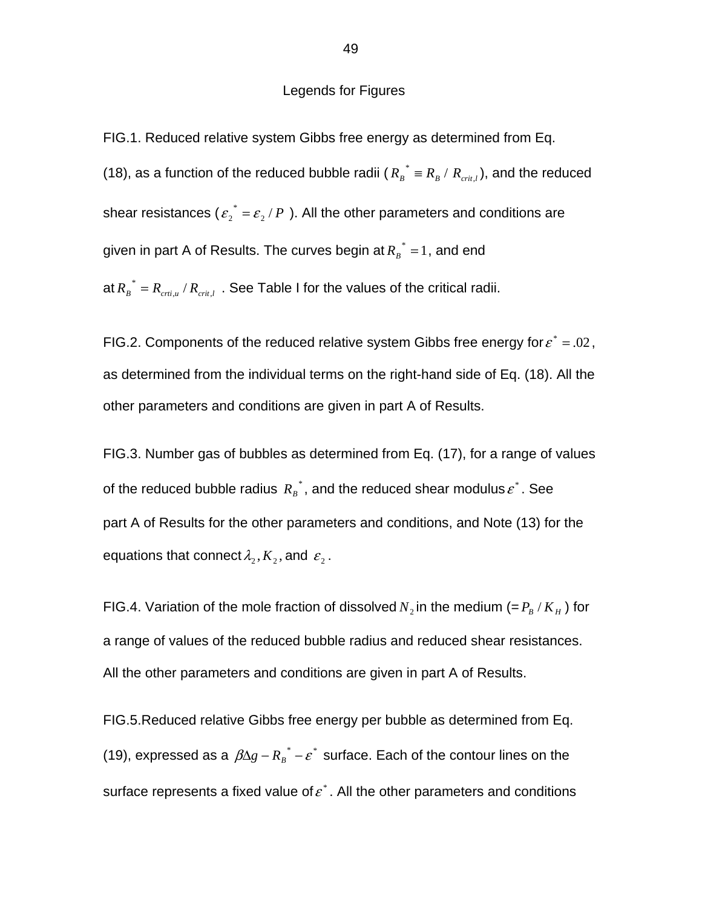## Legends for Figures

FIG.1. Reduced relative system Gibbs free energy as determined from Eq. (18), as a function of the reduced bubble radii ($R_B^* \equiv R_B / R_{crit,l}$), and the reduced shear resistances ($\varepsilon_2^* = \varepsilon_2 / P$ ). All the other parameters and conditions are given in part A of Results. The curves begin at $R_B^* = 1$, and end at $R_B^* = R_{crti,u} / R_{crit,l}$ . See Table I for the values of the critical radii.

FIG.2. Components of the reduced relative system Gibbs free energy for $\varepsilon^* = .02$, as determined from the individual terms on the right-hand side of Eq. (18). All the other parameters and conditions are given in part A of Results.

FIG.3. Number gas of bubbles as determined from Eq. (17), for a range of values of the reduced bubble radius $R_B^*$, and the reduced shear modulus $\varepsilon^*$. See part A of Results for the other parameters and conditions, and Note (13) for the equations that connect $\lambda_2, K_2$, and $\varepsilon_2$.

FIG.4. Variation of the mole fraction of dissolved $N_2$ in the medium (= $P_B / K_H$ ) for a range of values of the reduced bubble radius and reduced shear resistances. All the other parameters and conditions are given in part A of Results.

FIG.5.Reduced relative Gibbs free energy per bubble as determined from Eq. (19), expressed as a $\beta\Delta g - R_B^* - \varepsilon^*$ surface. Each of the contour lines on the surface represents a fixed value of $\varepsilon^*$. All the other parameters and conditions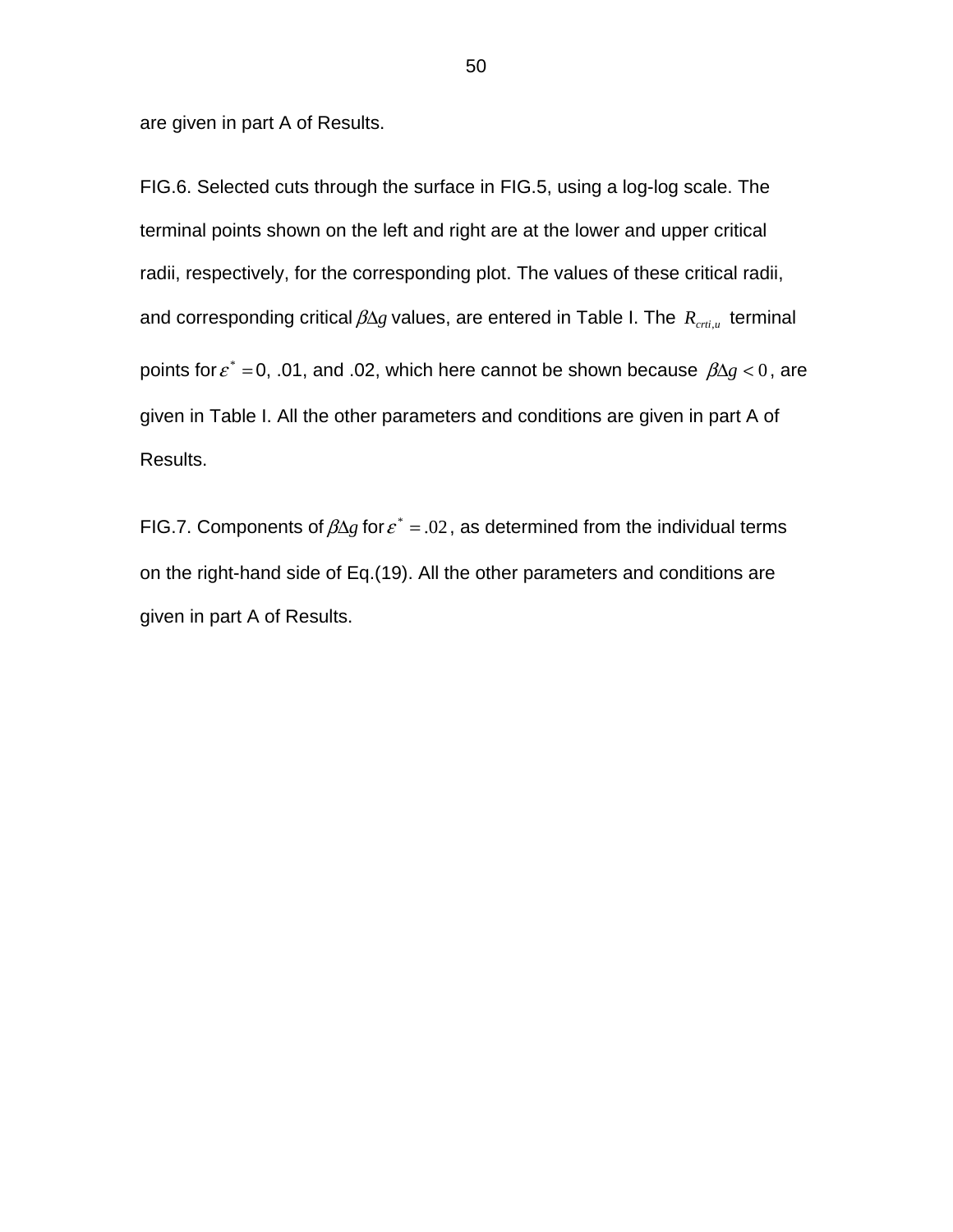are given in part A of Results.

FIG.6. Selected cuts through the surface in FIG.5, using a log-log scale. The terminal points shown on the left and right are at the lower and upper critical radii, respectively, for the corresponding plot. The values of these critical radii, and corresponding critical $\beta\Delta g$ values, are entered in Table I. The $R_{crti,u}$ terminal points for $\varepsilon^* = 0$, .01, and .02, which here cannot be shown because $\beta\Delta g < 0$, are given in Table I. All the other parameters and conditions are given in part A of Results.

FIG.7. Components of $\beta\Delta g$ for $\varepsilon^* = .02$, as determined from the individual terms on the right-hand side of Eq.(19). All the other parameters and conditions are given in part A of Results.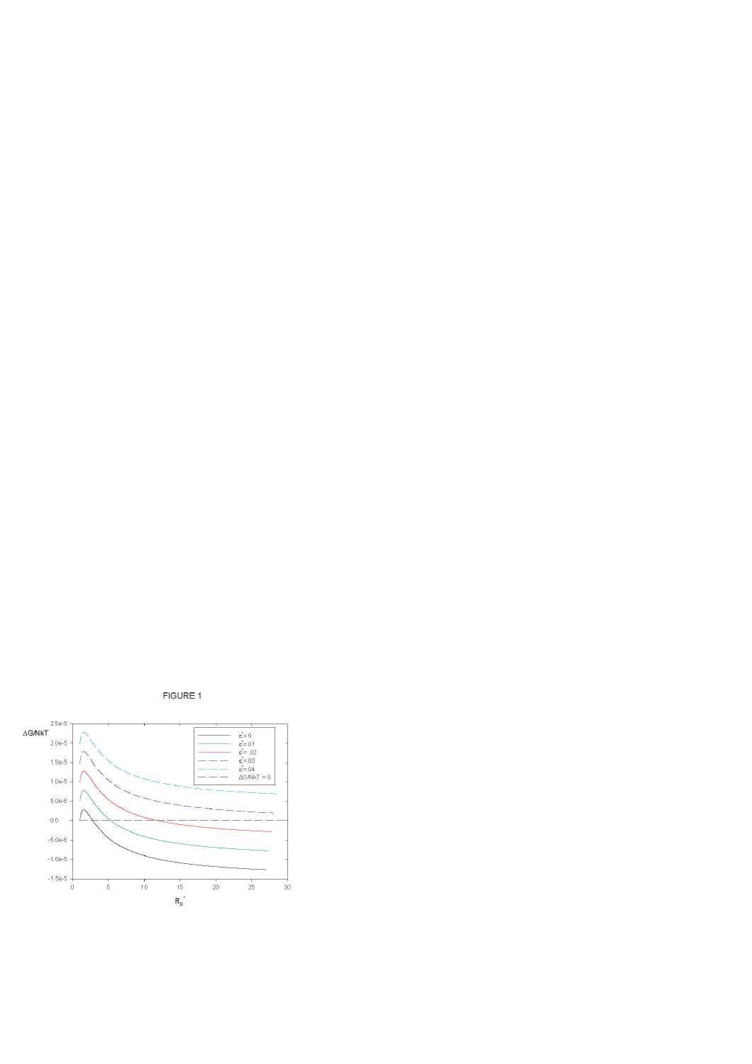FIGURE 1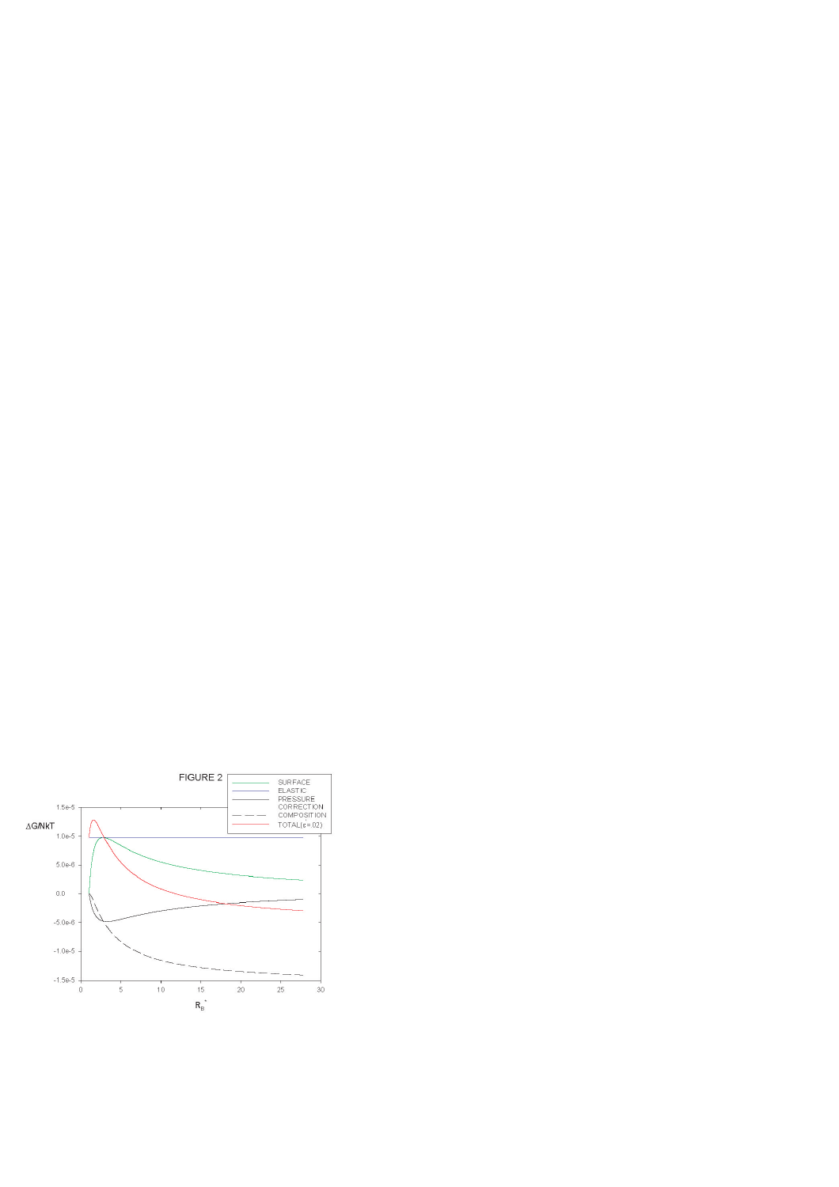FIGURE 2

| | |
|---|---|
| —— | SURFACE |
| —— | ELASTIC |
| —— | PRESSURE CORRECTION |
| — — | COMPOSITION |
| —— | TOTAL($\varepsilon$=.02) |

$\Delta G/NkT$

1.5e-5, 1.0e-5, 5.0e-6, 0.0, -5.0e-6, -1.0e-5, -1.5e-5

0, 5, 10, 15, 20, 25, 30

$R_B^*$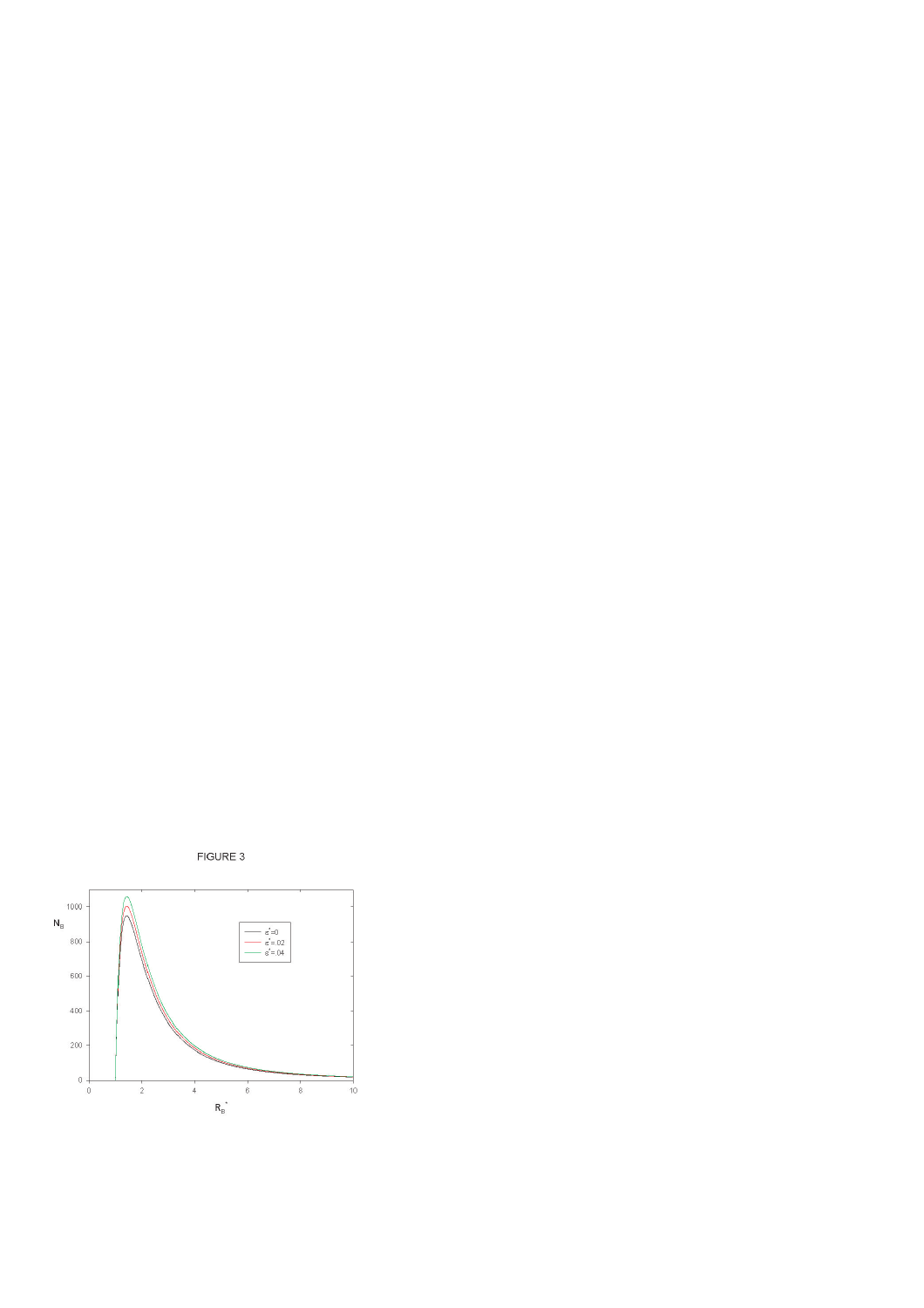FIGURE 3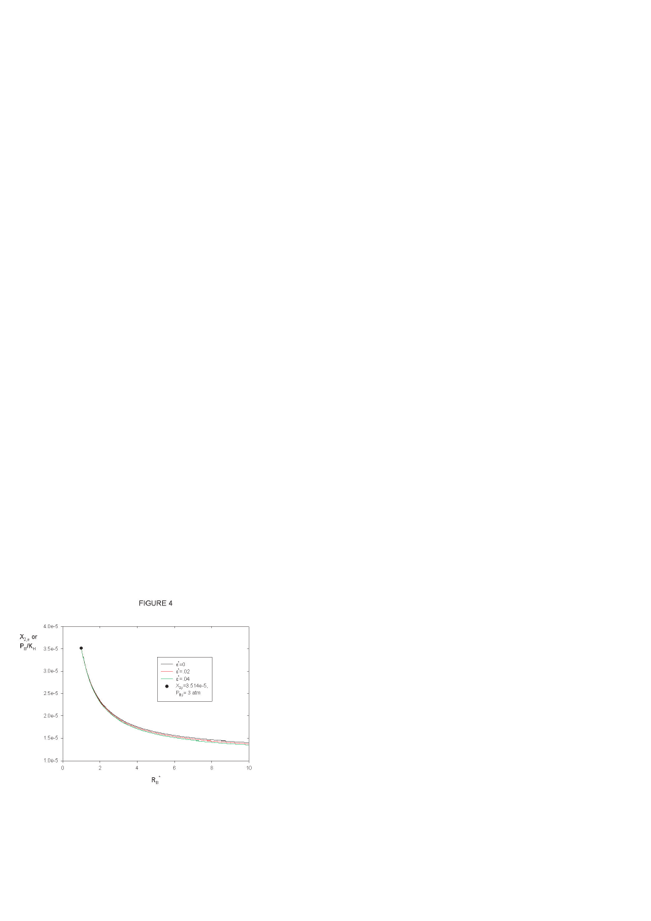FIGURE 4

$X_{2,F}$ or $P_B/K_H$

| |
|---|
| $\varepsilon^*=0$ |
| $\varepsilon^*=.02$ |
| $\varepsilon^*=.04$ |
| $X_{2i}=3.514e\text{-}5$, $P_{Bi}=3$ atm |

4.0e-5
3.5e-5
3.0e-5
2.5e-5
2.0e-5
1.5e-5
1.0e-5

0 2 4 6 8 10

$R_B^*$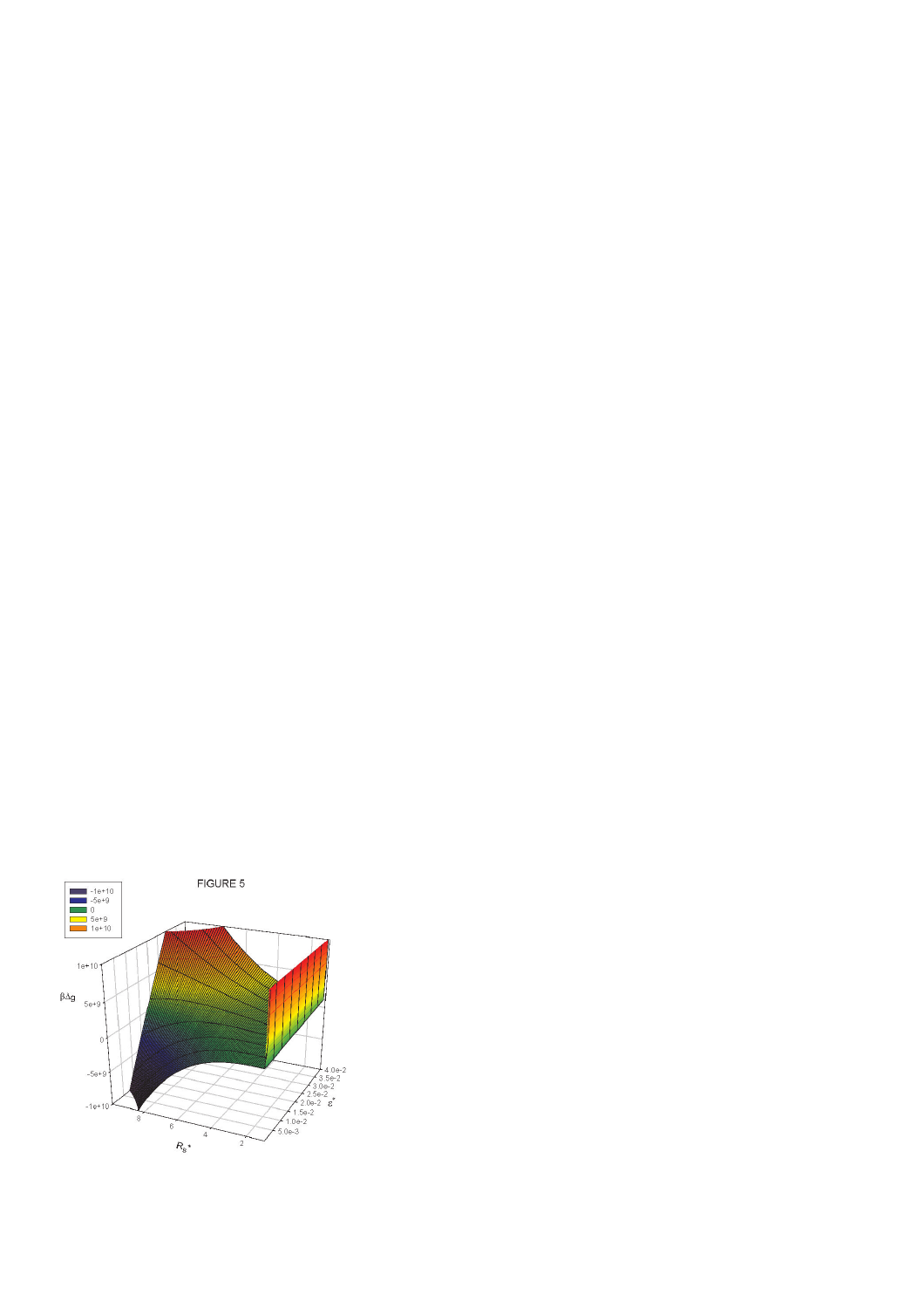FIGURE 5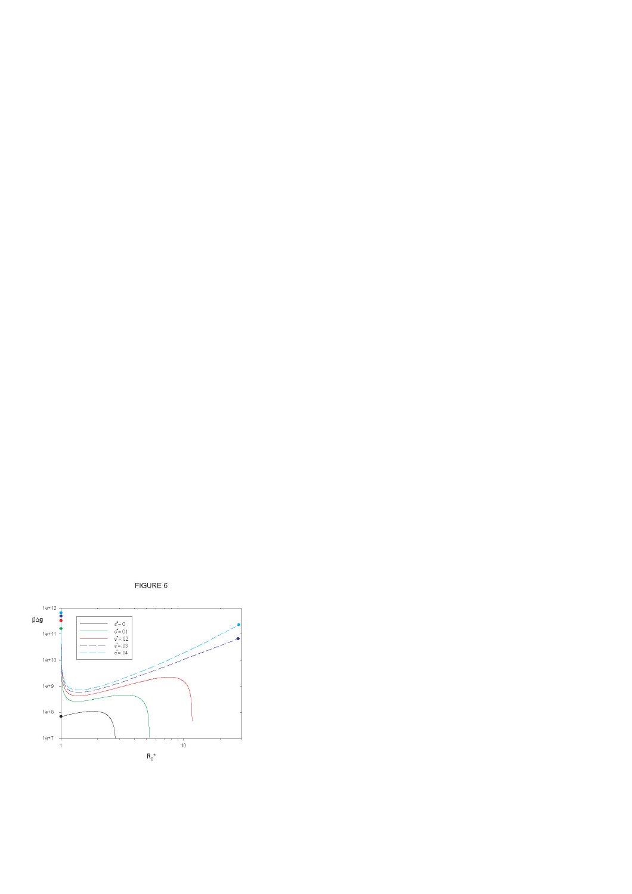FIGURE 6

$\beta\Delta g$

$R_B^*$

$\varepsilon^* = 0$

$\varepsilon^* = .01$

$\varepsilon^* = .02$

$\varepsilon^* = .03$

$\varepsilon^* = .04$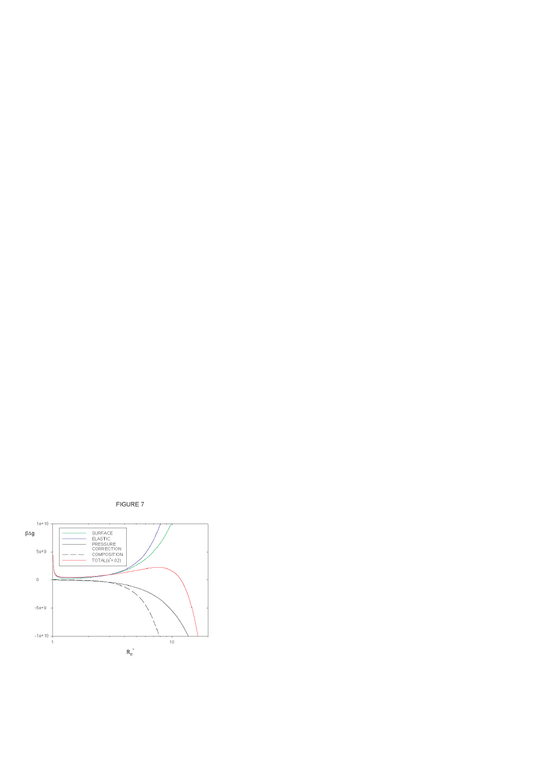FIGURE 7

$\beta\Delta g$

1e+10

5e+9

0

-5e+9

-1e+10

1

10

$R_B^*$

SURFACE

ELASTIC

PRESSURE CORRECTION

COMPOSITION

TOTAL($s^*$=02)